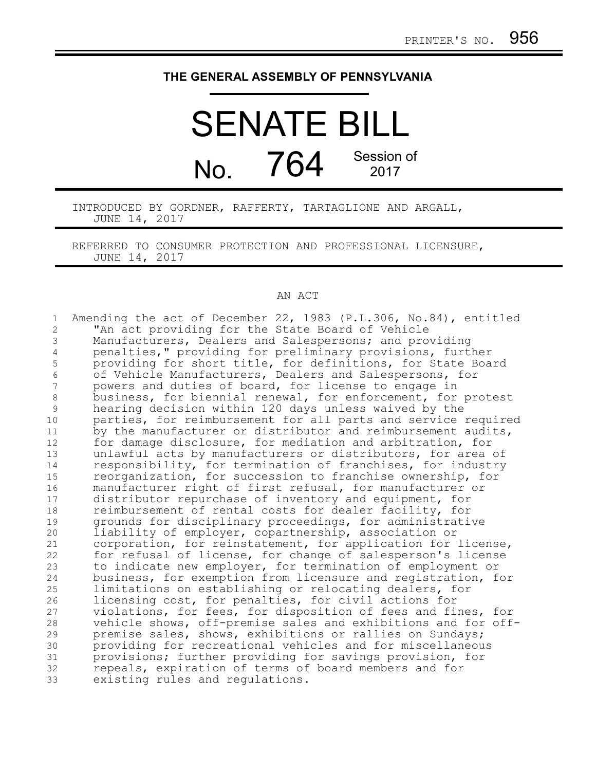PRINTER'S NO. 956

# THE GENERAL ASSEMBLY OF PENNSYLVANIA

# SENATE BILL

## No. 764 Session of 2017

INTRODUCED BY GORDNER, RAFFERTY, TARTAGLIONE AND ARGALL, JUNE 14, 2017

REFERRED TO CONSUMER PROTECTION AND PROFESSIONAL LICENSURE, JUNE 14, 2017

AN ACT

Amending the act of December 22, 1983 (P.L.306, No.84), entitled "An act providing for the State Board of Vehicle Manufacturers, Dealers and Salespersons; and providing penalties," providing for preliminary provisions, further providing for short title, for definitions, for State Board of Vehicle Manufacturers, Dealers and Salespersons, for powers and duties of board, for license to engage in business, for biennial renewal, for enforcement, for protest hearing decision within 120 days unless waived by the parties, for reimbursement for all parts and service required by the manufacturer or distributor and reimbursement audits, for damage disclosure, for mediation and arbitration, for unlawful acts by manufacturers or distributors, for area of responsibility, for termination of franchises, for industry reorganization, for succession to franchise ownership, for manufacturer right of first refusal, for manufacturer or distributor repurchase of inventory and equipment, for reimbursement of rental costs for dealer facility, for grounds for disciplinary proceedings, for administrative liability of employer, copartnership, association or corporation, for reinstatement, for application for license, for refusal of license, for change of salesperson's license to indicate new employer, for termination of employment or business, for exemption from licensure and registration, for limitations on establishing or relocating dealers, for licensing cost, for penalties, for civil actions for violations, for fees, for disposition of fees and fines, for vehicle shows, off-premise sales and exhibitions and for off-premise sales, shows, exhibitions or rallies on Sundays; providing for recreational vehicles and for miscellaneous provisions; further providing for savings provision, for repeals, expiration of terms of board members and for existing rules and regulations.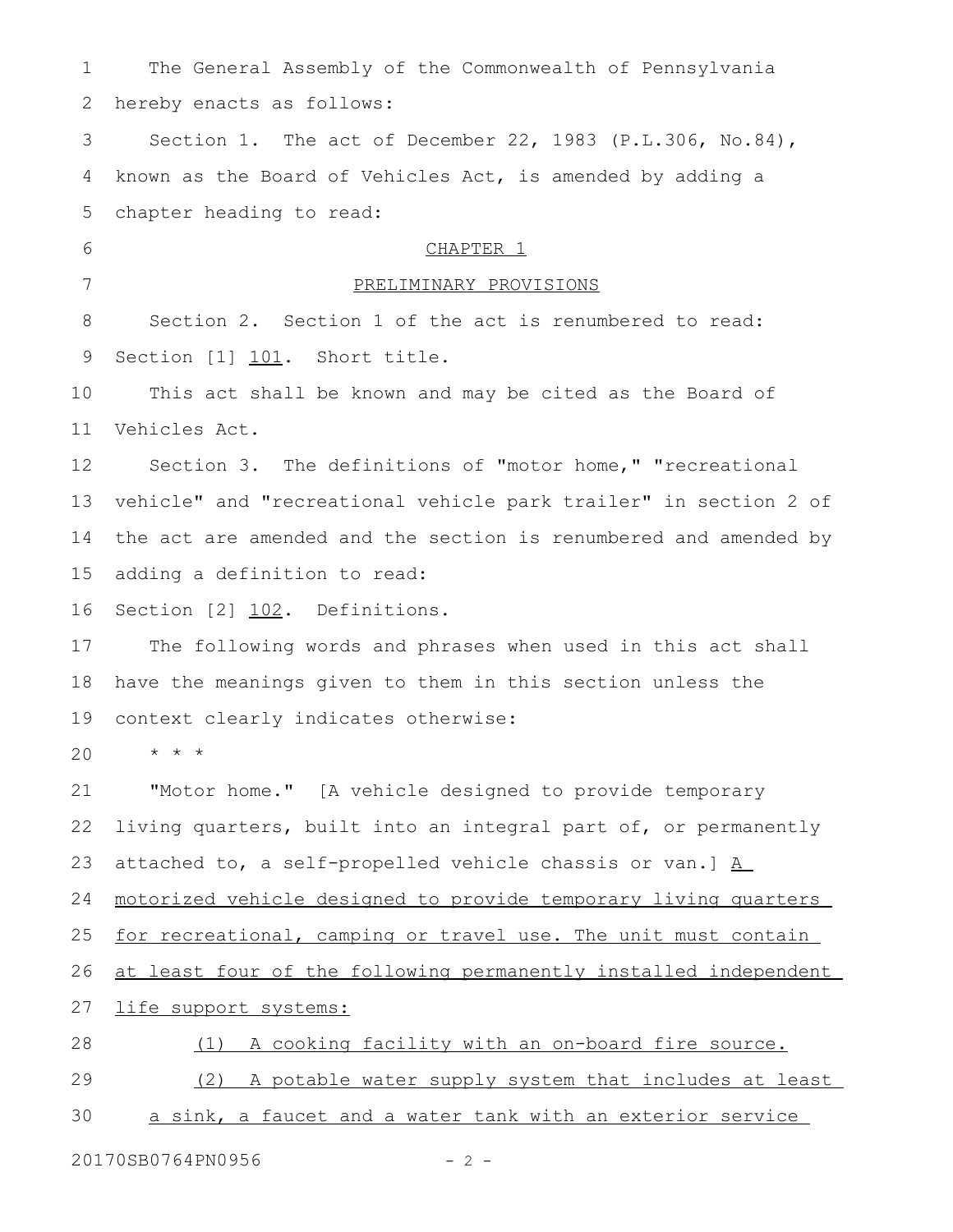The General Assembly of the Commonwealth of Pennsylvania hereby enacts as follows:

Section 1. The act of December 22, 1983 (P.L.306, No.84), known as the Board of Vehicles Act, is amended by adding a chapter heading to read:

CHAPTER 1

PRELIMINARY PROVISIONS

Section 2. Section 1 of the act is renumbered to read:

Section [1] 101. Short title.

This act shall be known and may be cited as the Board of Vehicles Act.

Section 3. The definitions of "motor home," "recreational vehicle" and "recreational vehicle park trailer" in section 2 of the act are amended and the section is renumbered and amended by adding a definition to read:

Section [2] 102. Definitions.

The following words and phrases when used in this act shall have the meanings given to them in this section unless the context clearly indicates otherwise:

* * *

"Motor home." [A vehicle designed to provide temporary living quarters, built into an integral part of, or permanently attached to, a self-propelled vehicle chassis or van.] A motorized vehicle designed to provide temporary living quarters for recreational, camping or travel use. The unit must contain at least four of the following permanently installed independent life support systems:

(1) A cooking facility with an on-board fire source.

(2) A potable water supply system that includes at least a sink, a faucet and a water tank with an exterior service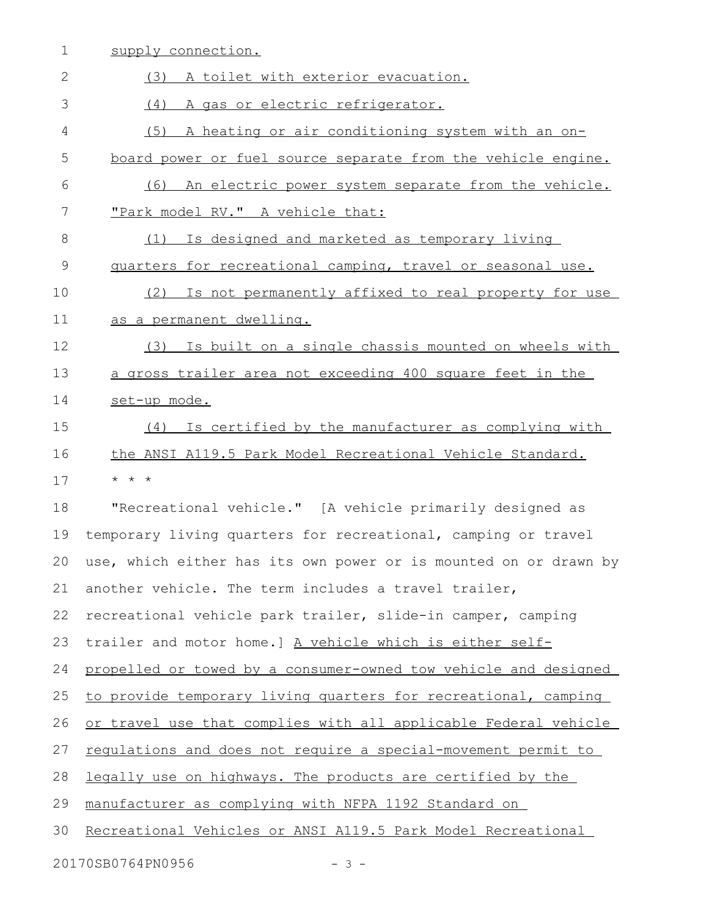supply connection.

(3) A toilet with exterior evacuation.

(4) A gas or electric refrigerator.

(5) A heating or air conditioning system with an on-board power or fuel source separate from the vehicle engine.

(6) An electric power system separate from the vehicle.

"Park model RV." A vehicle that:

(1) Is designed and marketed as temporary living quarters for recreational camping, travel or seasonal use.

(2) Is not permanently affixed to real property for use as a permanent dwelling.

(3) Is built on a single chassis mounted on wheels with a gross trailer area not exceeding 400 square feet in the set-up mode.

(4) Is certified by the manufacturer as complying with the ANSI A119.5 Park Model Recreational Vehicle Standard.

* * *

"Recreational vehicle." [A vehicle primarily designed as temporary living quarters for recreational, camping or travel use, which either has its own power or is mounted on or drawn by another vehicle. The term includes a travel trailer, recreational vehicle park trailer, slide-in camper, camping trailer and motor home.] A vehicle which is either self-propelled or towed by a consumer-owned tow vehicle and designed to provide temporary living quarters for recreational, camping or travel use that complies with all applicable Federal vehicle regulations and does not require a special-movement permit to legally use on highways. The products are certified by the manufacturer as complying with NFPA 1192 Standard on Recreational Vehicles or ANSI A119.5 Park Model Recreational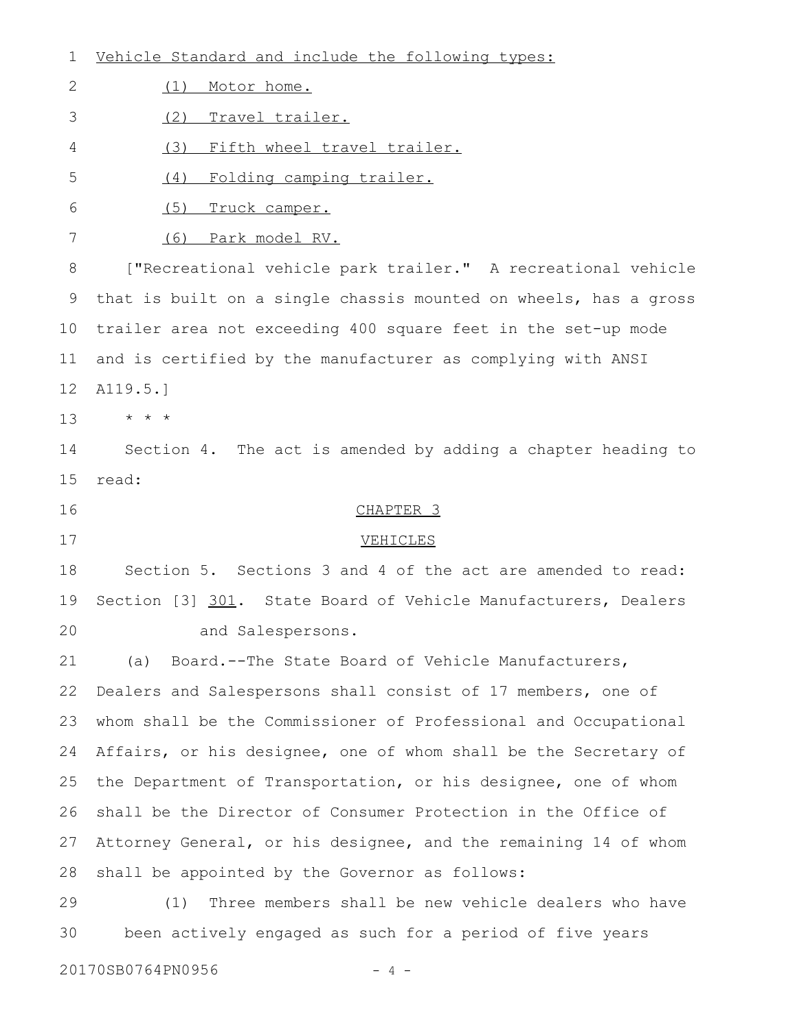Vehicle Standard and include the following types:

(1) Motor home.

(2) Travel trailer.

(3) Fifth wheel travel trailer.

(4) Folding camping trailer.

(5) Truck camper.

(6) Park model RV.

["Recreational vehicle park trailer." A recreational vehicle that is built on a single chassis mounted on wheels, has a gross trailer area not exceeding 400 square feet in the set-up mode and is certified by the manufacturer as complying with ANSI A119.5.]

* * *

Section 4. The act is amended by adding a chapter heading to read:

CHAPTER 3

VEHICLES

Section 5. Sections 3 and 4 of the act are amended to read:

Section [3] 301. State Board of Vehicle Manufacturers, Dealers and Salespersons.

(a) Board.--The State Board of Vehicle Manufacturers, Dealers and Salespersons shall consist of 17 members, one of whom shall be the Commissioner of Professional and Occupational Affairs, or his designee, one of whom shall be the Secretary of the Department of Transportation, or his designee, one of whom shall be the Director of Consumer Protection in the Office of Attorney General, or his designee, and the remaining 14 of whom shall be appointed by the Governor as follows:

(1) Three members shall be new vehicle dealers who have been actively engaged as such for a period of five years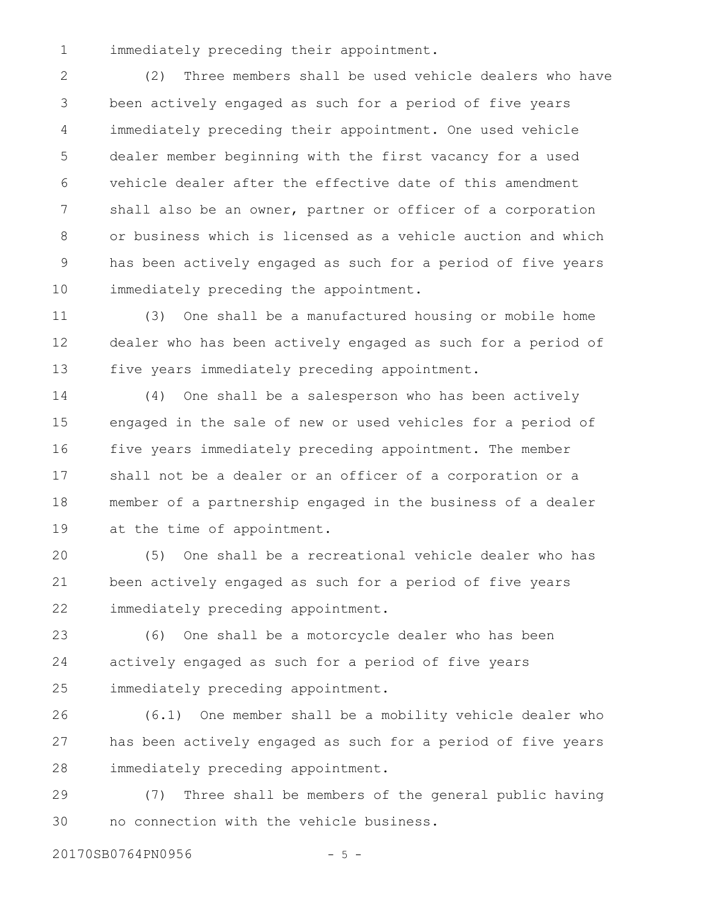immediately preceding their appointment.

(2) Three members shall be used vehicle dealers who have been actively engaged as such for a period of five years immediately preceding their appointment. One used vehicle dealer member beginning with the first vacancy for a used vehicle dealer after the effective date of this amendment shall also be an owner, partner or officer of a corporation or business which is licensed as a vehicle auction and which has been actively engaged as such for a period of five years immediately preceding the appointment.

(3) One shall be a manufactured housing or mobile home dealer who has been actively engaged as such for a period of five years immediately preceding appointment.

(4) One shall be a salesperson who has been actively engaged in the sale of new or used vehicles for a period of five years immediately preceding appointment. The member shall not be a dealer or an officer of a corporation or a member of a partnership engaged in the business of a dealer at the time of appointment.

(5) One shall be a recreational vehicle dealer who has been actively engaged as such for a period of five years immediately preceding appointment.

(6) One shall be a motorcycle dealer who has been actively engaged as such for a period of five years immediately preceding appointment.

(6.1) One member shall be a mobility vehicle dealer who has been actively engaged as such for a period of five years immediately preceding appointment.

(7) Three shall be members of the general public having no connection with the vehicle business.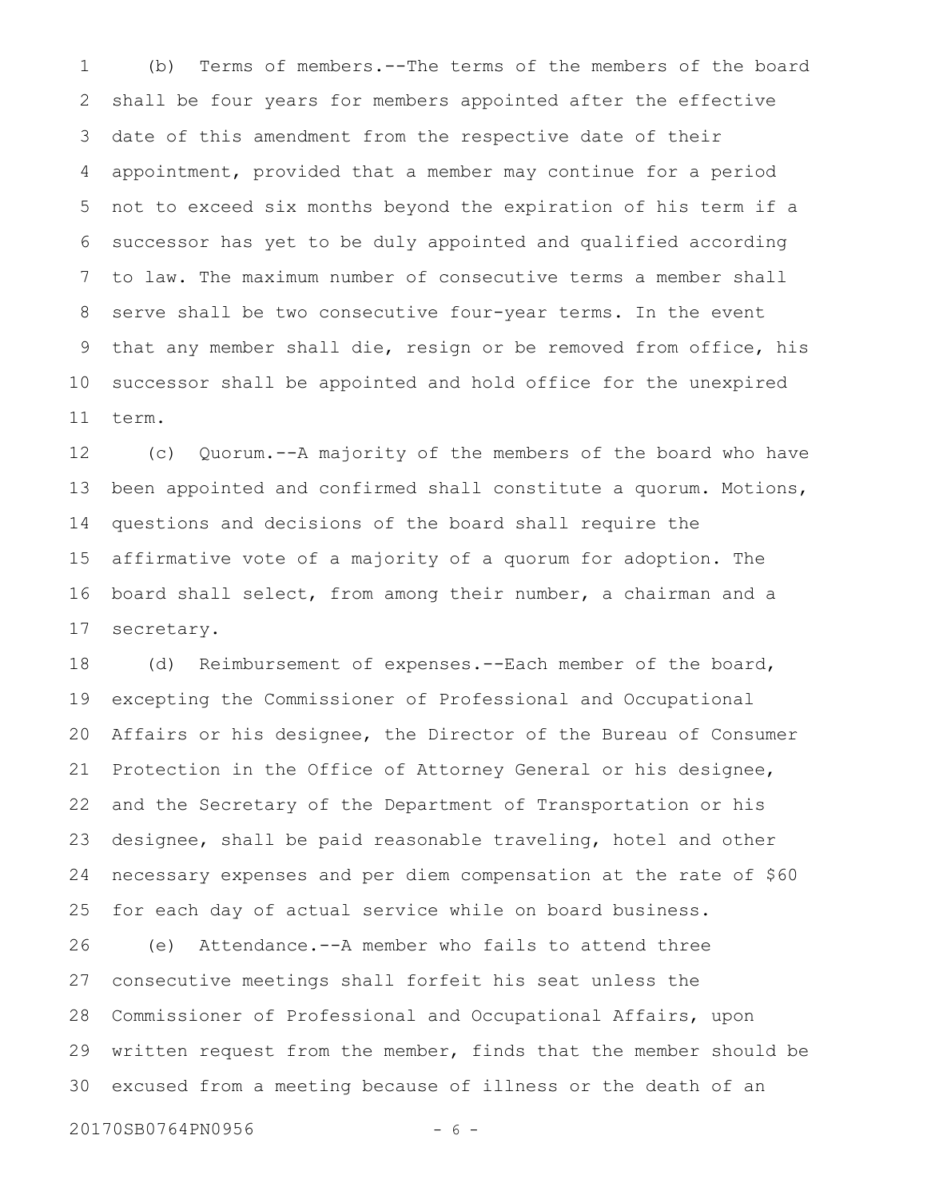(b) Terms of members.--The terms of the members of the board shall be four years for members appointed after the effective date of this amendment from the respective date of their appointment, provided that a member may continue for a period not to exceed six months beyond the expiration of his term if a successor has yet to be duly appointed and qualified according to law. The maximum number of consecutive terms a member shall serve shall be two consecutive four-year terms. In the event that any member shall die, resign or be removed from office, his successor shall be appointed and hold office for the unexpired term.

(c) Quorum.--A majority of the members of the board who have been appointed and confirmed shall constitute a quorum. Motions, questions and decisions of the board shall require the affirmative vote of a majority of a quorum for adoption. The board shall select, from among their number, a chairman and a secretary.

(d) Reimbursement of expenses.--Each member of the board, excepting the Commissioner of Professional and Occupational Affairs or his designee, the Director of the Bureau of Consumer Protection in the Office of Attorney General or his designee, and the Secretary of the Department of Transportation or his designee, shall be paid reasonable traveling, hotel and other necessary expenses and per diem compensation at the rate of $60 for each day of actual service while on board business.

(e) Attendance.--A member who fails to attend three consecutive meetings shall forfeit his seat unless the Commissioner of Professional and Occupational Affairs, upon written request from the member, finds that the member should be excused from a meeting because of illness or the death of an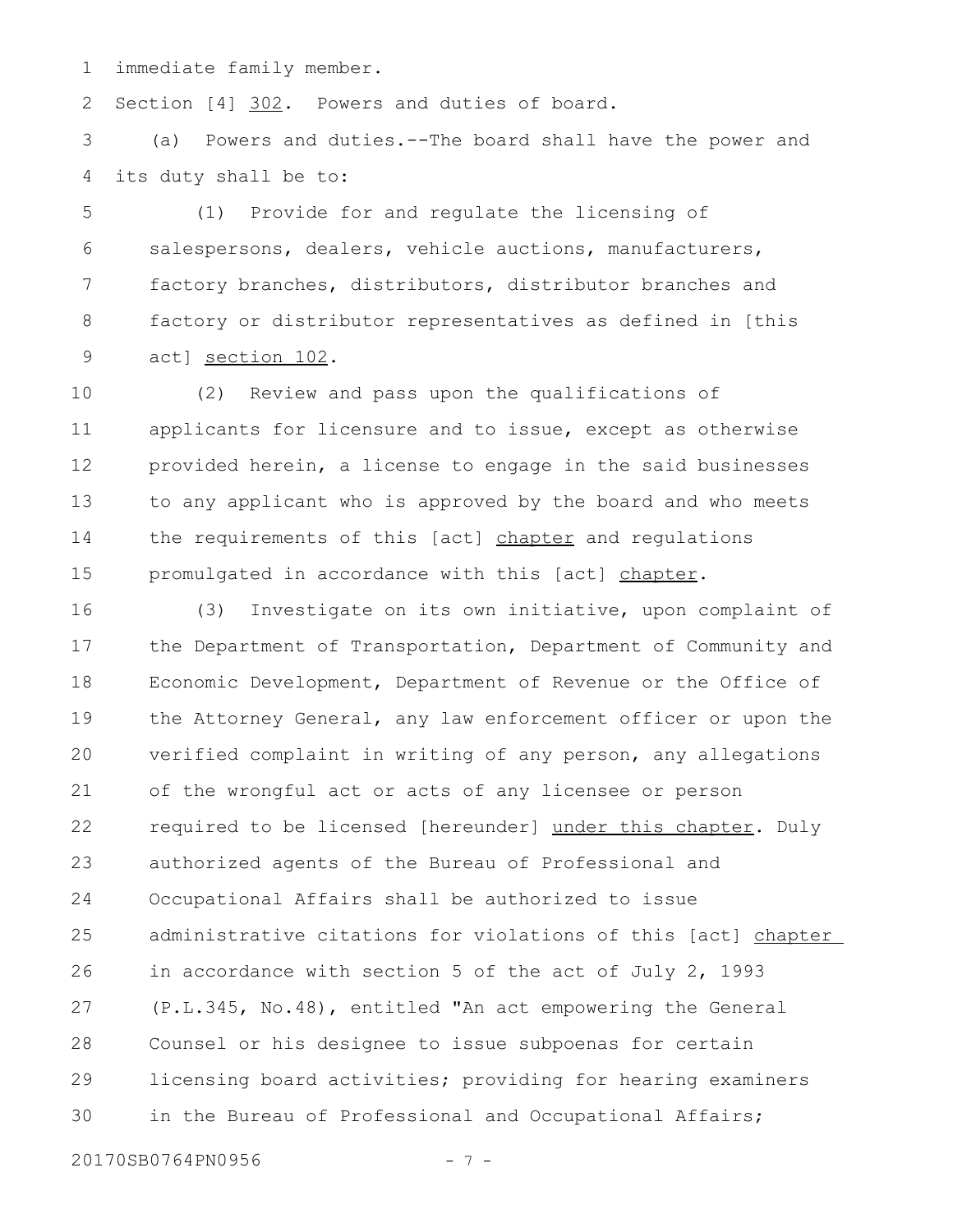immediate family member.

Section [4] 302. Powers and duties of board.

(a) Powers and duties.--The board shall have the power and its duty shall be to:

(1) Provide for and regulate the licensing of salespersons, dealers, vehicle auctions, manufacturers, factory branches, distributors, distributor branches and factory or distributor representatives as defined in [this act] section 102.

(2) Review and pass upon the qualifications of applicants for licensure and to issue, except as otherwise provided herein, a license to engage in the said businesses to any applicant who is approved by the board and who meets the requirements of this [act] chapter and regulations promulgated in accordance with this [act] chapter.

(3) Investigate on its own initiative, upon complaint of the Department of Transportation, Department of Community and Economic Development, Department of Revenue or the Office of the Attorney General, any law enforcement officer or upon the verified complaint in writing of any person, any allegations of the wrongful act or acts of any licensee or person required to be licensed [hereunder] under this chapter. Duly authorized agents of the Bureau of Professional and Occupational Affairs shall be authorized to issue administrative citations for violations of this [act] chapter in accordance with section 5 of the act of July 2, 1993 (P.L.345, No.48), entitled "An act empowering the General Counsel or his designee to issue subpoenas for certain licensing board activities; providing for hearing examiners in the Bureau of Professional and Occupational Affairs;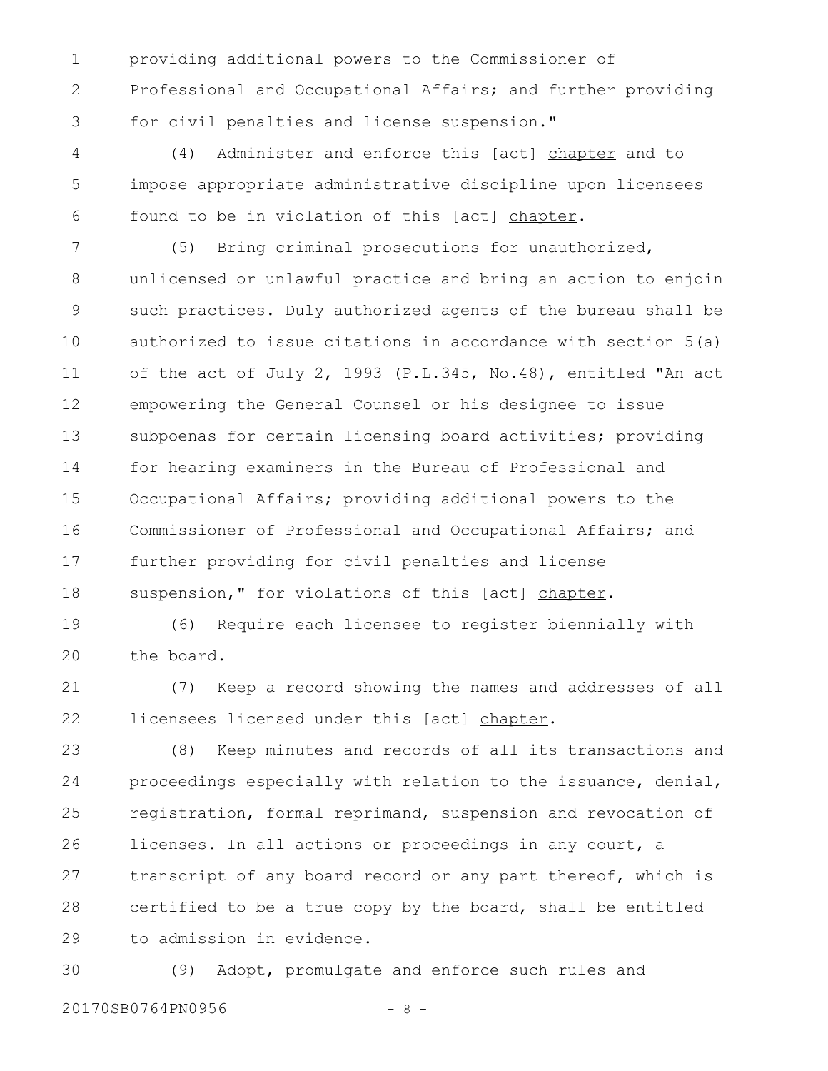providing additional powers to the Commissioner of Professional and Occupational Affairs; and further providing for civil penalties and license suspension."

(4) Administer and enforce this [act] <u>chapter</u> and to impose appropriate administrative discipline upon licensees found to be in violation of this [act] <u>chapter</u>.

(5) Bring criminal prosecutions for unauthorized, unlicensed or unlawful practice and bring an action to enjoin such practices. Duly authorized agents of the bureau shall be authorized to issue citations in accordance with section 5(a) of the act of July 2, 1993 (P.L.345, No.48), entitled "An act empowering the General Counsel or his designee to issue subpoenas for certain licensing board activities; providing for hearing examiners in the Bureau of Professional and Occupational Affairs; providing additional powers to the Commissioner of Professional and Occupational Affairs; and further providing for civil penalties and license suspension," for violations of this [act] <u>chapter</u>.

(6) Require each licensee to register biennially with the board.

(7) Keep a record showing the names and addresses of all licensees licensed under this [act] <u>chapter</u>.

(8) Keep minutes and records of all its transactions and proceedings especially with relation to the issuance, denial, registration, formal reprimand, suspension and revocation of licenses. In all actions or proceedings in any court, a transcript of any board record or any part thereof, which is certified to be a true copy by the board, shall be entitled to admission in evidence.

(9) Adopt, promulgate and enforce such rules and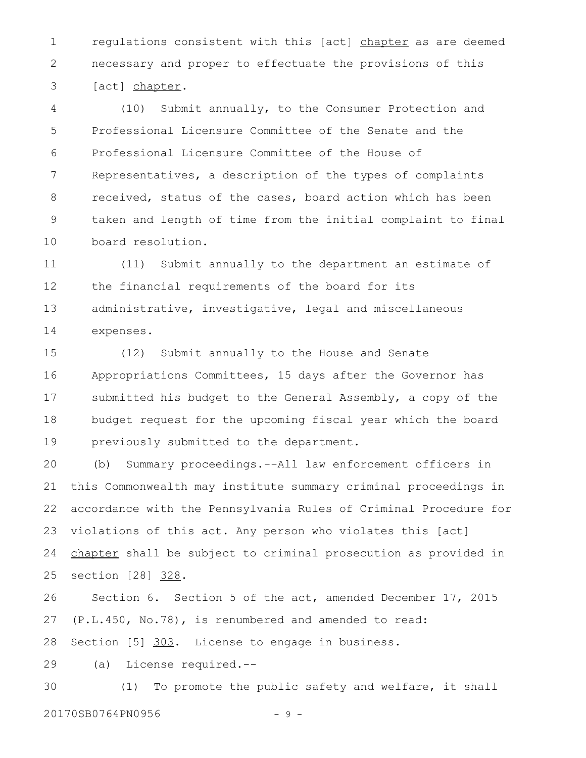regulations consistent with this [act] <u>chapter</u> as are deemed necessary and proper to effectuate the provisions of this [act] <u>chapter</u>.

(10) Submit annually, to the Consumer Protection and Professional Licensure Committee of the Senate and the Professional Licensure Committee of the House of Representatives, a description of the types of complaints received, status of the cases, board action which has been taken and length of time from the initial complaint to final board resolution.

(11) Submit annually to the department an estimate of the financial requirements of the board for its administrative, investigative, legal and miscellaneous expenses.

(12) Submit annually to the House and Senate Appropriations Committees, 15 days after the Governor has submitted his budget to the General Assembly, a copy of the budget request for the upcoming fiscal year which the board previously submitted to the department.

(b) Summary proceedings.--All law enforcement officers in this Commonwealth may institute summary criminal proceedings in accordance with the Pennsylvania Rules of Criminal Procedure for violations of this act. Any person who violates this [act] <u>chapter</u> shall be subject to criminal prosecution as provided in section [28] <u>328</u>.

Section 6. Section 5 of the act, amended December 17, 2015 (P.L.450, No.78), is renumbered and amended to read:

Section [5] <u>303</u>. License to engage in business.

(a) License required.--

(1) To promote the public safety and welfare, it shall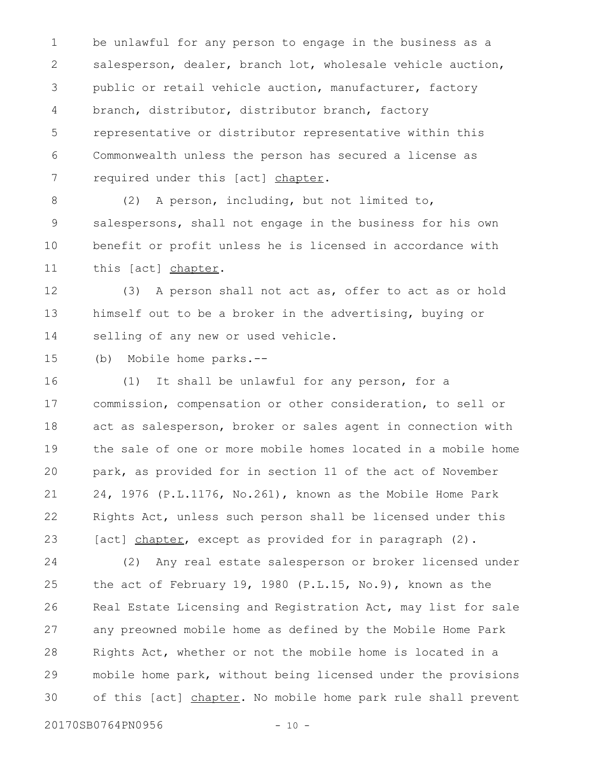be unlawful for any person to engage in the business as a salesperson, dealer, branch lot, wholesale vehicle auction, public or retail vehicle auction, manufacturer, factory branch, distributor, distributor branch, factory representative or distributor representative within this Commonwealth unless the person has secured a license as required under this [act] chapter.

(2) A person, including, but not limited to, salespersons, shall not engage in the business for his own benefit or profit unless he is licensed in accordance with this [act] chapter.

(3) A person shall not act as, offer to act as or hold himself out to be a broker in the advertising, buying or selling of any new or used vehicle.

(b) Mobile home parks.--

(1) It shall be unlawful for any person, for a commission, compensation or other consideration, to sell or act as salesperson, broker or sales agent in connection with the sale of one or more mobile homes located in a mobile home park, as provided for in section 11 of the act of November 24, 1976 (P.L.1176, No.261), known as the Mobile Home Park Rights Act, unless such person shall be licensed under this [act] chapter, except as provided for in paragraph (2).

(2) Any real estate salesperson or broker licensed under the act of February 19, 1980 (P.L.15, No.9), known as the Real Estate Licensing and Registration Act, may list for sale any preowned mobile home as defined by the Mobile Home Park Rights Act, whether or not the mobile home is located in a mobile home park, without being licensed under the provisions of this [act] chapter. No mobile home park rule shall prevent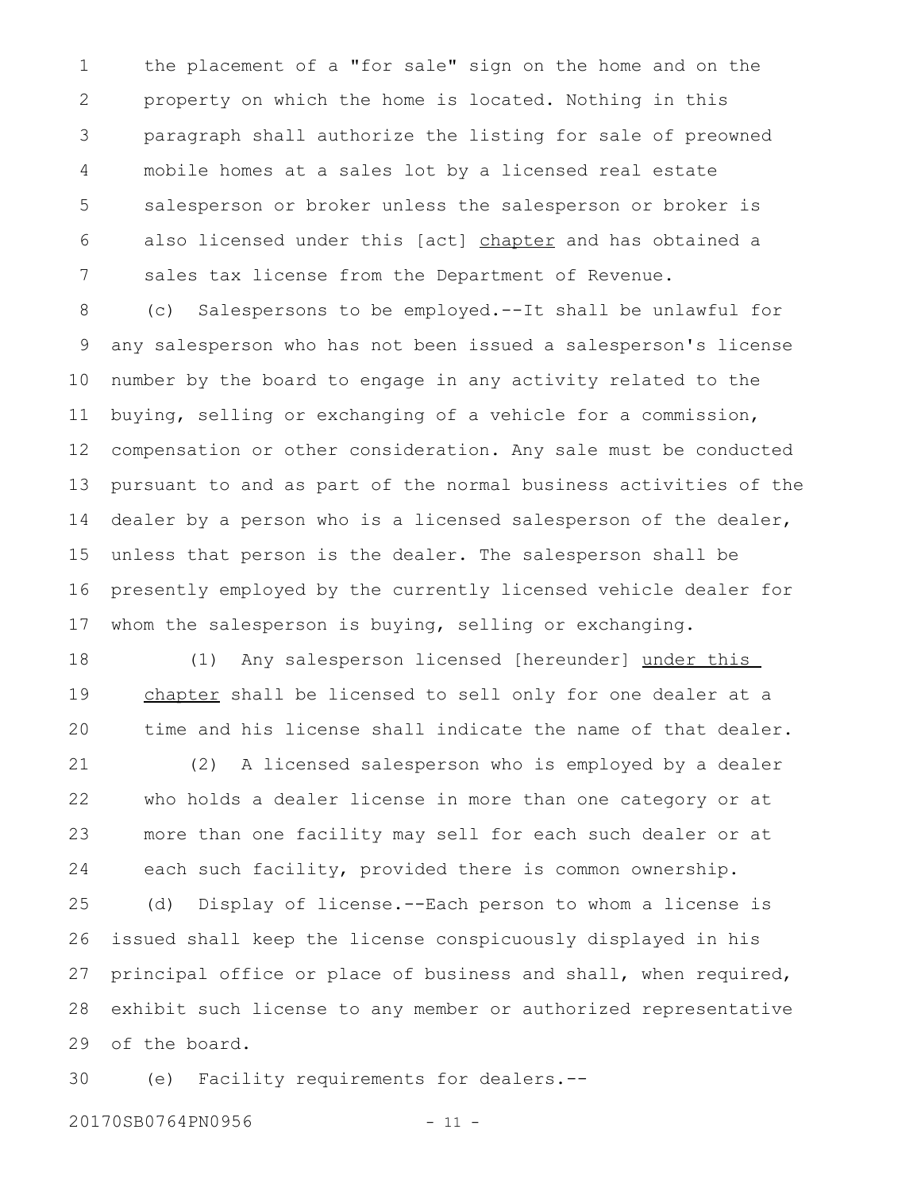the placement of a "for sale" sign on the home and on the property on which the home is located. Nothing in this paragraph shall authorize the listing for sale of preowned mobile homes at a sales lot by a licensed real estate salesperson or broker unless the salesperson or broker is also licensed under this [act] chapter and has obtained a sales tax license from the Department of Revenue.

(c) Salespersons to be employed.--It shall be unlawful for any salesperson who has not been issued a salesperson's license number by the board to engage in any activity related to the buying, selling or exchanging of a vehicle for a commission, compensation or other consideration. Any sale must be conducted pursuant to and as part of the normal business activities of the dealer by a person who is a licensed salesperson of the dealer, unless that person is the dealer. The salesperson shall be presently employed by the currently licensed vehicle dealer for whom the salesperson is buying, selling or exchanging.

(1) Any salesperson licensed [hereunder] under this chapter shall be licensed to sell only for one dealer at a time and his license shall indicate the name of that dealer.

(2) A licensed salesperson who is employed by a dealer who holds a dealer license in more than one category or at more than one facility may sell for each such dealer or at each such facility, provided there is common ownership.

(d) Display of license.--Each person to whom a license is issued shall keep the license conspicuously displayed in his principal office or place of business and shall, when required, exhibit such license to any member or authorized representative of the board.

(e) Facility requirements for dealers.--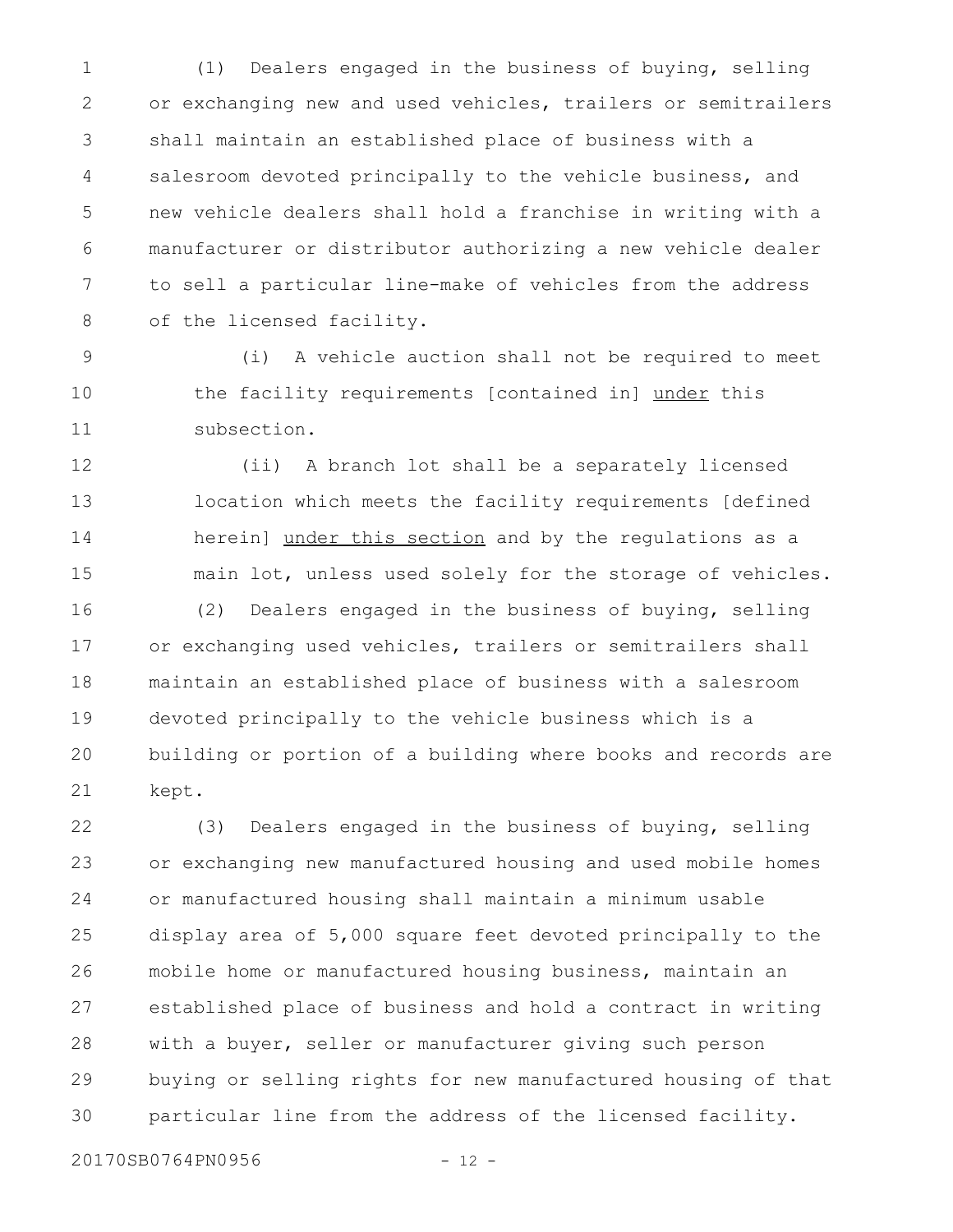(1) Dealers engaged in the business of buying, selling or exchanging new and used vehicles, trailers or semitrailers shall maintain an established place of business with a salesroom devoted principally to the vehicle business, and new vehicle dealers shall hold a franchise in writing with a manufacturer or distributor authorizing a new vehicle dealer to sell a particular line-make of vehicles from the address of the licensed facility.

(i) A vehicle auction shall not be required to meet the facility requirements [contained in] under this subsection.

(ii) A branch lot shall be a separately licensed location which meets the facility requirements [defined herein] under this section and by the regulations as a main lot, unless used solely for the storage of vehicles.

(2) Dealers engaged in the business of buying, selling or exchanging used vehicles, trailers or semitrailers shall maintain an established place of business with a salesroom devoted principally to the vehicle business which is a building or portion of a building where books and records are kept.

(3) Dealers engaged in the business of buying, selling or exchanging new manufactured housing and used mobile homes or manufactured housing shall maintain a minimum usable display area of 5,000 square feet devoted principally to the mobile home or manufactured housing business, maintain an established place of business and hold a contract in writing with a buyer, seller or manufacturer giving such person buying or selling rights for new manufactured housing of that particular line from the address of the licensed facility.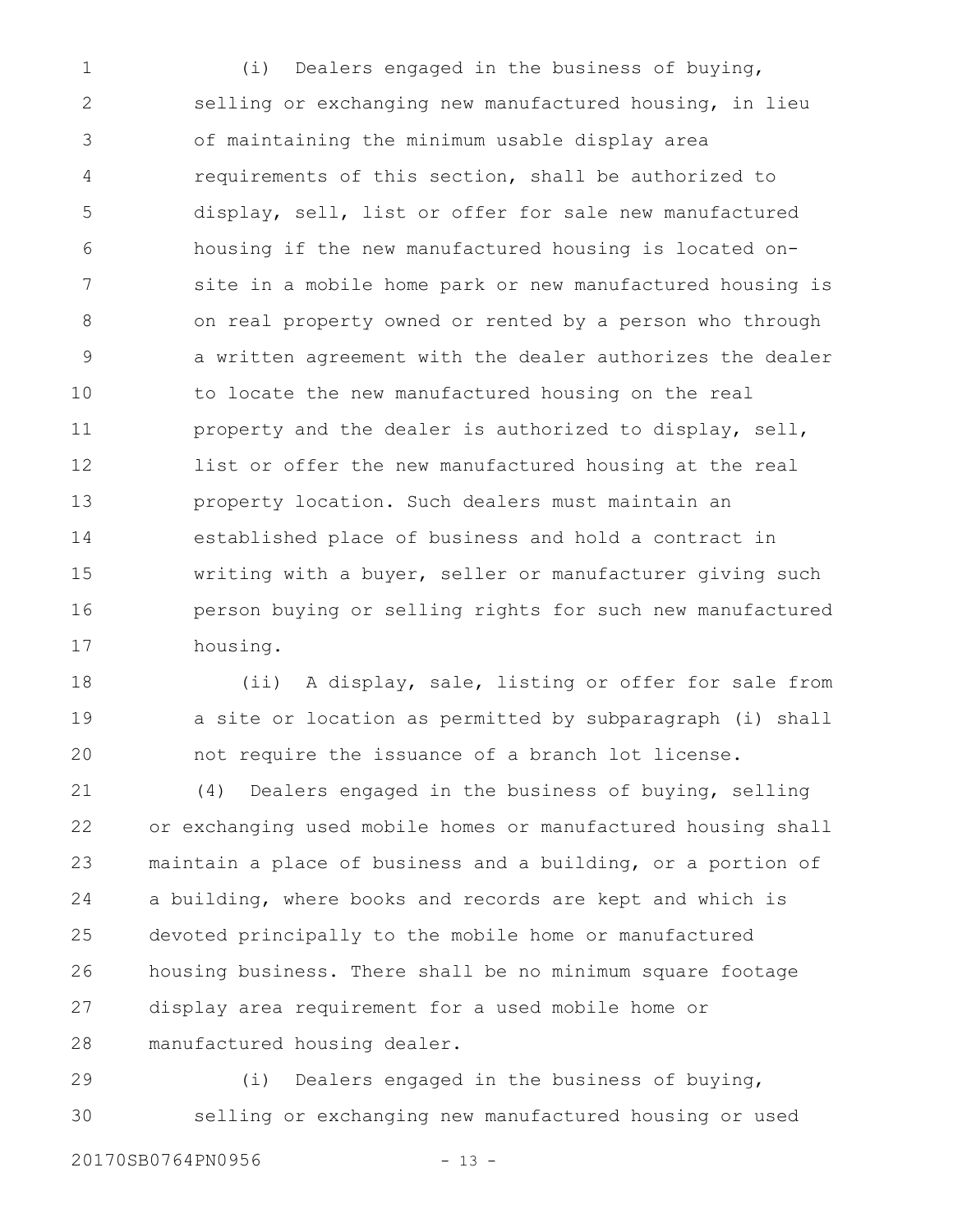(i) Dealers engaged in the business of buying, selling or exchanging new manufactured housing, in lieu of maintaining the minimum usable display area requirements of this section, shall be authorized to display, sell, list or offer for sale new manufactured housing if the new manufactured housing is located on-site in a mobile home park or new manufactured housing is on real property owned or rented by a person who through a written agreement with the dealer authorizes the dealer to locate the new manufactured housing on the real property and the dealer is authorized to display, sell, list or offer the new manufactured housing at the real property location. Such dealers must maintain an established place of business and hold a contract in writing with a buyer, seller or manufacturer giving such person buying or selling rights for such new manufactured housing.

(ii) A display, sale, listing or offer for sale from a site or location as permitted by subparagraph (i) shall not require the issuance of a branch lot license.

(4) Dealers engaged in the business of buying, selling or exchanging used mobile homes or manufactured housing shall maintain a place of business and a building, or a portion of a building, where books and records are kept and which is devoted principally to the mobile home or manufactured housing business. There shall be no minimum square footage display area requirement for a used mobile home or manufactured housing dealer.

(i) Dealers engaged in the business of buying, selling or exchanging new manufactured housing or used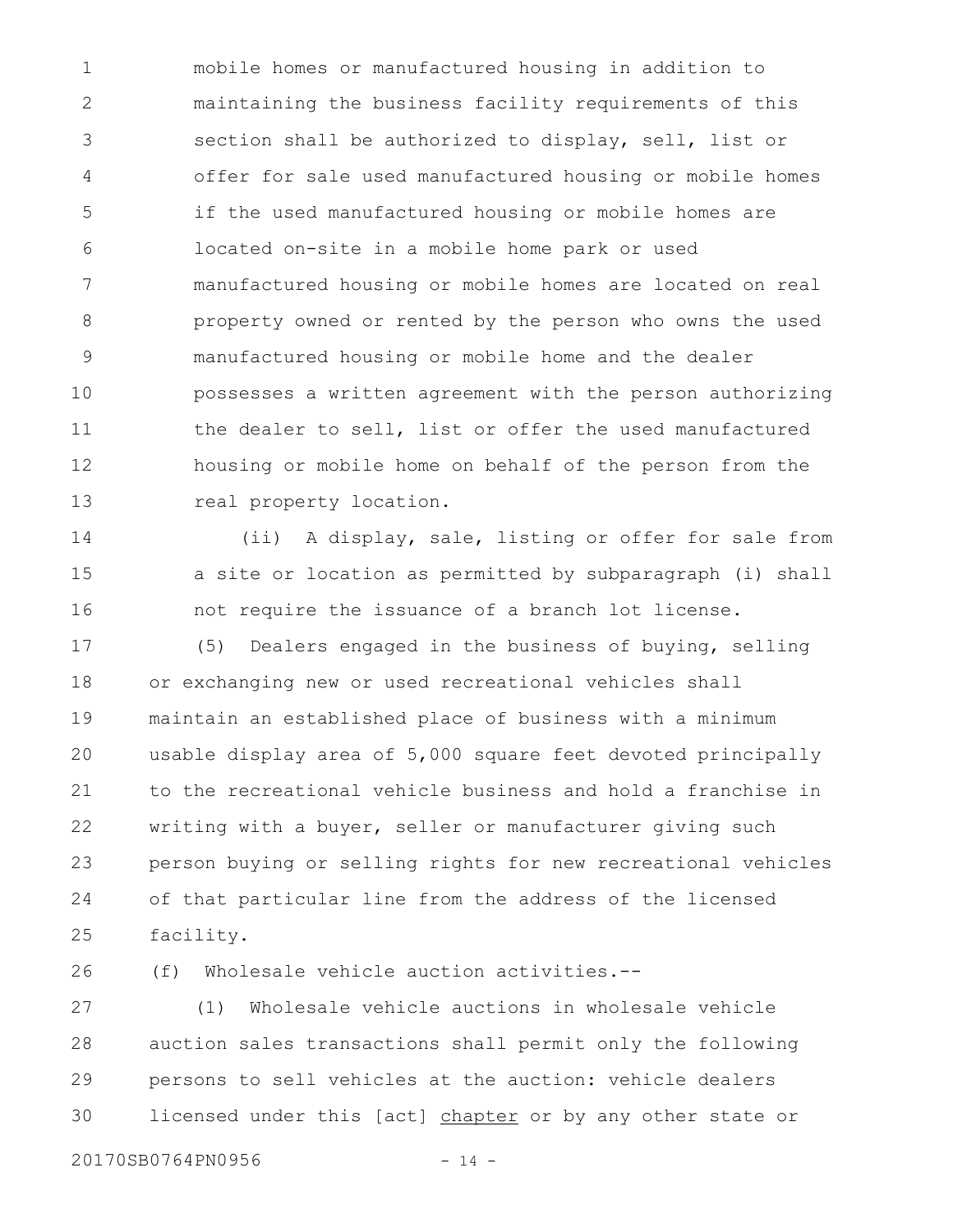mobile homes or manufactured housing in addition to maintaining the business facility requirements of this section shall be authorized to display, sell, list or offer for sale used manufactured housing or mobile homes if the used manufactured housing or mobile homes are located on-site in a mobile home park or used manufactured housing or mobile homes are located on real property owned or rented by the person who owns the used manufactured housing or mobile home and the dealer possesses a written agreement with the person authorizing the dealer to sell, list or offer the used manufactured housing or mobile home on behalf of the person from the real property location.

(ii) A display, sale, listing or offer for sale from a site or location as permitted by subparagraph (i) shall not require the issuance of a branch lot license.

(5) Dealers engaged in the business of buying, selling or exchanging new or used recreational vehicles shall maintain an established place of business with a minimum usable display area of 5,000 square feet devoted principally to the recreational vehicle business and hold a franchise in writing with a buyer, seller or manufacturer giving such person buying or selling rights for new recreational vehicles of that particular line from the address of the licensed facility.

(f) Wholesale vehicle auction activities.--

(1) Wholesale vehicle auctions in wholesale vehicle auction sales transactions shall permit only the following persons to sell vehicles at the auction: vehicle dealers licensed under this [act] <u>chapter</u> or by any other state or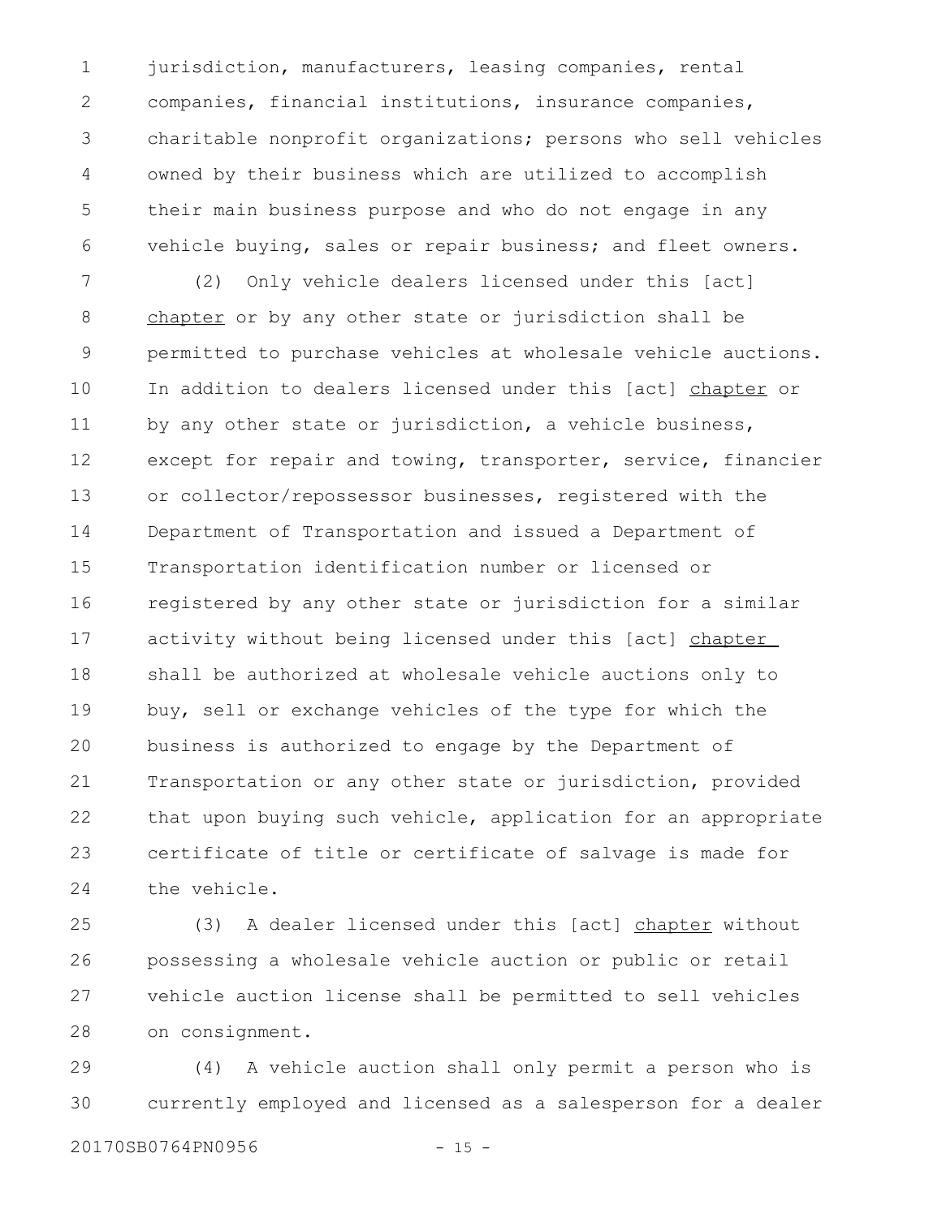jurisdiction, manufacturers, leasing companies, rental companies, financial institutions, insurance companies, charitable nonprofit organizations; persons who sell vehicles owned by their business which are utilized to accomplish their main business purpose and who do not engage in any vehicle buying, sales or repair business; and fleet owners.

(2) Only vehicle dealers licensed under this [act] chapter or by any other state or jurisdiction shall be permitted to purchase vehicles at wholesale vehicle auctions. In addition to dealers licensed under this [act] chapter or by any other state or jurisdiction, a vehicle business, except for repair and towing, transporter, service, financier or collector/repossessor businesses, registered with the Department of Transportation and issued a Department of Transportation identification number or licensed or registered by any other state or jurisdiction for a similar activity without being licensed under this [act] chapter shall be authorized at wholesale vehicle auctions only to buy, sell or exchange vehicles of the type for which the business is authorized to engage by the Department of Transportation or any other state or jurisdiction, provided that upon buying such vehicle, application for an appropriate certificate of title or certificate of salvage is made for the vehicle.

(3) A dealer licensed under this [act] chapter without possessing a wholesale vehicle auction or public or retail vehicle auction license shall be permitted to sell vehicles on consignment.

(4) A vehicle auction shall only permit a person who is currently employed and licensed as a salesperson for a dealer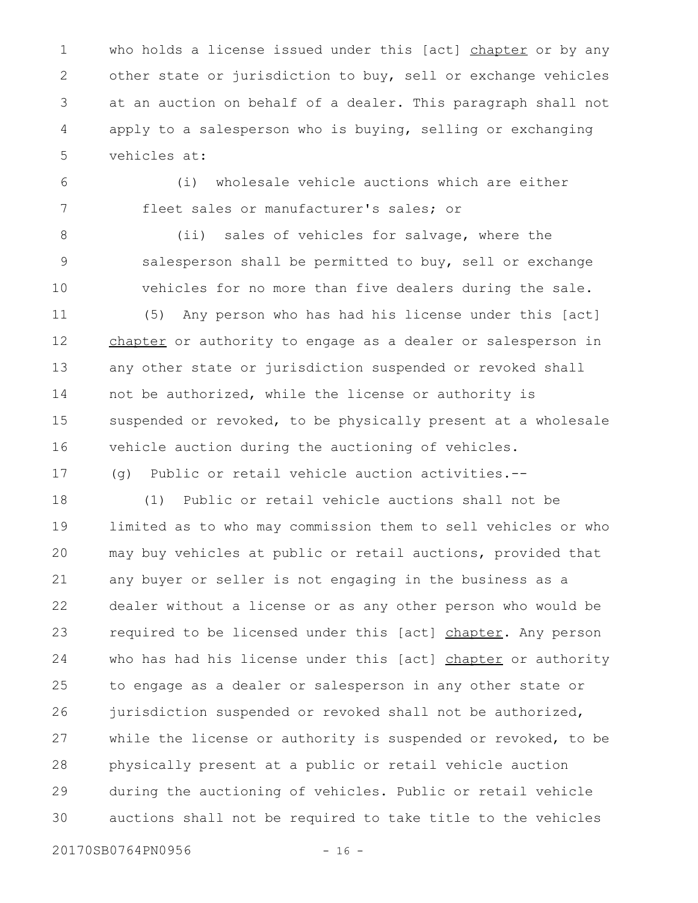who holds a license issued under this [act] chapter or by any other state or jurisdiction to buy, sell or exchange vehicles at an auction on behalf of a dealer. This paragraph shall not apply to a salesperson who is buying, selling or exchanging vehicles at:

(i) wholesale vehicle auctions which are either fleet sales or manufacturer's sales; or

(ii) sales of vehicles for salvage, where the salesperson shall be permitted to buy, sell or exchange vehicles for no more than five dealers during the sale.

(5) Any person who has had his license under this [act] chapter or authority to engage as a dealer or salesperson in any other state or jurisdiction suspended or revoked shall not be authorized, while the license or authority is suspended or revoked, to be physically present at a wholesale vehicle auction during the auctioning of vehicles.

(g) Public or retail vehicle auction activities.--

(1) Public or retail vehicle auctions shall not be limited as to who may commission them to sell vehicles or who may buy vehicles at public or retail auctions, provided that any buyer or seller is not engaging in the business as a dealer without a license or as any other person who would be required to be licensed under this [act] chapter. Any person who has had his license under this [act] chapter or authority to engage as a dealer or salesperson in any other state or jurisdiction suspended or revoked shall not be authorized, while the license or authority is suspended or revoked, to be physically present at a public or retail vehicle auction during the auctioning of vehicles. Public or retail vehicle auctions shall not be required to take title to the vehicles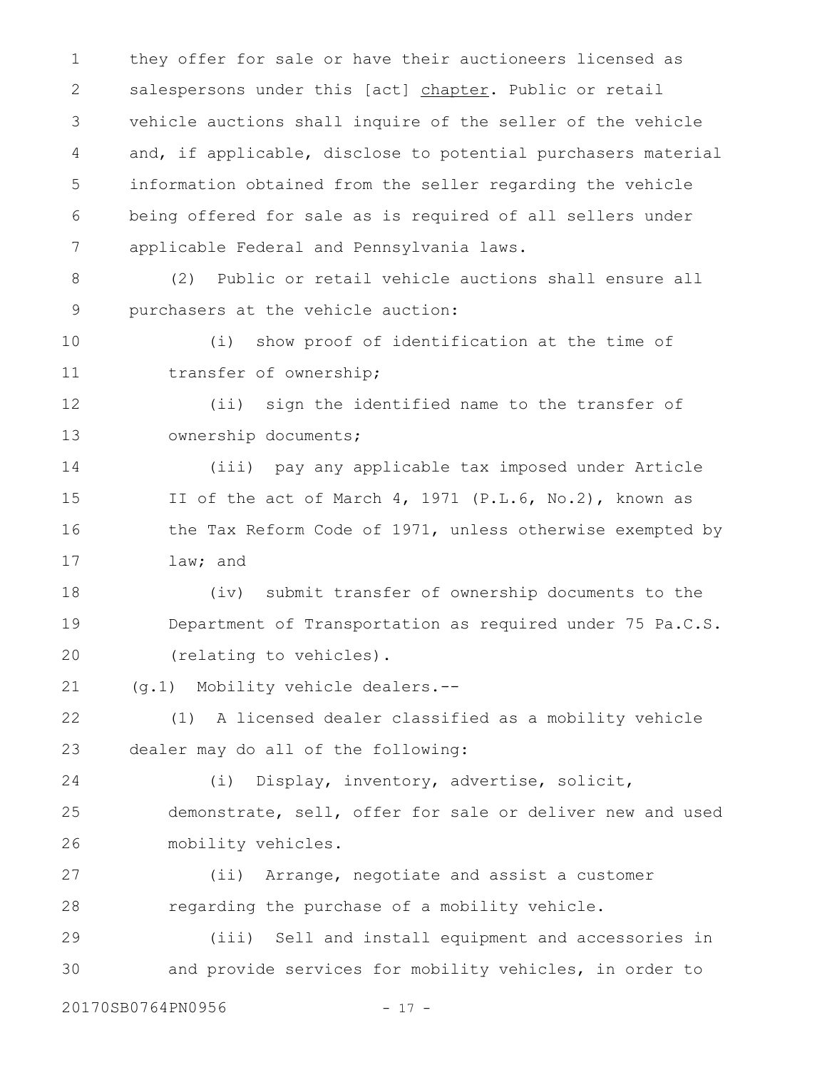they offer for sale or have their auctioneers licensed as salespersons under this [act] chapter. Public or retail vehicle auctions shall inquire of the seller of the vehicle and, if applicable, disclose to potential purchasers material information obtained from the seller regarding the vehicle being offered for sale as is required of all sellers under applicable Federal and Pennsylvania laws.

(2) Public or retail vehicle auctions shall ensure all purchasers at the vehicle auction:

(i) show proof of identification at the time of transfer of ownership;

(ii) sign the identified name to the transfer of ownership documents;

(iii) pay any applicable tax imposed under Article II of the act of March 4, 1971 (P.L.6, No.2), known as the Tax Reform Code of 1971, unless otherwise exempted by law; and

(iv) submit transfer of ownership documents to the Department of Transportation as required under 75 Pa.C.S. (relating to vehicles).

(g.1) Mobility vehicle dealers.--

(1) A licensed dealer classified as a mobility vehicle dealer may do all of the following:

(i) Display, inventory, advertise, solicit, demonstrate, sell, offer for sale or deliver new and used mobility vehicles.

(ii) Arrange, negotiate and assist a customer regarding the purchase of a mobility vehicle.

(iii) Sell and install equipment and accessories in and provide services for mobility vehicles, in order to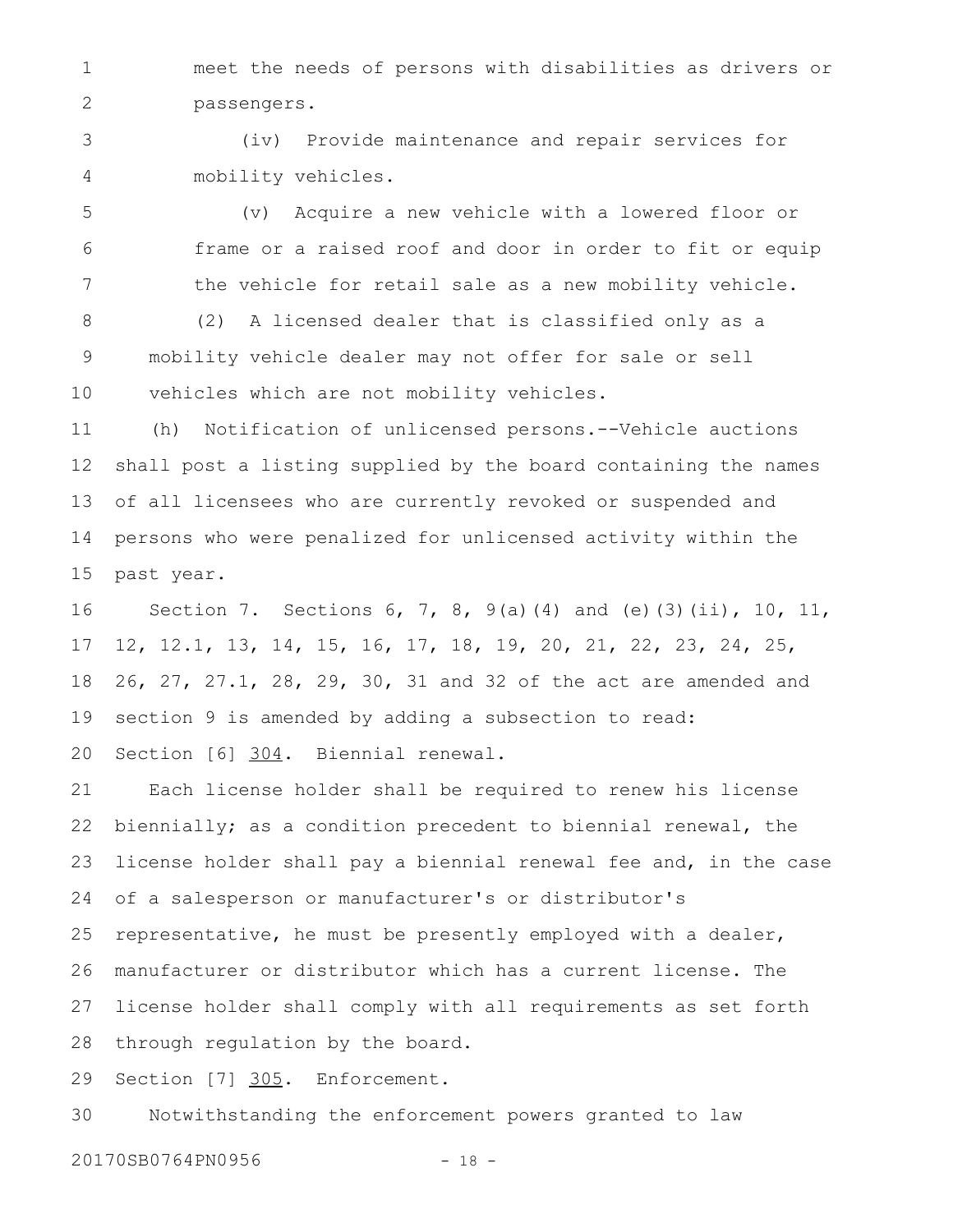meet the needs of persons with disabilities as drivers or passengers.

(iv) Provide maintenance and repair services for mobility vehicles.

(v) Acquire a new vehicle with a lowered floor or frame or a raised roof and door in order to fit or equip the vehicle for retail sale as a new mobility vehicle.

(2) A licensed dealer that is classified only as a mobility vehicle dealer may not offer for sale or sell vehicles which are not mobility vehicles.

(h) Notification of unlicensed persons.--Vehicle auctions shall post a listing supplied by the board containing the names of all licensees who are currently revoked or suspended and persons who were penalized for unlicensed activity within the past year.

Section 7. Sections 6, 7, 8, 9(a)(4) and (e)(3)(ii), 10, 11, 12, 12.1, 13, 14, 15, 16, 17, 18, 19, 20, 21, 22, 23, 24, 25, 26, 27, 27.1, 28, 29, 30, 31 and 32 of the act are amended and section 9 is amended by adding a subsection to read:

Section [6] 304. Biennial renewal.

Each license holder shall be required to renew his license biennially; as a condition precedent to biennial renewal, the license holder shall pay a biennial renewal fee and, in the case of a salesperson or manufacturer's or distributor's representative, he must be presently employed with a dealer, manufacturer or distributor which has a current license. The license holder shall comply with all requirements as set forth through regulation by the board.

Section [7] 305. Enforcement.

Notwithstanding the enforcement powers granted to law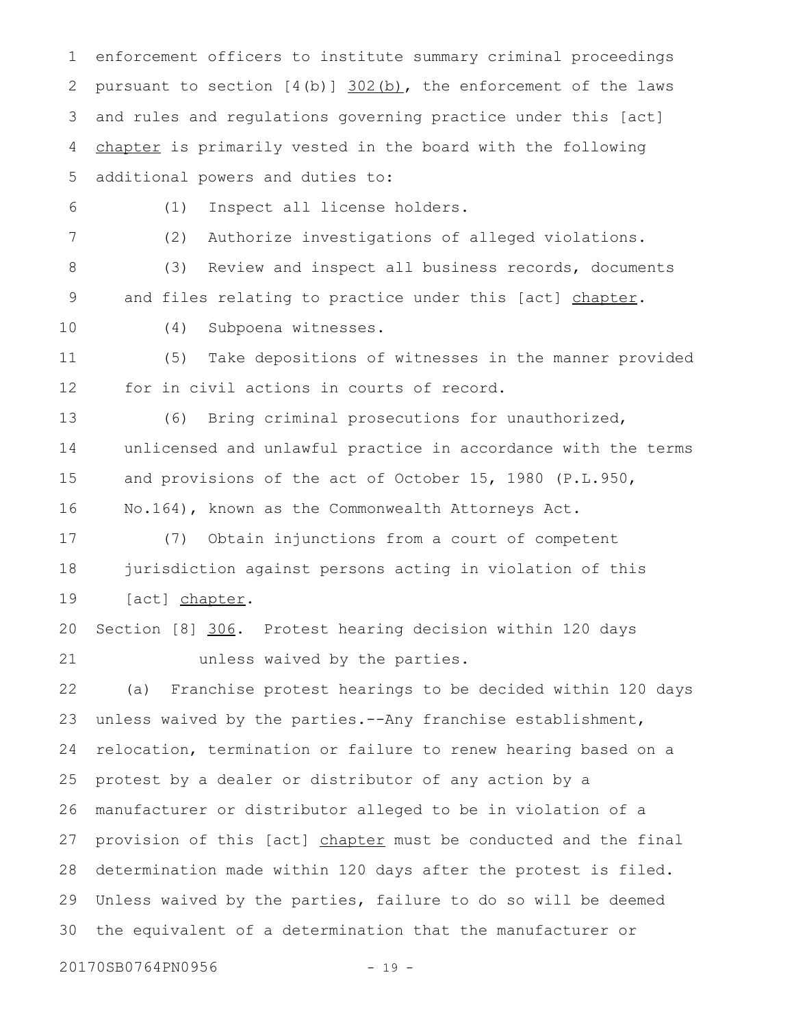enforcement officers to institute summary criminal proceedings pursuant to section [4(b)] 302(b), the enforcement of the laws and rules and regulations governing practice under this [act] chapter is primarily vested in the board with the following additional powers and duties to:

(1) Inspect all license holders.

(2) Authorize investigations of alleged violations.

(3) Review and inspect all business records, documents and files relating to practice under this [act] chapter.

(4) Subpoena witnesses.

(5) Take depositions of witnesses in the manner provided for in civil actions in courts of record.

(6) Bring criminal prosecutions for unauthorized, unlicensed and unlawful practice in accordance with the terms and provisions of the act of October 15, 1980 (P.L.950, No.164), known as the Commonwealth Attorneys Act.

(7) Obtain injunctions from a court of competent jurisdiction against persons acting in violation of this [act] chapter.

Section [8] 306. Protest hearing decision within 120 days unless waived by the parties.

(a) Franchise protest hearings to be decided within 120 days unless waived by the parties.--Any franchise establishment, relocation, termination or failure to renew hearing based on a protest by a dealer or distributor of any action by a manufacturer or distributor alleged to be in violation of a provision of this [act] chapter must be conducted and the final determination made within 120 days after the protest is filed. Unless waived by the parties, failure to do so will be deemed the equivalent of a determination that the manufacturer or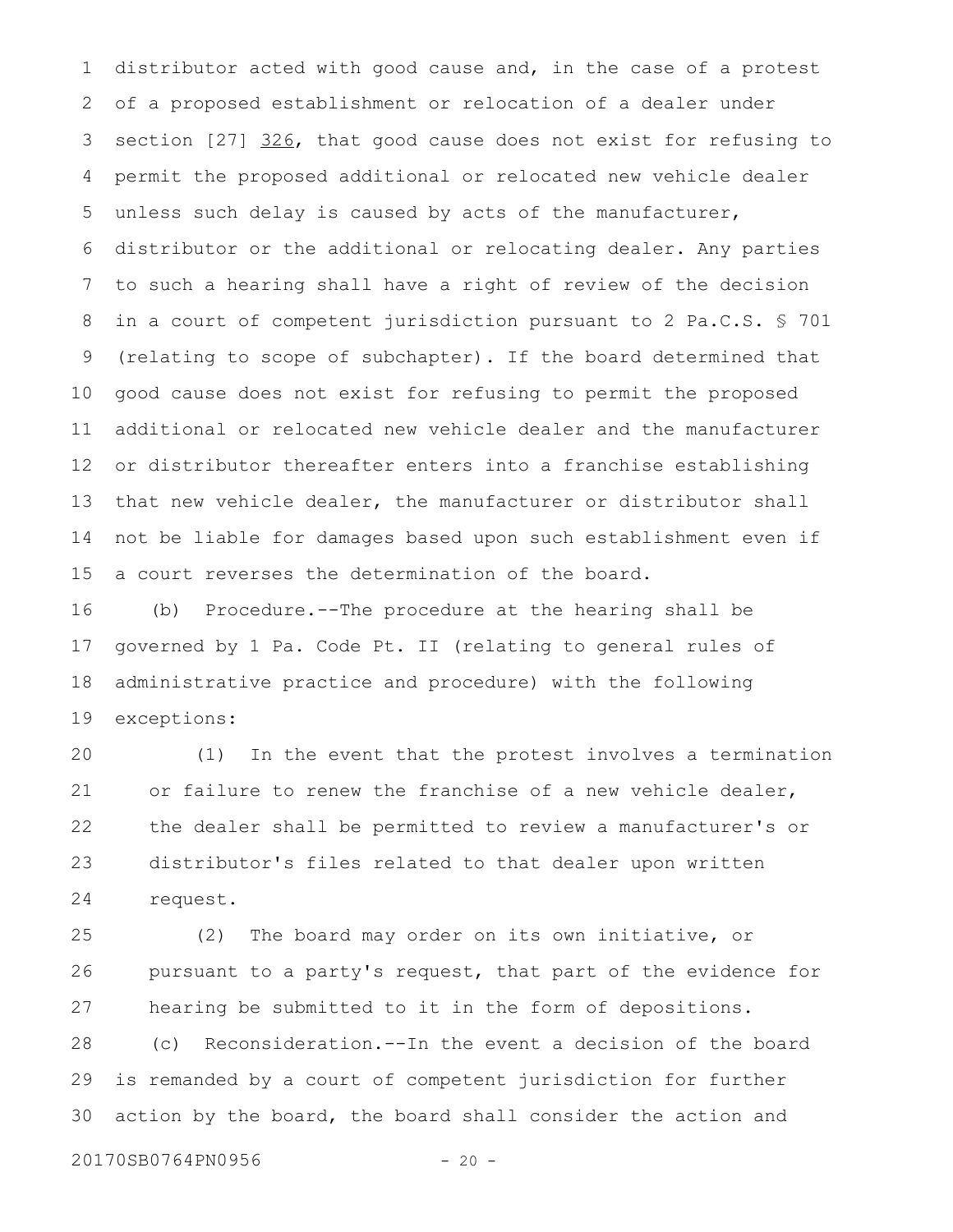distributor acted with good cause and, in the case of a protest of a proposed establishment or relocation of a dealer under section [27] <u>326</u>, that good cause does not exist for refusing to permit the proposed additional or relocated new vehicle dealer unless such delay is caused by acts of the manufacturer, distributor or the additional or relocating dealer. Any parties to such a hearing shall have a right of review of the decision in a court of competent jurisdiction pursuant to 2 Pa.C.S. § 701 (relating to scope of subchapter). If the board determined that good cause does not exist for refusing to permit the proposed additional or relocated new vehicle dealer and the manufacturer or distributor thereafter enters into a franchise establishing that new vehicle dealer, the manufacturer or distributor shall not be liable for damages based upon such establishment even if a court reverses the determination of the board.

(b) Procedure.--The procedure at the hearing shall be governed by 1 Pa. Code Pt. II (relating to general rules of administrative practice and procedure) with the following exceptions:

(1) In the event that the protest involves a termination or failure to renew the franchise of a new vehicle dealer, the dealer shall be permitted to review a manufacturer's or distributor's files related to that dealer upon written request.

(2) The board may order on its own initiative, or pursuant to a party's request, that part of the evidence for hearing be submitted to it in the form of depositions.

(c) Reconsideration.--In the event a decision of the board is remanded by a court of competent jurisdiction for further action by the board, the board shall consider the action and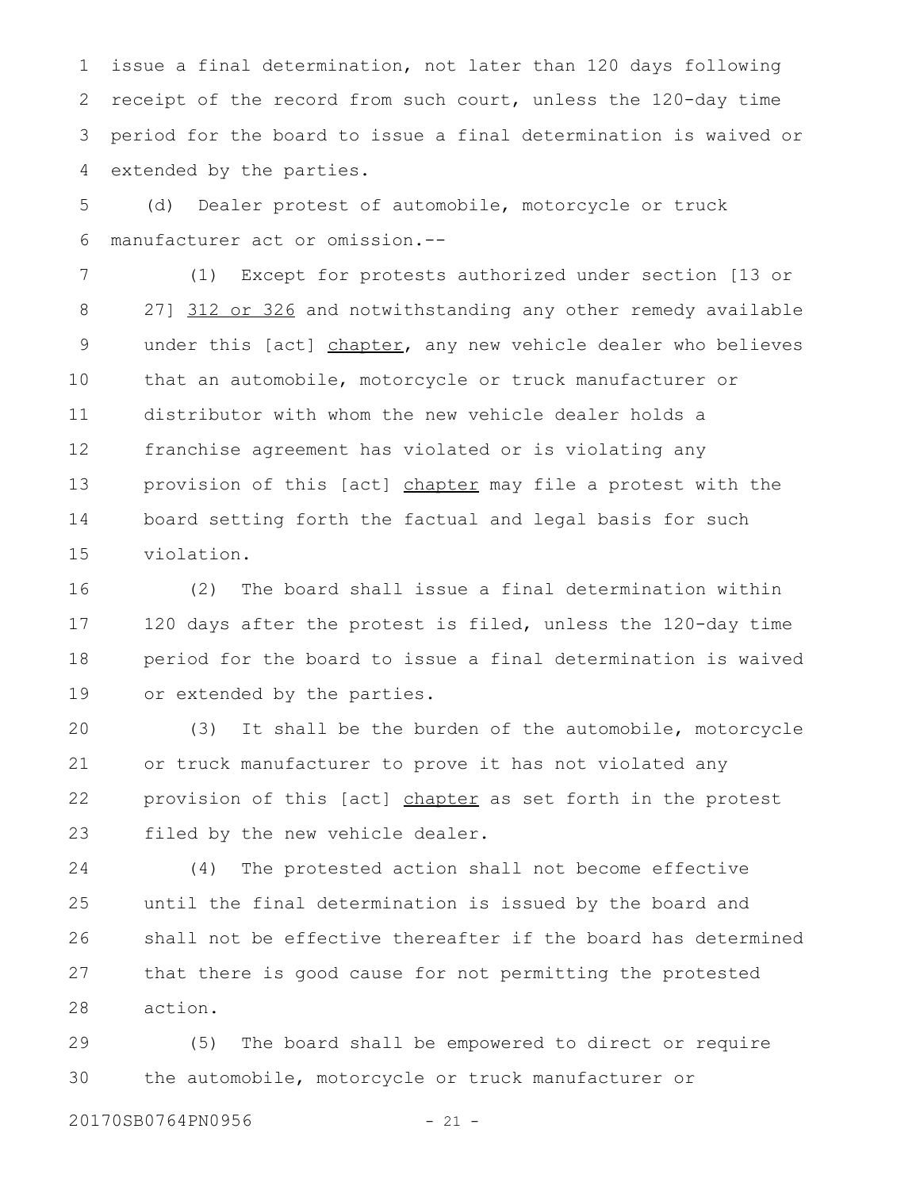issue a final determination, not later than 120 days following receipt of the record from such court, unless the 120-day time period for the board to issue a final determination is waived or extended by the parties.

(d) Dealer protest of automobile, motorcycle or truck manufacturer act or omission.--

(1) Except for protests authorized under section [13 or 27] 312 or 326 and notwithstanding any other remedy available under this [act] chapter, any new vehicle dealer who believes that an automobile, motorcycle or truck manufacturer or distributor with whom the new vehicle dealer holds a franchise agreement has violated or is violating any provision of this [act] chapter may file a protest with the board setting forth the factual and legal basis for such violation.

(2) The board shall issue a final determination within 120 days after the protest is filed, unless the 120-day time period for the board to issue a final determination is waived or extended by the parties.

(3) It shall be the burden of the automobile, motorcycle or truck manufacturer to prove it has not violated any provision of this [act] chapter as set forth in the protest filed by the new vehicle dealer.

(4) The protested action shall not become effective until the final determination is issued by the board and shall not be effective thereafter if the board has determined that there is good cause for not permitting the protested action.

(5) The board shall be empowered to direct or require the automobile, motorcycle or truck manufacturer or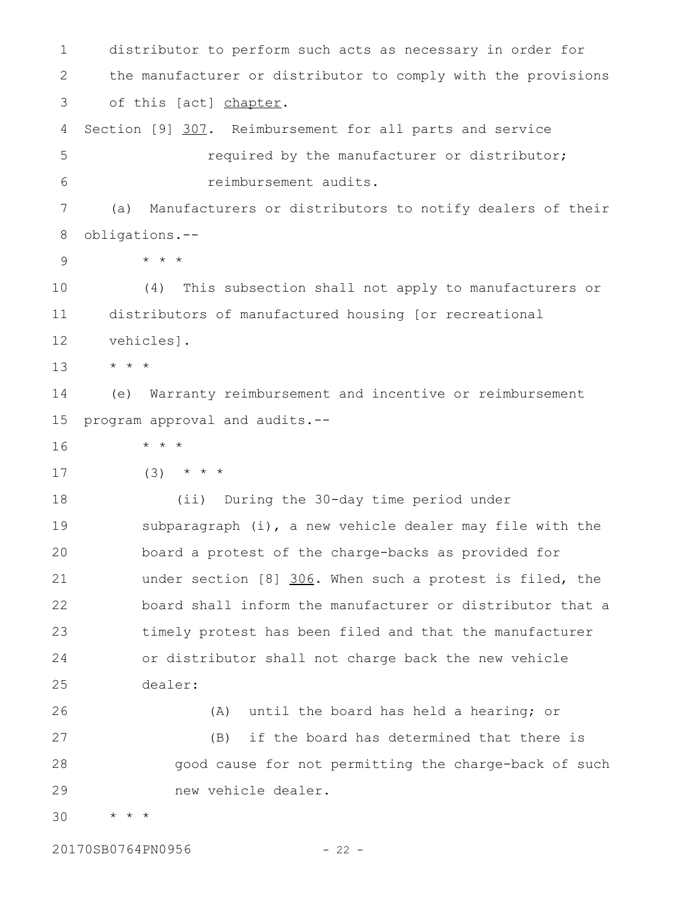distributor to perform such acts as necessary in order for the manufacturer or distributor to comply with the provisions of this [act] <u>chapter</u>.

Section [9] <u>307</u>. Reimbursement for all parts and service required by the manufacturer or distributor; reimbursement audits.

(a) Manufacturers or distributors to notify dealers of their obligations.--

\* \* \*

(4) This subsection shall not apply to manufacturers or distributors of manufactured housing [or recreational vehicles].

\* \* \*

(e) Warranty reimbursement and incentive or reimbursement program approval and audits.--

\* \* \*

(3) \* \* \*

(ii) During the 30-day time period under subparagraph (i), a new vehicle dealer may file with the board a protest of the charge-backs as provided for under section [8] <u>306</u>. When such a protest is filed, the board shall inform the manufacturer or distributor that a timely protest has been filed and that the manufacturer or distributor shall not charge back the new vehicle dealer:

(A) until the board has held a hearing; or

(B) if the board has determined that there is good cause for not permitting the charge-back of such new vehicle dealer.

\* \* \*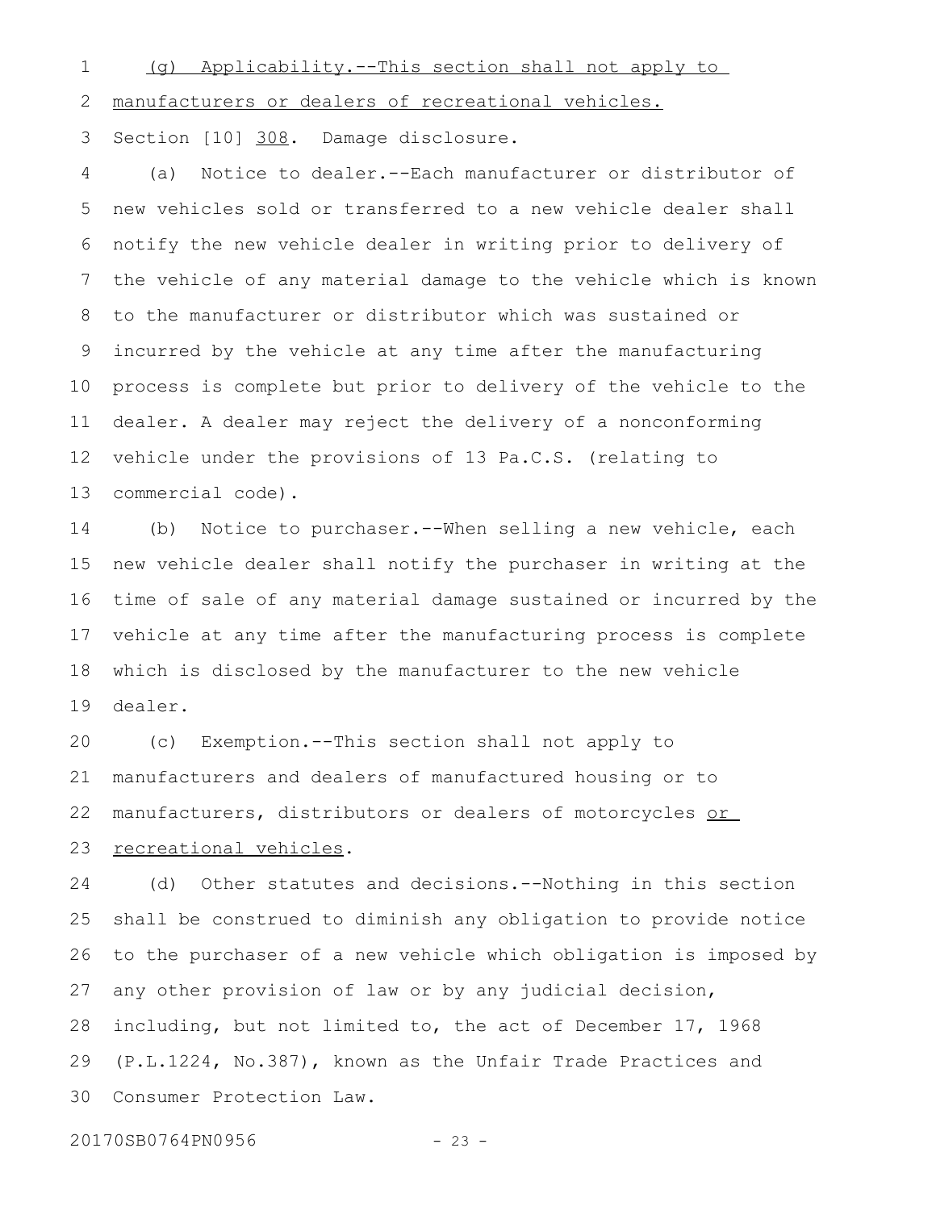(g) Applicability.--This section shall not apply to manufacturers or dealers of recreational vehicles.

Section [10] 308. Damage disclosure.

(a) Notice to dealer.--Each manufacturer or distributor of new vehicles sold or transferred to a new vehicle dealer shall notify the new vehicle dealer in writing prior to delivery of the vehicle of any material damage to the vehicle which is known to the manufacturer or distributor which was sustained or incurred by the vehicle at any time after the manufacturing process is complete but prior to delivery of the vehicle to the dealer. A dealer may reject the delivery of a nonconforming vehicle under the provisions of 13 Pa.C.S. (relating to commercial code).

(b) Notice to purchaser.--When selling a new vehicle, each new vehicle dealer shall notify the purchaser in writing at the time of sale of any material damage sustained or incurred by the vehicle at any time after the manufacturing process is complete which is disclosed by the manufacturer to the new vehicle dealer.

(c) Exemption.--This section shall not apply to manufacturers and dealers of manufactured housing or to manufacturers, distributors or dealers of motorcycles or recreational vehicles.

(d) Other statutes and decisions.--Nothing in this section shall be construed to diminish any obligation to provide notice to the purchaser of a new vehicle which obligation is imposed by any other provision of law or by any judicial decision, including, but not limited to, the act of December 17, 1968 (P.L.1224, No.387), known as the Unfair Trade Practices and Consumer Protection Law.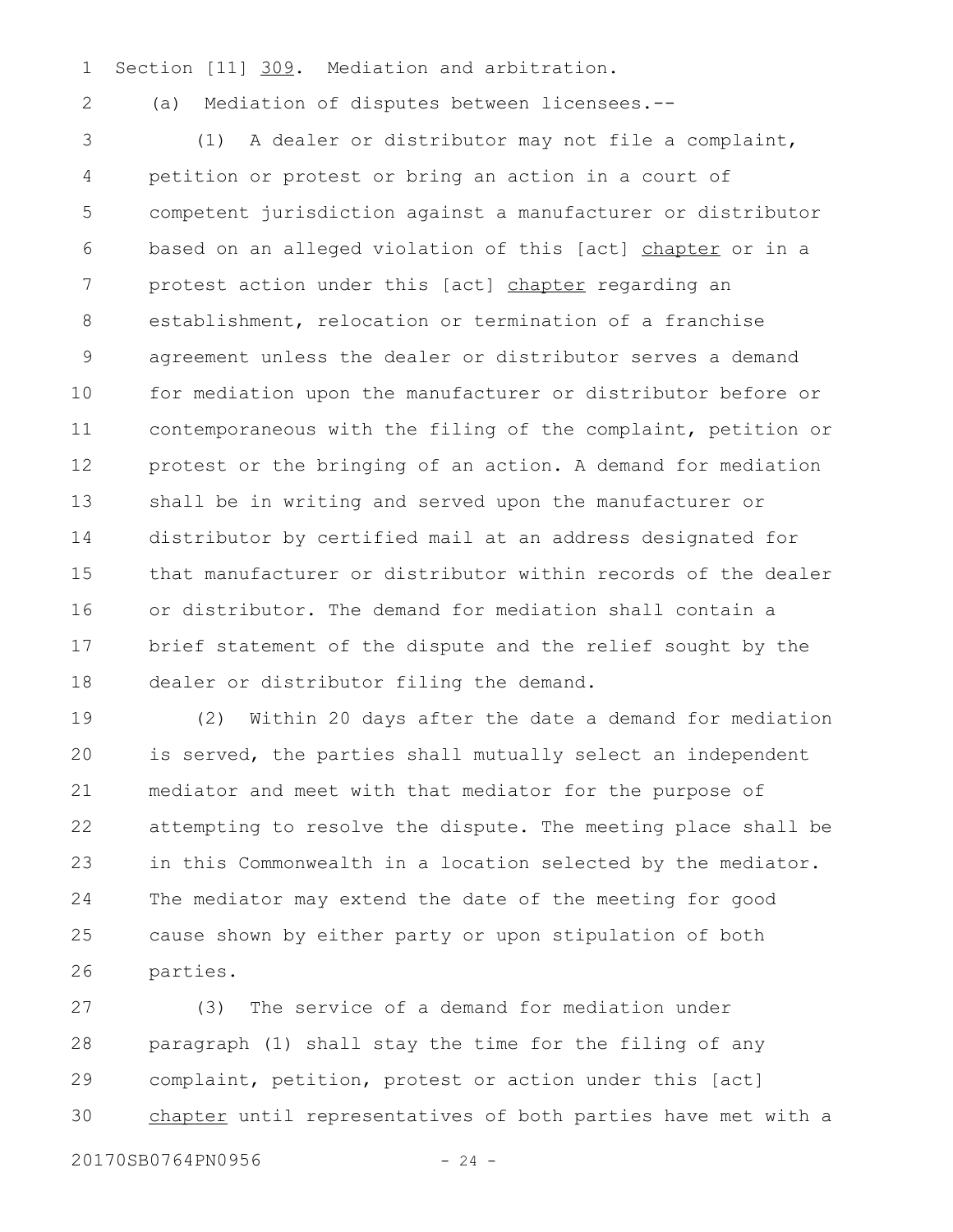Section [11] <u>309</u>. Mediation and arbitration.

(a) Mediation of disputes between licensees.--

(1) A dealer or distributor may not file a complaint, petition or protest or bring an action in a court of competent jurisdiction against a manufacturer or distributor based on an alleged violation of this [act] <u>chapter</u> or in a protest action under this [act] <u>chapter</u> regarding an establishment, relocation or termination of a franchise agreement unless the dealer or distributor serves a demand for mediation upon the manufacturer or distributor before or contemporaneous with the filing of the complaint, petition or protest or the bringing of an action. A demand for mediation shall be in writing and served upon the manufacturer or distributor by certified mail at an address designated for that manufacturer or distributor within records of the dealer or distributor. The demand for mediation shall contain a brief statement of the dispute and the relief sought by the dealer or distributor filing the demand.

(2) Within 20 days after the date a demand for mediation is served, the parties shall mutually select an independent mediator and meet with that mediator for the purpose of attempting to resolve the dispute. The meeting place shall be in this Commonwealth in a location selected by the mediator. The mediator may extend the date of the meeting for good cause shown by either party or upon stipulation of both parties.

(3) The service of a demand for mediation under paragraph (1) shall stay the time for the filing of any complaint, petition, protest or action under this [act] <u>chapter</u> until representatives of both parties have met with a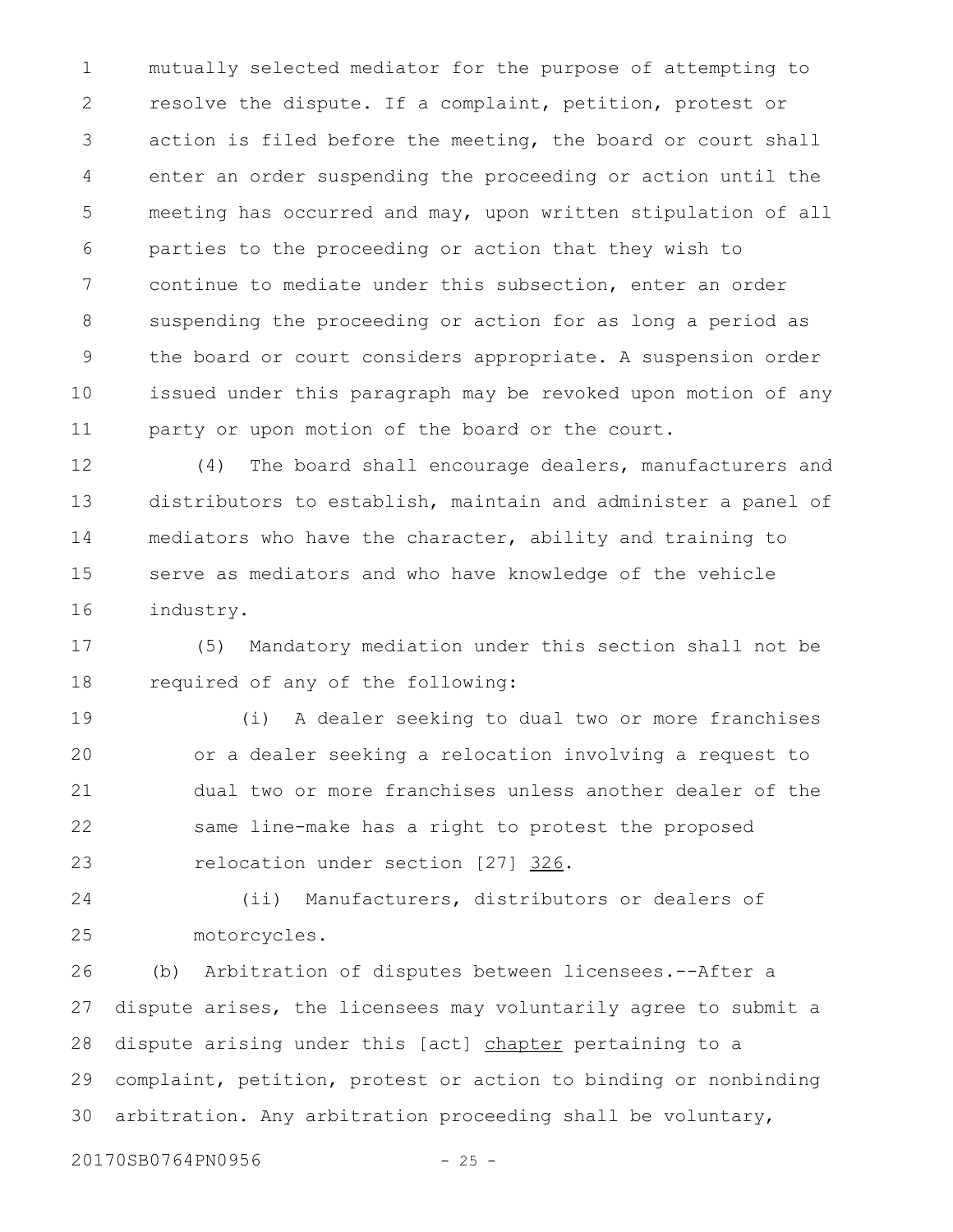mutually selected mediator for the purpose of attempting to resolve the dispute. If a complaint, petition, protest or action is filed before the meeting, the board or court shall enter an order suspending the proceeding or action until the meeting has occurred and may, upon written stipulation of all parties to the proceeding or action that they wish to continue to mediate under this subsection, enter an order suspending the proceeding or action for as long a period as the board or court considers appropriate. A suspension order issued under this paragraph may be revoked upon motion of any party or upon motion of the board or the court.

(4) The board shall encourage dealers, manufacturers and distributors to establish, maintain and administer a panel of mediators who have the character, ability and training to serve as mediators and who have knowledge of the vehicle industry.

(5) Mandatory mediation under this section shall not be required of any of the following:

(i) A dealer seeking to dual two or more franchises or a dealer seeking a relocation involving a request to dual two or more franchises unless another dealer of the same line-make has a right to protest the proposed relocation under section [27] 326.

(ii) Manufacturers, distributors or dealers of motorcycles.

(b) Arbitration of disputes between licensees.--After a dispute arises, the licensees may voluntarily agree to submit a dispute arising under this [act] chapter pertaining to a complaint, petition, protest or action to binding or nonbinding arbitration. Any arbitration proceeding shall be voluntary,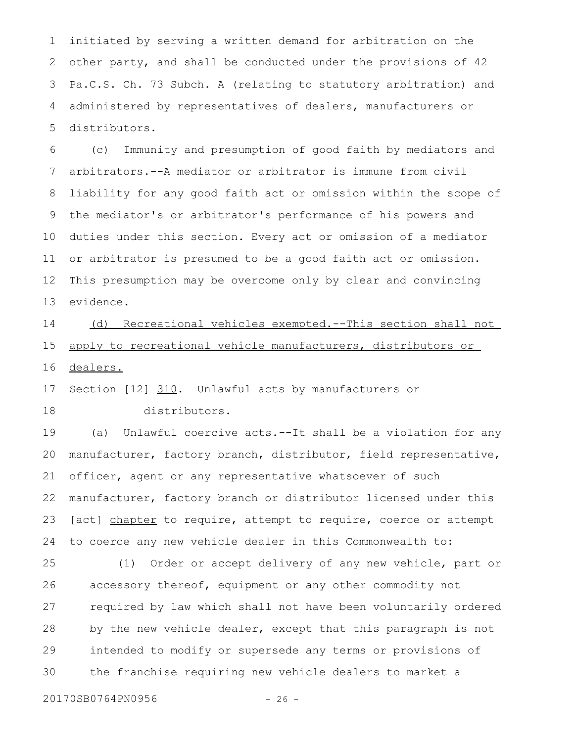initiated by serving a written demand for arbitration on the other party, and shall be conducted under the provisions of 42 Pa.C.S. Ch. 73 Subch. A (relating to statutory arbitration) and administered by representatives of dealers, manufacturers or distributors.

(c) Immunity and presumption of good faith by mediators and arbitrators.--A mediator or arbitrator is immune from civil liability for any good faith act or omission within the scope of the mediator's or arbitrator's performance of his powers and duties under this section. Every act or omission of a mediator or arbitrator is presumed to be a good faith act or omission. This presumption may be overcome only by clear and convincing evidence.

(d) Recreational vehicles exempted.--This section shall not apply to recreational vehicle manufacturers, distributors or dealers.

Section [12] 310. Unlawful acts by manufacturers or distributors.

(a) Unlawful coercive acts.--It shall be a violation for any manufacturer, factory branch, distributor, field representative, officer, agent or any representative whatsoever of such manufacturer, factory branch or distributor licensed under this [act] chapter to require, attempt to require, coerce or attempt to coerce any new vehicle dealer in this Commonwealth to:

(1) Order or accept delivery of any new vehicle, part or accessory thereof, equipment or any other commodity not required by law which shall not have been voluntarily ordered by the new vehicle dealer, except that this paragraph is not intended to modify or supersede any terms or provisions of the franchise requiring new vehicle dealers to market a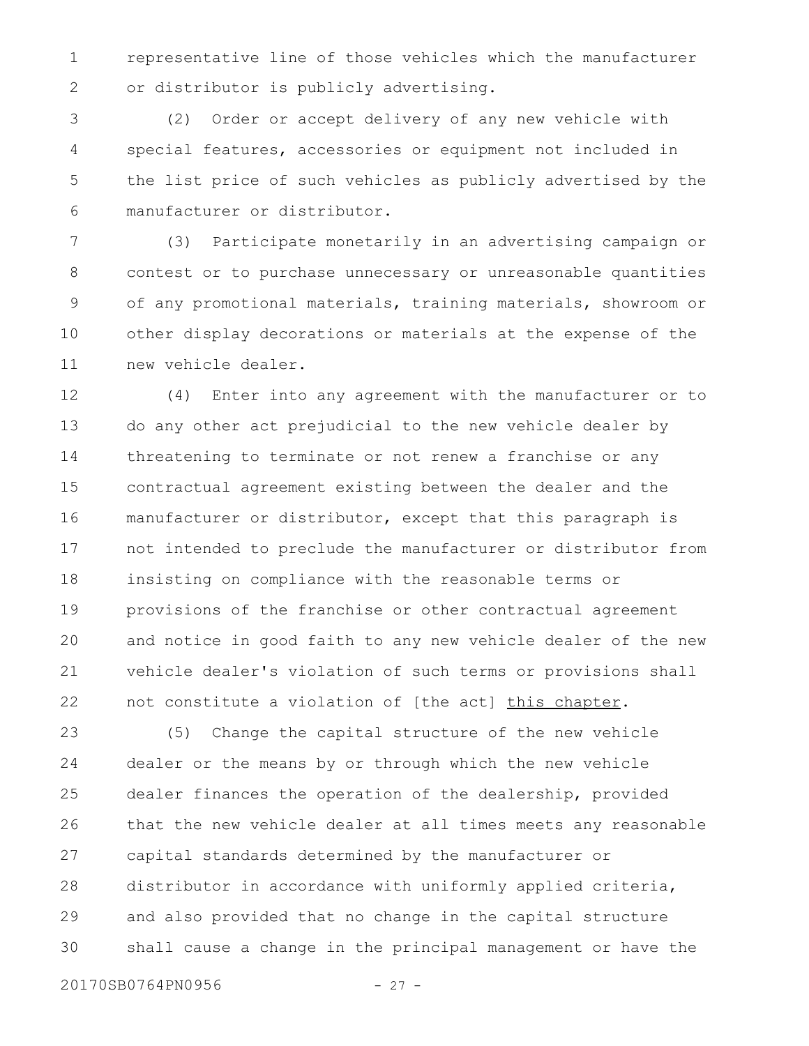representative line of those vehicles which the manufacturer or distributor is publicly advertising.

(2) Order or accept delivery of any new vehicle with special features, accessories or equipment not included in the list price of such vehicles as publicly advertised by the manufacturer or distributor.

(3) Participate monetarily in an advertising campaign or contest or to purchase unnecessary or unreasonable quantities of any promotional materials, training materials, showroom or other display decorations or materials at the expense of the new vehicle dealer.

(4) Enter into any agreement with the manufacturer or to do any other act prejudicial to the new vehicle dealer by threatening to terminate or not renew a franchise or any contractual agreement existing between the dealer and the manufacturer or distributor, except that this paragraph is not intended to preclude the manufacturer or distributor from insisting on compliance with the reasonable terms or provisions of the franchise or other contractual agreement and notice in good faith to any new vehicle dealer of the new vehicle dealer's violation of such terms or provisions shall not constitute a violation of [the act] <u>this chapter</u>.

(5) Change the capital structure of the new vehicle dealer or the means by or through which the new vehicle dealer finances the operation of the dealership, provided that the new vehicle dealer at all times meets any reasonable capital standards determined by the manufacturer or distributor in accordance with uniformly applied criteria, and also provided that no change in the capital structure shall cause a change in the principal management or have the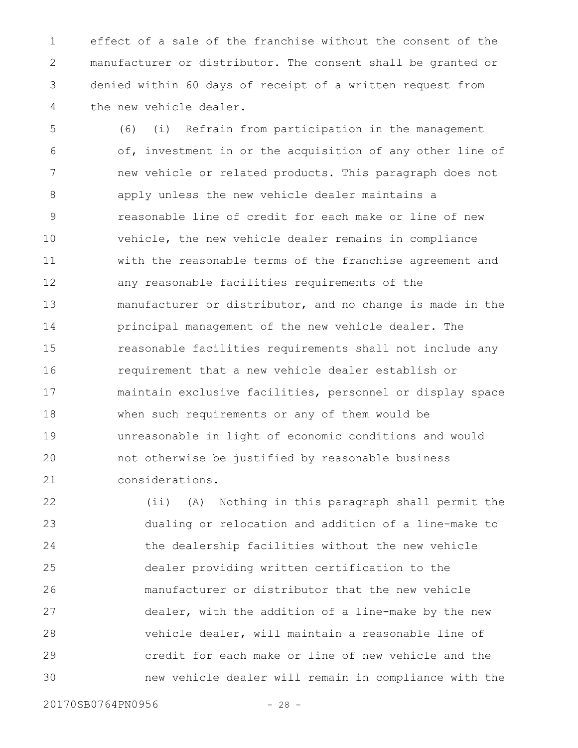effect of a sale of the franchise without the consent of the manufacturer or distributor. The consent shall be granted or denied within 60 days of receipt of a written request from the new vehicle dealer.

(6) (i) Refrain from participation in the management of, investment in or the acquisition of any other line of new vehicle or related products. This paragraph does not apply unless the new vehicle dealer maintains a reasonable line of credit for each make or line of new vehicle, the new vehicle dealer remains in compliance with the reasonable terms of the franchise agreement and any reasonable facilities requirements of the manufacturer or distributor, and no change is made in the principal management of the new vehicle dealer. The reasonable facilities requirements shall not include any requirement that a new vehicle dealer establish or maintain exclusive facilities, personnel or display space when such requirements or any of them would be unreasonable in light of economic conditions and would not otherwise be justified by reasonable business considerations.

(ii) (A) Nothing in this paragraph shall permit the dualing or relocation and addition of a line-make to the dealership facilities without the new vehicle dealer providing written certification to the manufacturer or distributor that the new vehicle dealer, with the addition of a line-make by the new vehicle dealer, will maintain a reasonable line of credit for each make or line of new vehicle and the new vehicle dealer will remain in compliance with the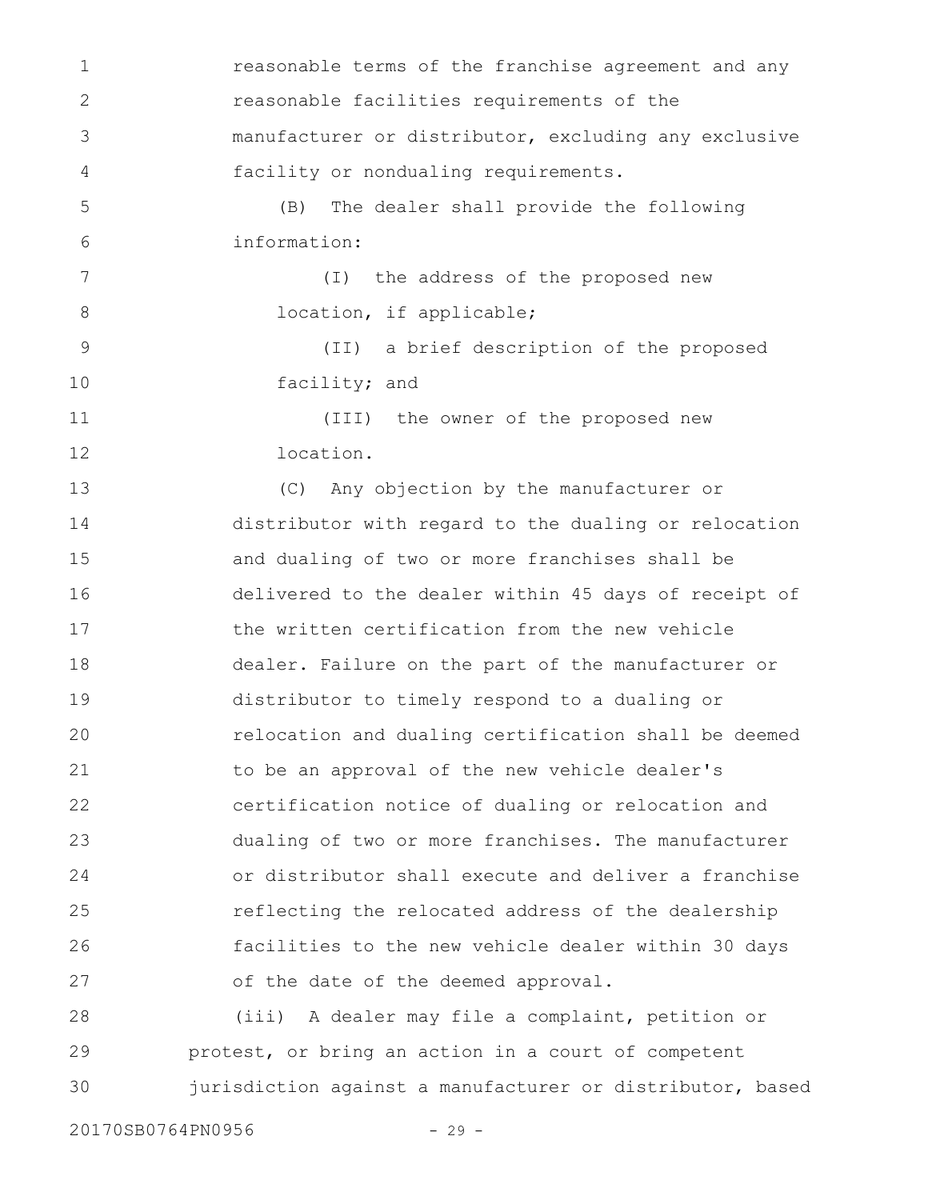reasonable terms of the franchise agreement and any reasonable facilities requirements of the manufacturer or distributor, excluding any exclusive facility or nondualing requirements.

(B) The dealer shall provide the following information:

(I) the address of the proposed new location, if applicable;

(II) a brief description of the proposed facility; and

(III) the owner of the proposed new location.

(C) Any objection by the manufacturer or distributor with regard to the dualing or relocation and dualing of two or more franchises shall be delivered to the dealer within 45 days of receipt of the written certification from the new vehicle dealer. Failure on the part of the manufacturer or distributor to timely respond to a dualing or relocation and dualing certification shall be deemed to be an approval of the new vehicle dealer's certification notice of dualing or relocation and dualing of two or more franchises. The manufacturer or distributor shall execute and deliver a franchise reflecting the relocated address of the dealership facilities to the new vehicle dealer within 30 days of the date of the deemed approval.

(iii) A dealer may file a complaint, petition or protest, or bring an action in a court of competent jurisdiction against a manufacturer or distributor, based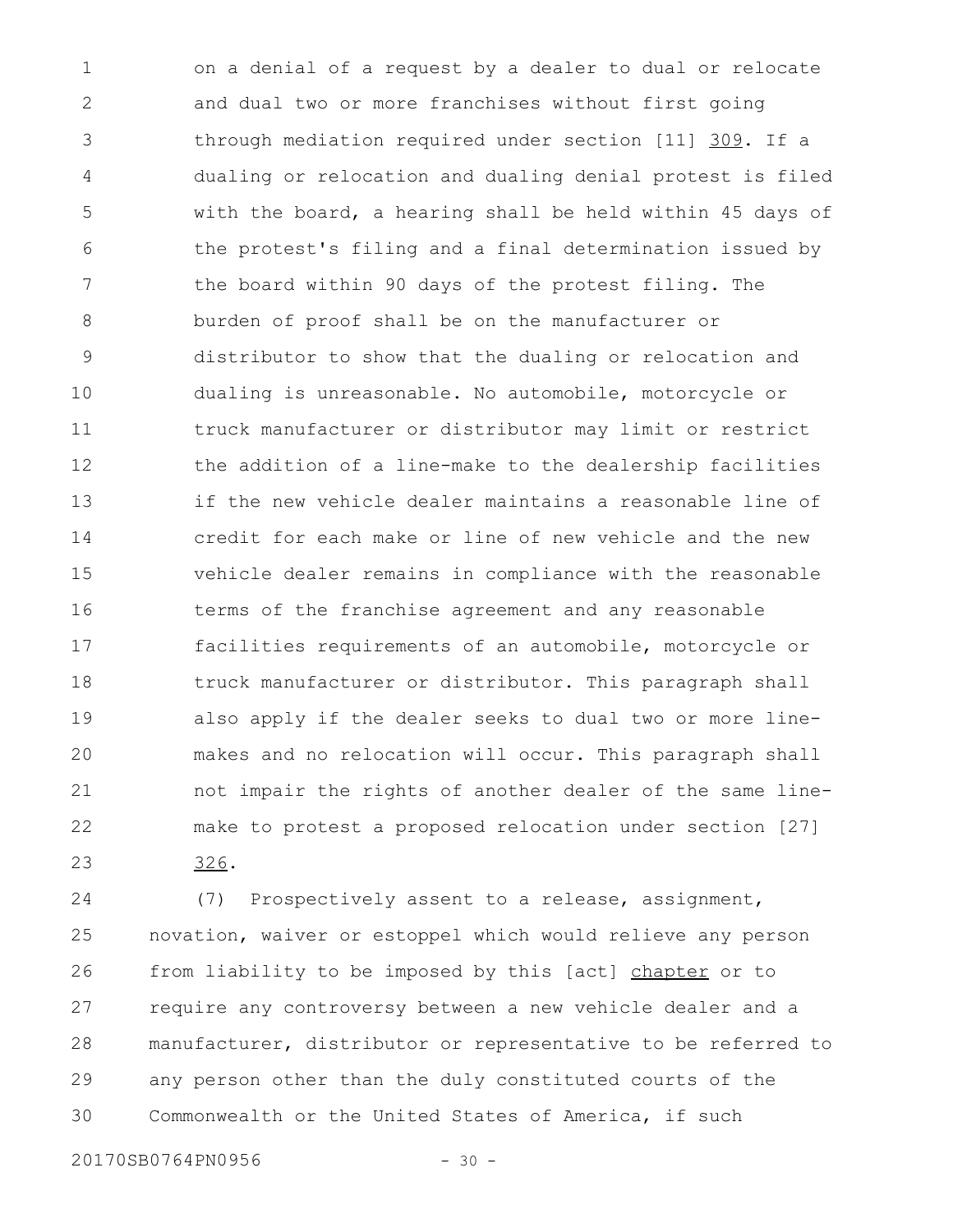on a denial of a request by a dealer to dual or relocate and dual two or more franchises without first going through mediation required under section [11] 309. If a dualing or relocation and dualing denial protest is filed with the board, a hearing shall be held within 45 days of the protest's filing and a final determination issued by the board within 90 days of the protest filing. The burden of proof shall be on the manufacturer or distributor to show that the dualing or relocation and dualing is unreasonable. No automobile, motorcycle or truck manufacturer or distributor may limit or restrict the addition of a line-make to the dealership facilities if the new vehicle dealer maintains a reasonable line of credit for each make or line of new vehicle and the new vehicle dealer remains in compliance with the reasonable terms of the franchise agreement and any reasonable facilities requirements of an automobile, motorcycle or truck manufacturer or distributor. This paragraph shall also apply if the dealer seeks to dual two or more line-makes and no relocation will occur. This paragraph shall not impair the rights of another dealer of the same line-make to protest a proposed relocation under section [27] 326.

(7) Prospectively assent to a release, assignment, novation, waiver or estoppel which would relieve any person from liability to be imposed by this [act] chapter or to require any controversy between a new vehicle dealer and a manufacturer, distributor or representative to be referred to any person other than the duly constituted courts of the Commonwealth or the United States of America, if such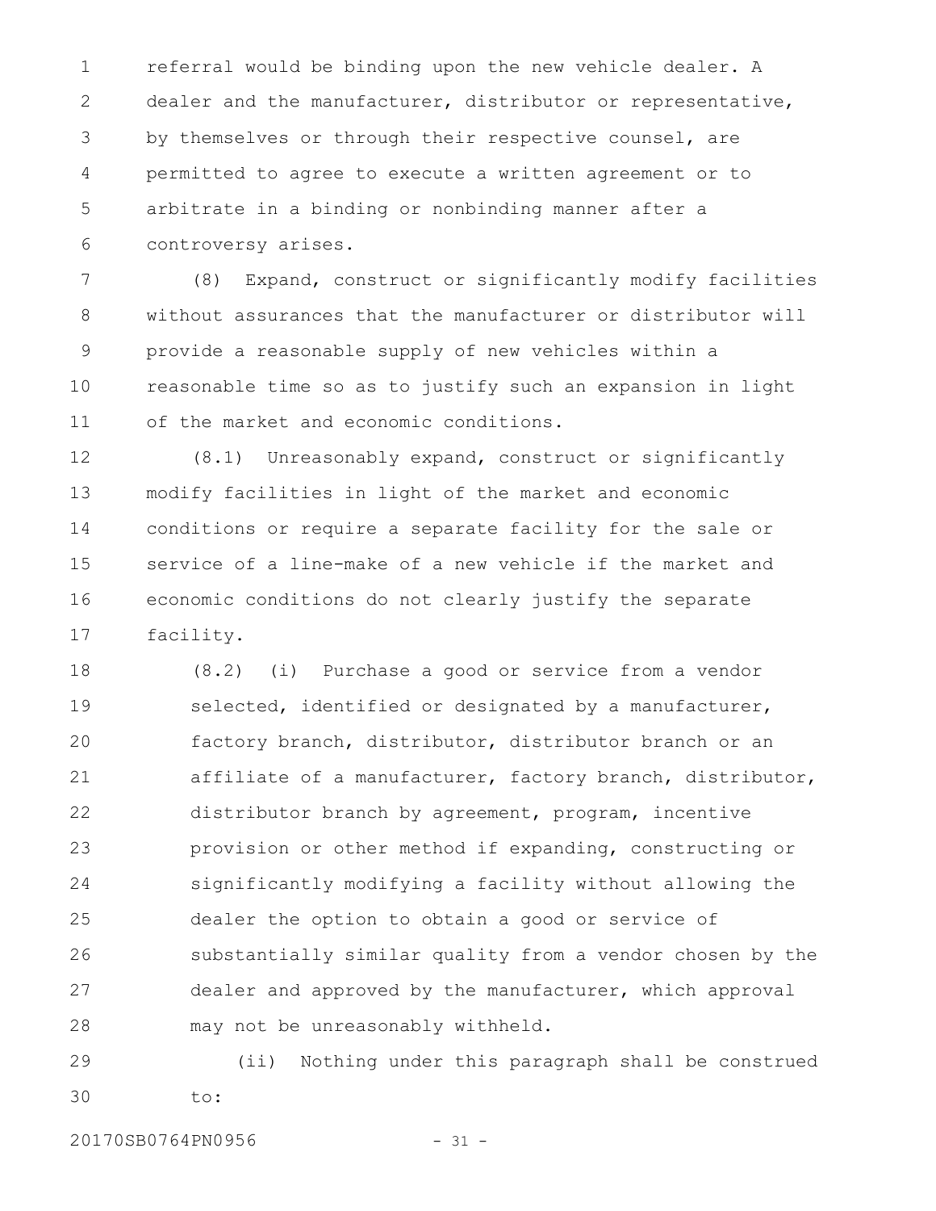referral would be binding upon the new vehicle dealer. A dealer and the manufacturer, distributor or representative, by themselves or through their respective counsel, are permitted to agree to execute a written agreement or to arbitrate in a binding or nonbinding manner after a controversy arises.

(8) Expand, construct or significantly modify facilities without assurances that the manufacturer or distributor will provide a reasonable supply of new vehicles within a reasonable time so as to justify such an expansion in light of the market and economic conditions.

(8.1) Unreasonably expand, construct or significantly modify facilities in light of the market and economic conditions or require a separate facility for the sale or service of a line-make of a new vehicle if the market and economic conditions do not clearly justify the separate facility.

(8.2) (i) Purchase a good or service from a vendor selected, identified or designated by a manufacturer, factory branch, distributor, distributor branch or an affiliate of a manufacturer, factory branch, distributor, distributor branch by agreement, program, incentive provision or other method if expanding, constructing or significantly modifying a facility without allowing the dealer the option to obtain a good or service of substantially similar quality from a vendor chosen by the dealer and approved by the manufacturer, which approval may not be unreasonably withheld.

(ii) Nothing under this paragraph shall be construed to: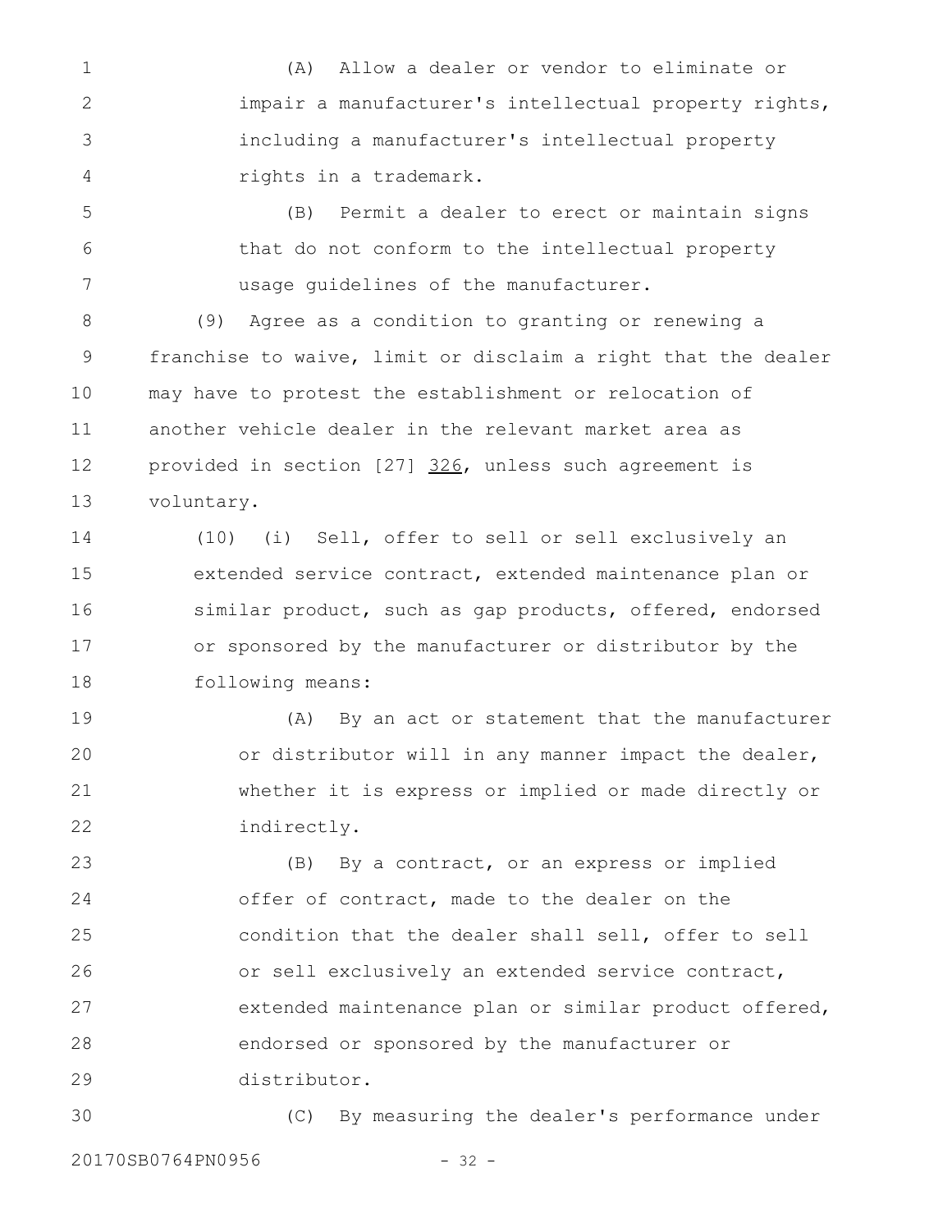(A) Allow a dealer or vendor to eliminate or impair a manufacturer's intellectual property rights, including a manufacturer's intellectual property rights in a trademark.

(B) Permit a dealer to erect or maintain signs that do not conform to the intellectual property usage guidelines of the manufacturer.

(9) Agree as a condition to granting or renewing a franchise to waive, limit or disclaim a right that the dealer may have to protest the establishment or relocation of another vehicle dealer in the relevant market area as provided in section [27] <u>326</u>, unless such agreement is voluntary.

(10) (i) Sell, offer to sell or sell exclusively an extended service contract, extended maintenance plan or similar product, such as gap products, offered, endorsed or sponsored by the manufacturer or distributor by the following means:

(A) By an act or statement that the manufacturer or distributor will in any manner impact the dealer, whether it is express or implied or made directly or indirectly.

(B) By a contract, or an express or implied offer of contract, made to the dealer on the condition that the dealer shall sell, offer to sell or sell exclusively an extended service contract, extended maintenance plan or similar product offered, endorsed or sponsored by the manufacturer or distributor.

(C) By measuring the dealer's performance under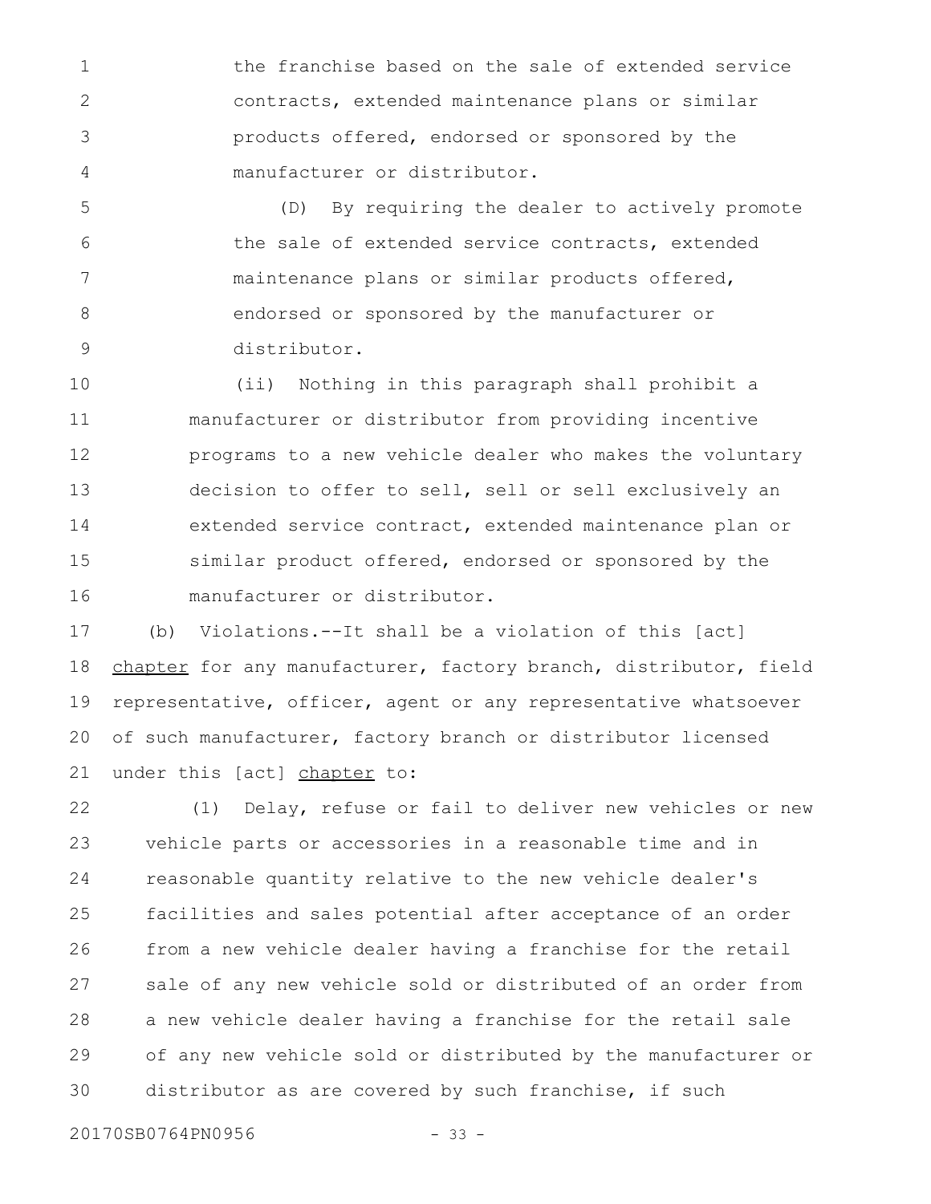the franchise based on the sale of extended service contracts, extended maintenance plans or similar products offered, endorsed or sponsored by the manufacturer or distributor.

(D) By requiring the dealer to actively promote the sale of extended service contracts, extended maintenance plans or similar products offered, endorsed or sponsored by the manufacturer or distributor.

(ii) Nothing in this paragraph shall prohibit a manufacturer or distributor from providing incentive programs to a new vehicle dealer who makes the voluntary decision to offer to sell, sell or sell exclusively an extended service contract, extended maintenance plan or similar product offered, endorsed or sponsored by the manufacturer or distributor.

(b) Violations.--It shall be a violation of this [act] <u>chapter</u> for any manufacturer, factory branch, distributor, field representative, officer, agent or any representative whatsoever of such manufacturer, factory branch or distributor licensed under this [act] <u>chapter</u> to:

(1) Delay, refuse or fail to deliver new vehicles or new vehicle parts or accessories in a reasonable time and in reasonable quantity relative to the new vehicle dealer's facilities and sales potential after acceptance of an order from a new vehicle dealer having a franchise for the retail sale of any new vehicle sold or distributed of an order from a new vehicle dealer having a franchise for the retail sale of any new vehicle sold or distributed by the manufacturer or distributor as are covered by such franchise, if such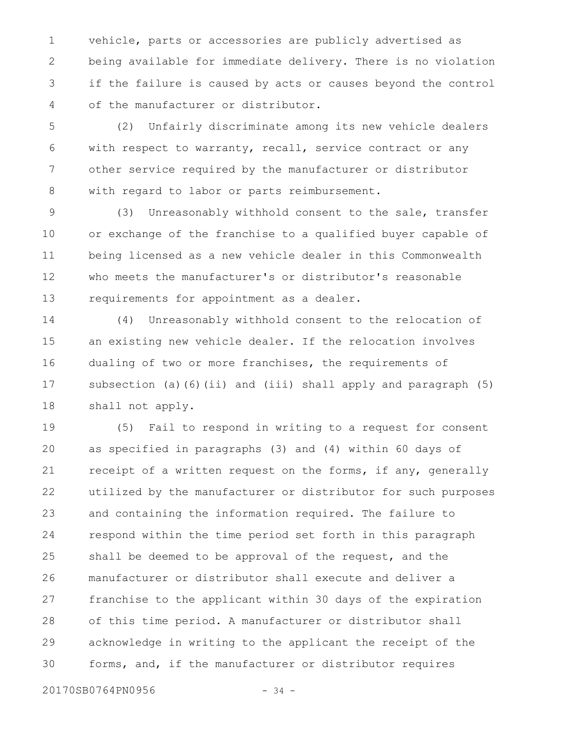vehicle, parts or accessories are publicly advertised as being available for immediate delivery. There is no violation if the failure is caused by acts or causes beyond the control of the manufacturer or distributor.

(2) Unfairly discriminate among its new vehicle dealers with respect to warranty, recall, service contract or any other service required by the manufacturer or distributor with regard to labor or parts reimbursement.

(3) Unreasonably withhold consent to the sale, transfer or exchange of the franchise to a qualified buyer capable of being licensed as a new vehicle dealer in this Commonwealth who meets the manufacturer's or distributor's reasonable requirements for appointment as a dealer.

(4) Unreasonably withhold consent to the relocation of an existing new vehicle dealer. If the relocation involves dualing of two or more franchises, the requirements of subsection (a)(6)(ii) and (iii) shall apply and paragraph (5) shall not apply.

(5) Fail to respond in writing to a request for consent as specified in paragraphs (3) and (4) within 60 days of receipt of a written request on the forms, if any, generally utilized by the manufacturer or distributor for such purposes and containing the information required. The failure to respond within the time period set forth in this paragraph shall be deemed to be approval of the request, and the manufacturer or distributor shall execute and deliver a franchise to the applicant within 30 days of the expiration of this time period. A manufacturer or distributor shall acknowledge in writing to the applicant the receipt of the forms, and, if the manufacturer or distributor requires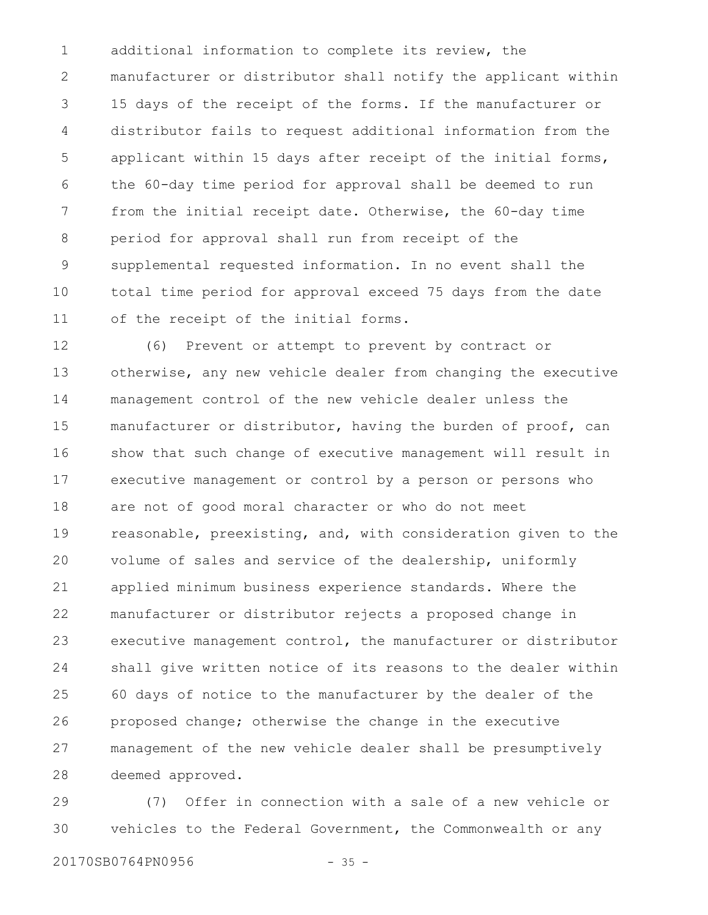additional information to complete its review, the manufacturer or distributor shall notify the applicant within 15 days of the receipt of the forms. If the manufacturer or distributor fails to request additional information from the applicant within 15 days after receipt of the initial forms, the 60-day time period for approval shall be deemed to run from the initial receipt date. Otherwise, the 60-day time period for approval shall run from receipt of the supplemental requested information. In no event shall the total time period for approval exceed 75 days from the date of the receipt of the initial forms.

(6) Prevent or attempt to prevent by contract or otherwise, any new vehicle dealer from changing the executive management control of the new vehicle dealer unless the manufacturer or distributor, having the burden of proof, can show that such change of executive management will result in executive management or control by a person or persons who are not of good moral character or who do not meet reasonable, preexisting, and, with consideration given to the volume of sales and service of the dealership, uniformly applied minimum business experience standards. Where the manufacturer or distributor rejects a proposed change in executive management control, the manufacturer or distributor shall give written notice of its reasons to the dealer within 60 days of notice to the manufacturer by the dealer of the proposed change; otherwise the change in the executive management of the new vehicle dealer shall be presumptively deemed approved.

(7) Offer in connection with a sale of a new vehicle or vehicles to the Federal Government, the Commonwealth or any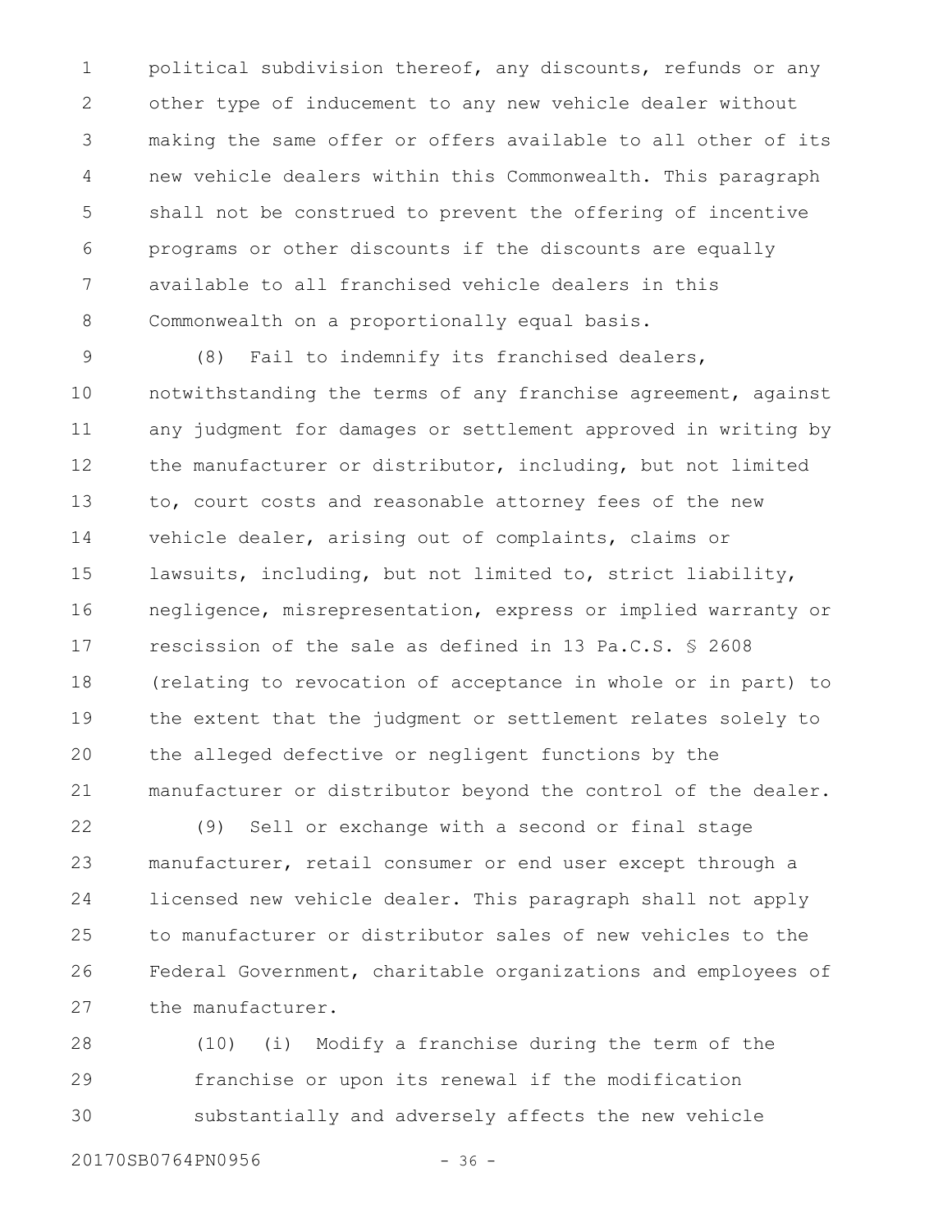political subdivision thereof, any discounts, refunds or any other type of inducement to any new vehicle dealer without making the same offer or offers available to all other of its new vehicle dealers within this Commonwealth. This paragraph shall not be construed to prevent the offering of incentive programs or other discounts if the discounts are equally available to all franchised vehicle dealers in this Commonwealth on a proportionally equal basis.

(8) Fail to indemnify its franchised dealers, notwithstanding the terms of any franchise agreement, against any judgment for damages or settlement approved in writing by the manufacturer or distributor, including, but not limited to, court costs and reasonable attorney fees of the new vehicle dealer, arising out of complaints, claims or lawsuits, including, but not limited to, strict liability, negligence, misrepresentation, express or implied warranty or rescission of the sale as defined in 13 Pa.C.S. § 2608 (relating to revocation of acceptance in whole or in part) to the extent that the judgment or settlement relates solely to the alleged defective or negligent functions by the manufacturer or distributor beyond the control of the dealer.

(9) Sell or exchange with a second or final stage manufacturer, retail consumer or end user except through a licensed new vehicle dealer. This paragraph shall not apply to manufacturer or distributor sales of new vehicles to the Federal Government, charitable organizations and employees of the manufacturer.

(10) (i) Modify a franchise during the term of the franchise or upon its renewal if the modification substantially and adversely affects the new vehicle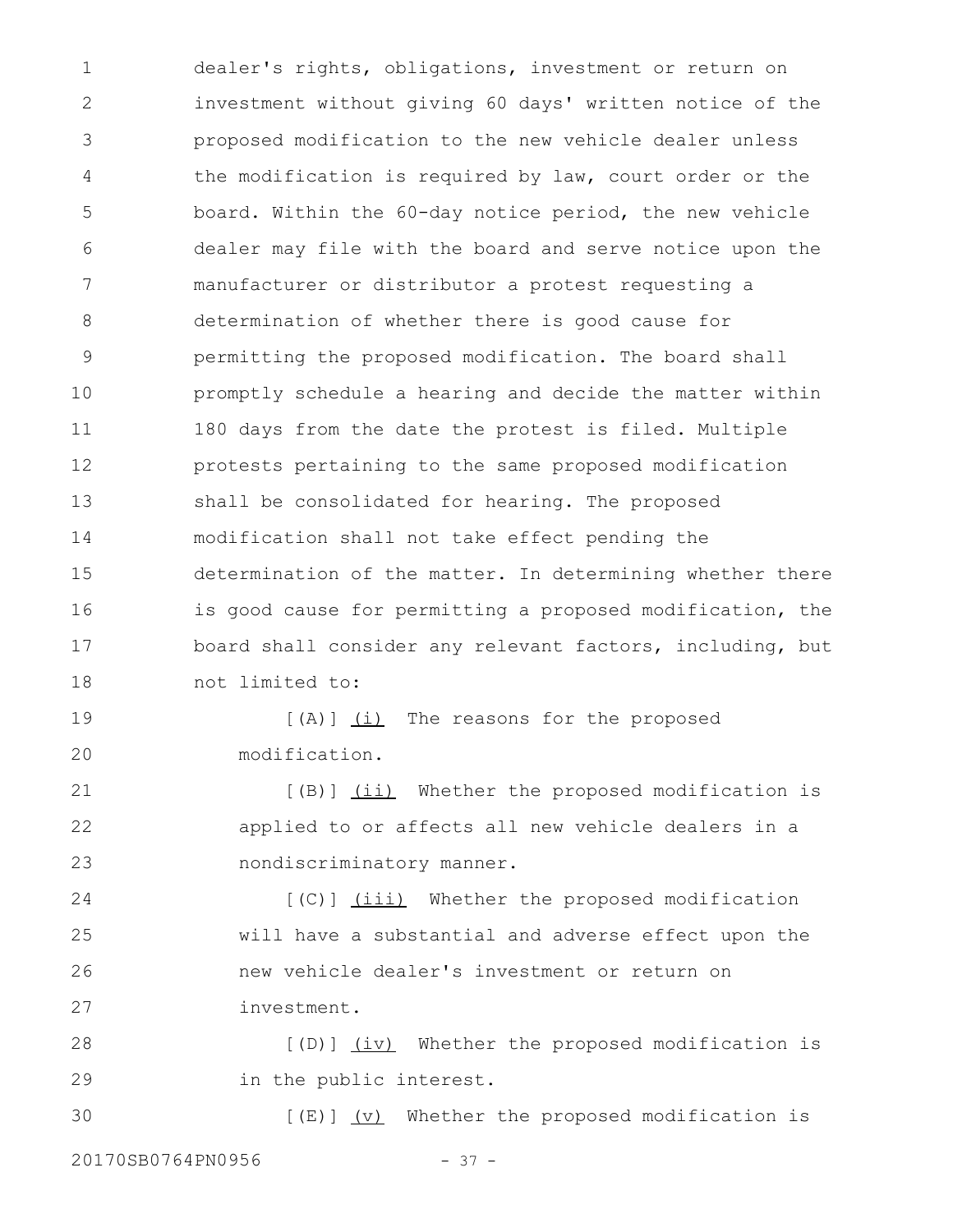dealer's rights, obligations, investment or return on investment without giving 60 days' written notice of the proposed modification to the new vehicle dealer unless the modification is required by law, court order or the board. Within the 60-day notice period, the new vehicle dealer may file with the board and serve notice upon the manufacturer or distributor a protest requesting a determination of whether there is good cause for permitting the proposed modification. The board shall promptly schedule a hearing and decide the matter within 180 days from the date the protest is filed. Multiple protests pertaining to the same proposed modification shall be consolidated for hearing. The proposed modification shall not take effect pending the determination of the matter. In determining whether there is good cause for permitting a proposed modification, the board shall consider any relevant factors, including, but not limited to:

[(A)] (i) The reasons for the proposed modification.

[(B)] (ii) Whether the proposed modification is applied to or affects all new vehicle dealers in a nondiscriminatory manner.

[(C)] (iii) Whether the proposed modification will have a substantial and adverse effect upon the new vehicle dealer's investment or return on investment.

[(D)] (iv) Whether the proposed modification is in the public interest.

[(E)] (v) Whether the proposed modification is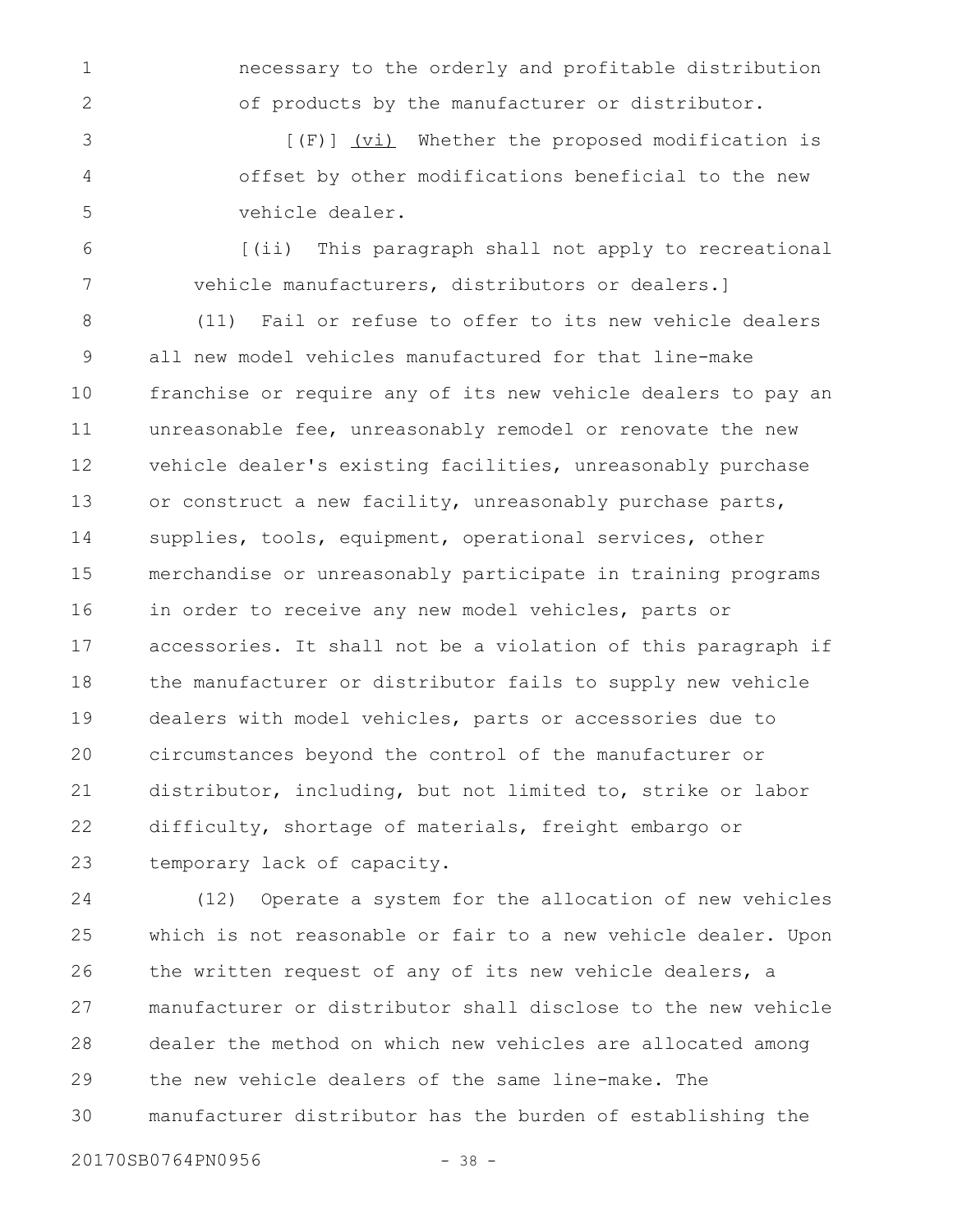necessary to the orderly and profitable distribution of products by the manufacturer or distributor.

[(F)] (vi) Whether the proposed modification is offset by other modifications beneficial to the new vehicle dealer.

[(ii) This paragraph shall not apply to recreational vehicle manufacturers, distributors or dealers.]

(11) Fail or refuse to offer to its new vehicle dealers all new model vehicles manufactured for that line-make franchise or require any of its new vehicle dealers to pay an unreasonable fee, unreasonably remodel or renovate the new vehicle dealer's existing facilities, unreasonably purchase or construct a new facility, unreasonably purchase parts, supplies, tools, equipment, operational services, other merchandise or unreasonably participate in training programs in order to receive any new model vehicles, parts or accessories. It shall not be a violation of this paragraph if the manufacturer or distributor fails to supply new vehicle dealers with model vehicles, parts or accessories due to circumstances beyond the control of the manufacturer or distributor, including, but not limited to, strike or labor difficulty, shortage of materials, freight embargo or temporary lack of capacity.

(12) Operate a system for the allocation of new vehicles which is not reasonable or fair to a new vehicle dealer. Upon the written request of any of its new vehicle dealers, a manufacturer or distributor shall disclose to the new vehicle dealer the method on which new vehicles are allocated among the new vehicle dealers of the same line-make. The manufacturer distributor has the burden of establishing the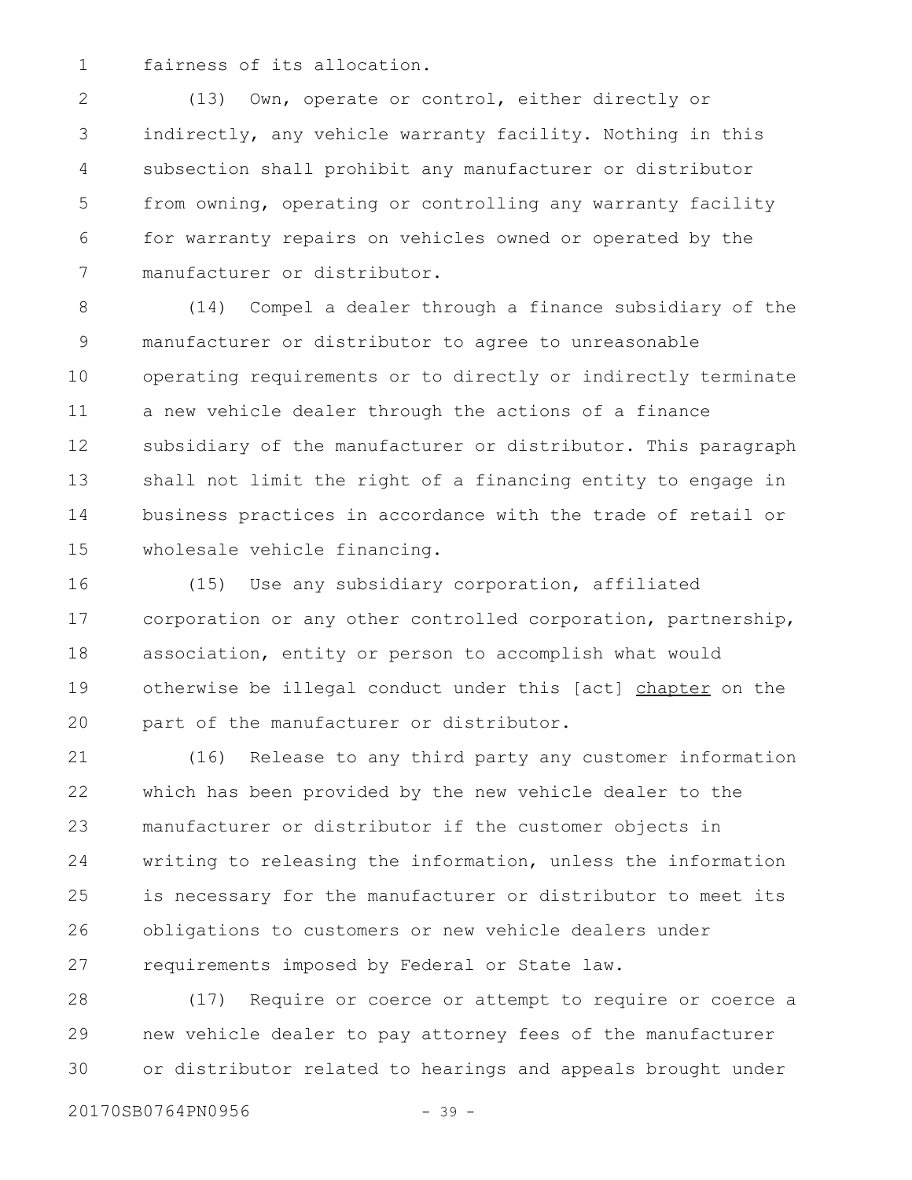fairness of its allocation.

(13) Own, operate or control, either directly or indirectly, any vehicle warranty facility. Nothing in this subsection shall prohibit any manufacturer or distributor from owning, operating or controlling any warranty facility for warranty repairs on vehicles owned or operated by the manufacturer or distributor.

(14) Compel a dealer through a finance subsidiary of the manufacturer or distributor to agree to unreasonable operating requirements or to directly or indirectly terminate a new vehicle dealer through the actions of a finance subsidiary of the manufacturer or distributor. This paragraph shall not limit the right of a financing entity to engage in business practices in accordance with the trade of retail or wholesale vehicle financing.

(15) Use any subsidiary corporation, affiliated corporation or any other controlled corporation, partnership, association, entity or person to accomplish what would otherwise be illegal conduct under this [act] <u>chapter</u> on the part of the manufacturer or distributor.

(16) Release to any third party any customer information which has been provided by the new vehicle dealer to the manufacturer or distributor if the customer objects in writing to releasing the information, unless the information is necessary for the manufacturer or distributor to meet its obligations to customers or new vehicle dealers under requirements imposed by Federal or State law.

(17) Require or coerce or attempt to require or coerce a new vehicle dealer to pay attorney fees of the manufacturer or distributor related to hearings and appeals brought under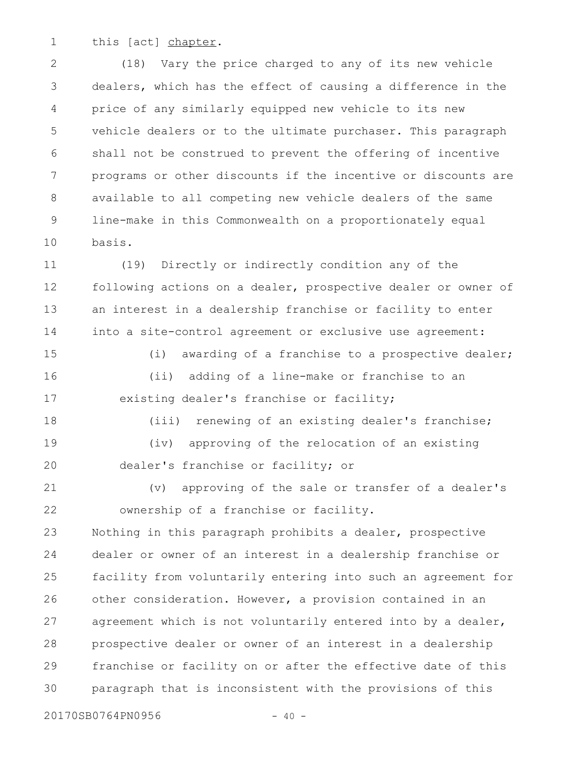this [act] chapter.

(18) Vary the price charged to any of its new vehicle dealers, which has the effect of causing a difference in the price of any similarly equipped new vehicle to its new vehicle dealers or to the ultimate purchaser. This paragraph shall not be construed to prevent the offering of incentive programs or other discounts if the incentive or discounts are available to all competing new vehicle dealers of the same line-make in this Commonwealth on a proportionately equal basis.

(19) Directly or indirectly condition any of the following actions on a dealer, prospective dealer or owner of an interest in a dealership franchise or facility to enter into a site-control agreement or exclusive use agreement:

(i) awarding of a franchise to a prospective dealer;

(ii) adding of a line-make or franchise to an existing dealer's franchise or facility;

(iii) renewing of an existing dealer's franchise;

(iv) approving of the relocation of an existing dealer's franchise or facility; or

(v) approving of the sale or transfer of a dealer's ownership of a franchise or facility.

Nothing in this paragraph prohibits a dealer, prospective dealer or owner of an interest in a dealership franchise or facility from voluntarily entering into such an agreement for other consideration. However, a provision contained in an agreement which is not voluntarily entered into by a dealer, prospective dealer or owner of an interest in a dealership franchise or facility on or after the effective date of this paragraph that is inconsistent with the provisions of this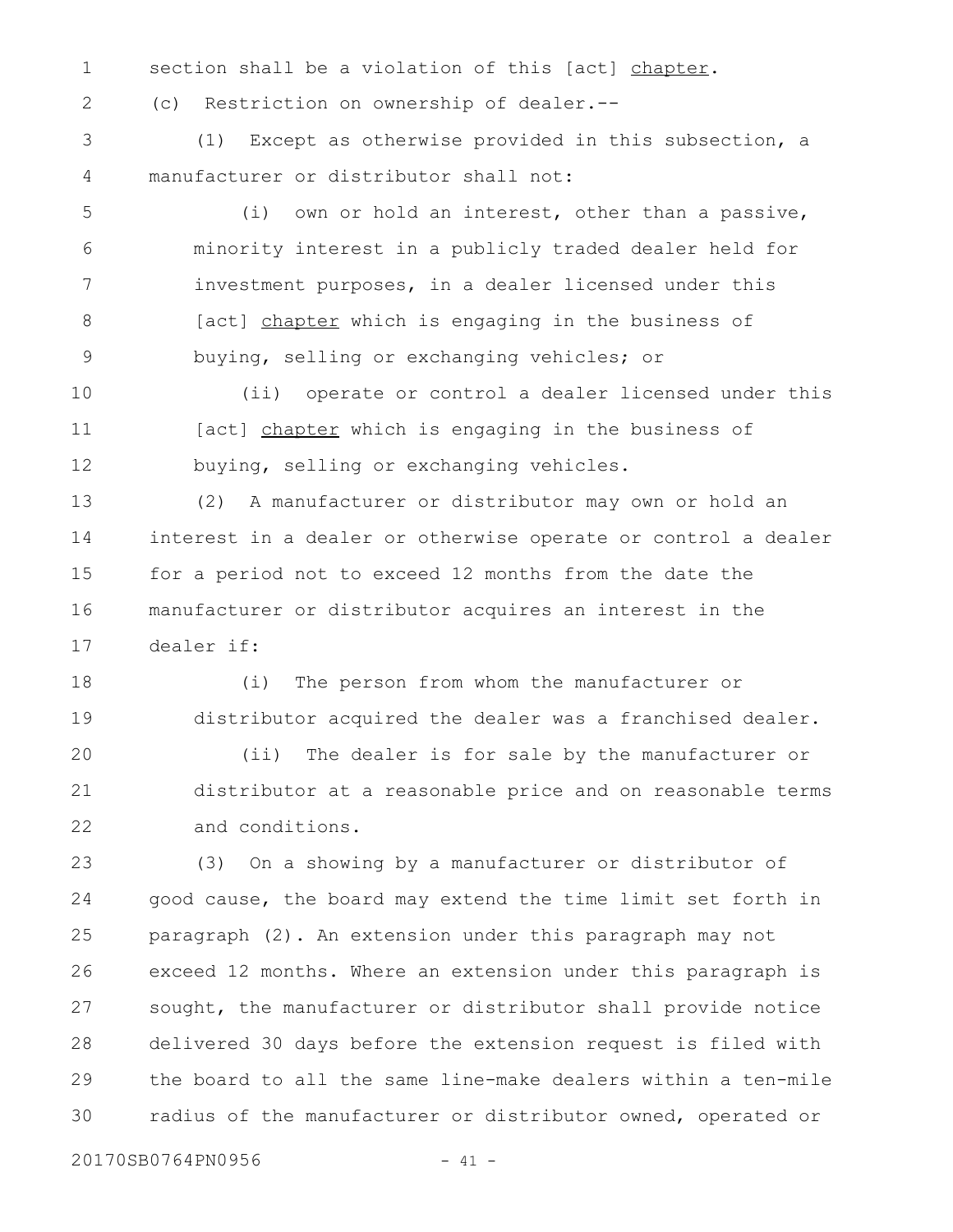section shall be a violation of this [act] chapter.

(c) Restriction on ownership of dealer.--

(1) Except as otherwise provided in this subsection, a manufacturer or distributor shall not:

(i) own or hold an interest, other than a passive, minority interest in a publicly traded dealer held for investment purposes, in a dealer licensed under this [act] chapter which is engaging in the business of buying, selling or exchanging vehicles; or

(ii) operate or control a dealer licensed under this [act] chapter which is engaging in the business of buying, selling or exchanging vehicles.

(2) A manufacturer or distributor may own or hold an interest in a dealer or otherwise operate or control a dealer for a period not to exceed 12 months from the date the manufacturer or distributor acquires an interest in the dealer if:

(i) The person from whom the manufacturer or distributor acquired the dealer was a franchised dealer.

(ii) The dealer is for sale by the manufacturer or distributor at a reasonable price and on reasonable terms and conditions.

(3) On a showing by a manufacturer or distributor of good cause, the board may extend the time limit set forth in paragraph (2). An extension under this paragraph may not exceed 12 months. Where an extension under this paragraph is sought, the manufacturer or distributor shall provide notice delivered 30 days before the extension request is filed with the board to all the same line-make dealers within a ten-mile radius of the manufacturer or distributor owned, operated or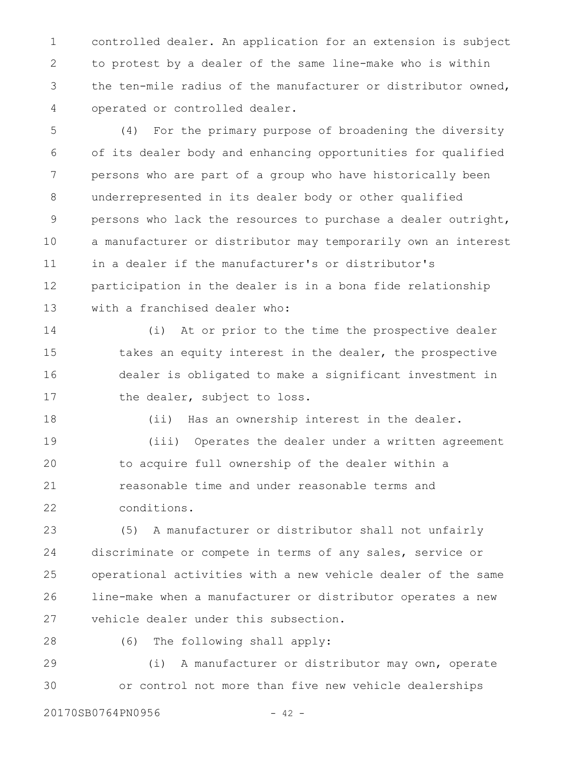controlled dealer. An application for an extension is subject to protest by a dealer of the same line-make who is within the ten-mile radius of the manufacturer or distributor owned, operated or controlled dealer.

(4) For the primary purpose of broadening the diversity of its dealer body and enhancing opportunities for qualified persons who are part of a group who have historically been underrepresented in its dealer body or other qualified persons who lack the resources to purchase a dealer outright, a manufacturer or distributor may temporarily own an interest in a dealer if the manufacturer's or distributor's participation in the dealer is in a bona fide relationship with a franchised dealer who:

(i) At or prior to the time the prospective dealer takes an equity interest in the dealer, the prospective dealer is obligated to make a significant investment in the dealer, subject to loss.

(ii) Has an ownership interest in the dealer.

(iii) Operates the dealer under a written agreement to acquire full ownership of the dealer within a reasonable time and under reasonable terms and conditions.

(5) A manufacturer or distributor shall not unfairly discriminate or compete in terms of any sales, service or operational activities with a new vehicle dealer of the same line-make when a manufacturer or distributor operates a new vehicle dealer under this subsection.

(6) The following shall apply:

(i) A manufacturer or distributor may own, operate or control not more than five new vehicle dealerships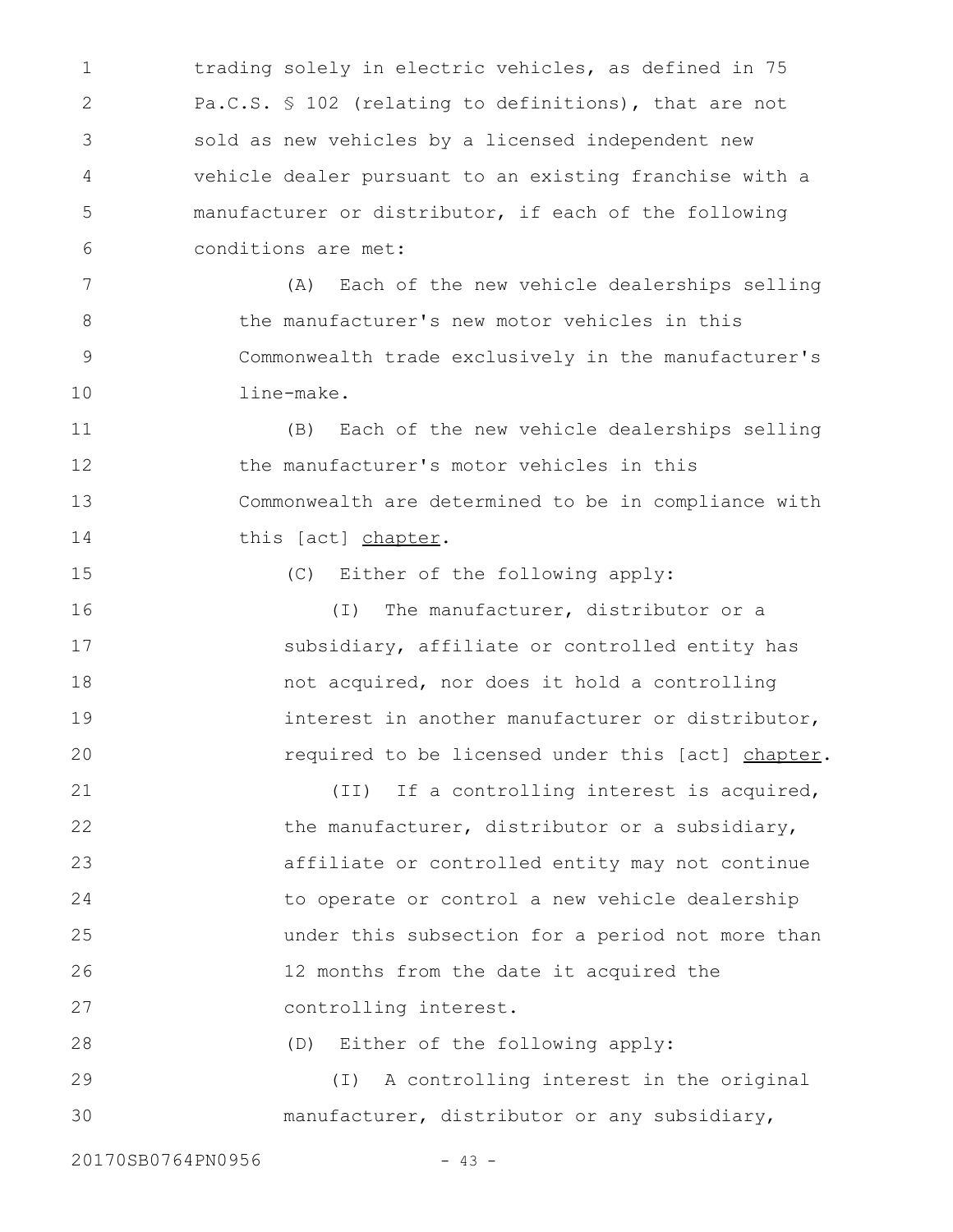trading solely in electric vehicles, as defined in 75 Pa.C.S. § 102 (relating to definitions), that are not sold as new vehicles by a licensed independent new vehicle dealer pursuant to an existing franchise with a manufacturer or distributor, if each of the following conditions are met:

(A) Each of the new vehicle dealerships selling the manufacturer's new motor vehicles in this Commonwealth trade exclusively in the manufacturer's line-make.

(B) Each of the new vehicle dealerships selling the manufacturer's motor vehicles in this Commonwealth are determined to be in compliance with this [act] <u>chapter</u>.

(C) Either of the following apply:

(I) The manufacturer, distributor or a subsidiary, affiliate or controlled entity has not acquired, nor does it hold a controlling interest in another manufacturer or distributor, required to be licensed under this [act] <u>chapter</u>.

(II) If a controlling interest is acquired, the manufacturer, distributor or a subsidiary, affiliate or controlled entity may not continue to operate or control a new vehicle dealership under this subsection for a period not more than 12 months from the date it acquired the controlling interest.

(D) Either of the following apply:

(I) A controlling interest in the original manufacturer, distributor or any subsidiary,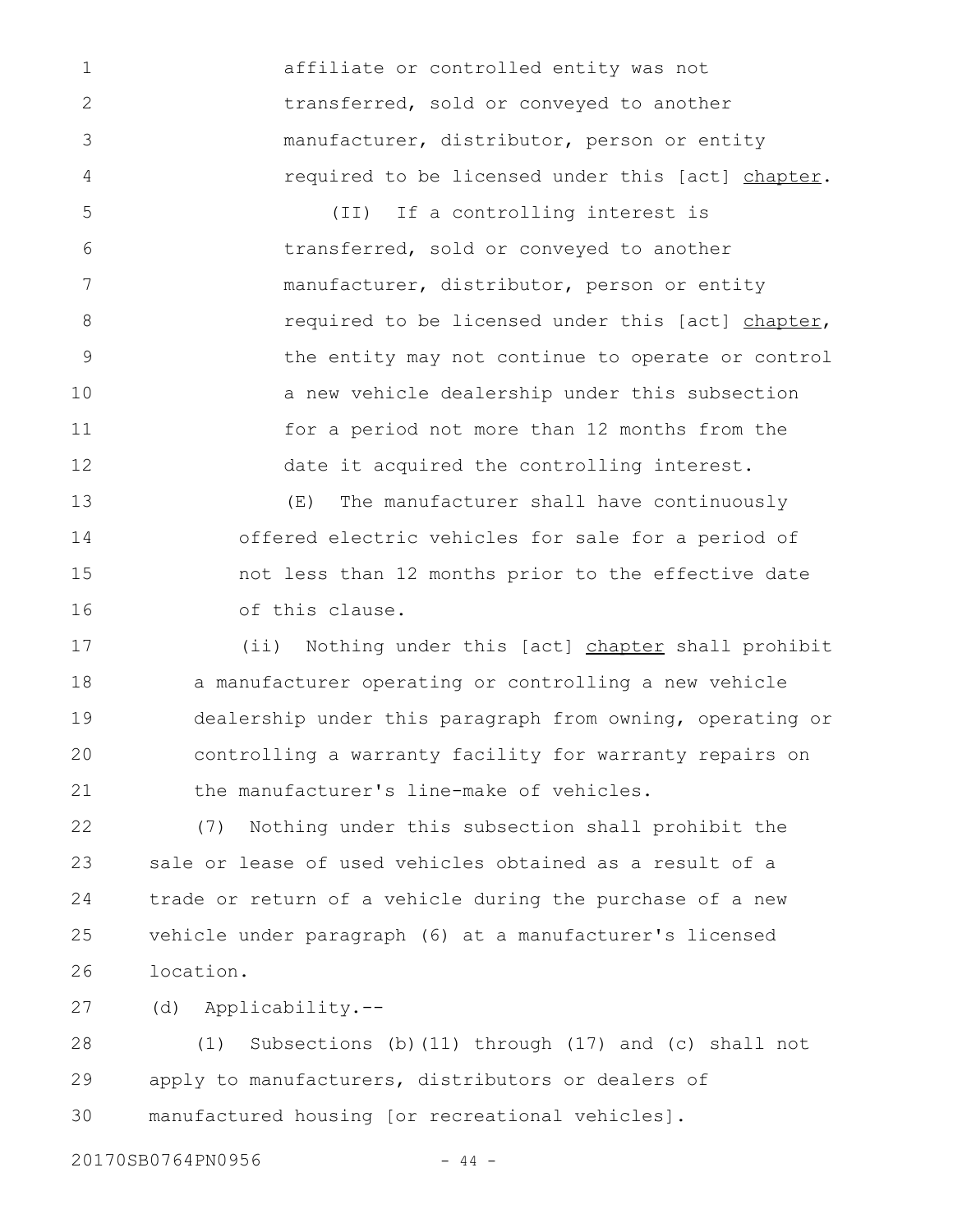affiliate or controlled entity was not transferred, sold or conveyed to another manufacturer, distributor, person or entity required to be licensed under this [act] <u>chapter</u>.

(II) If a controlling interest is transferred, sold or conveyed to another manufacturer, distributor, person or entity required to be licensed under this [act] <u>chapter</u>, the entity may not continue to operate or control a new vehicle dealership under this subsection for a period not more than 12 months from the date it acquired the controlling interest.

(E) The manufacturer shall have continuously offered electric vehicles for sale for a period of not less than 12 months prior to the effective date of this clause.

(ii) Nothing under this [act] <u>chapter</u> shall prohibit a manufacturer operating or controlling a new vehicle dealership under this paragraph from owning, operating or controlling a warranty facility for warranty repairs on the manufacturer's line-make of vehicles.

(7) Nothing under this subsection shall prohibit the sale or lease of used vehicles obtained as a result of a trade or return of a vehicle during the purchase of a new vehicle under paragraph (6) at a manufacturer's licensed location.

(d) Applicability.--

(1) Subsections (b)(11) through (17) and (c) shall not apply to manufacturers, distributors or dealers of manufactured housing [or recreational vehicles].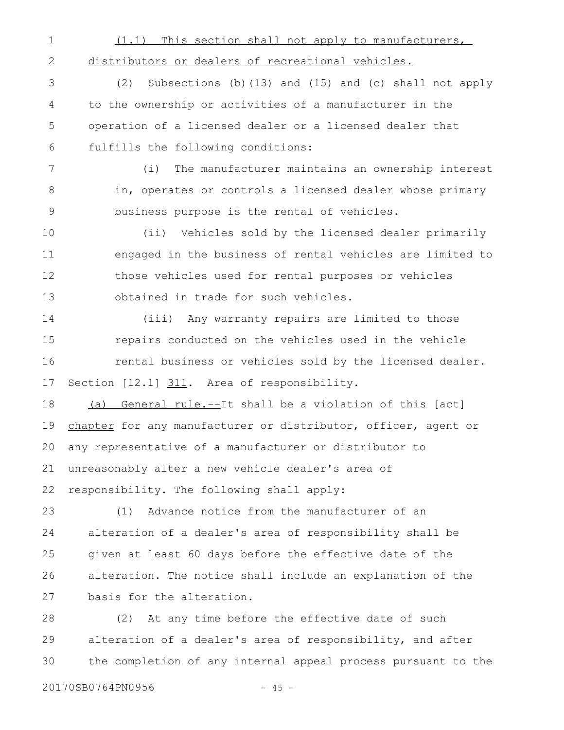(1.1) This section shall not apply to manufacturers, distributors or dealers of recreational vehicles.

(2) Subsections (b)(13) and (15) and (c) shall not apply to the ownership or activities of a manufacturer in the operation of a licensed dealer or a licensed dealer that fulfills the following conditions:

(i) The manufacturer maintains an ownership interest in, operates or controls a licensed dealer whose primary business purpose is the rental of vehicles.

(ii) Vehicles sold by the licensed dealer primarily engaged in the business of rental vehicles are limited to those vehicles used for rental purposes or vehicles obtained in trade for such vehicles.

(iii) Any warranty repairs are limited to those repairs conducted on the vehicles used in the vehicle rental business or vehicles sold by the licensed dealer.

Section [12.1] 311. Area of responsibility.

(a) General rule.--It shall be a violation of this [act] chapter for any manufacturer or distributor, officer, agent or any representative of a manufacturer or distributor to unreasonably alter a new vehicle dealer's area of responsibility. The following shall apply:

(1) Advance notice from the manufacturer of an alteration of a dealer's area of responsibility shall be given at least 60 days before the effective date of the alteration. The notice shall include an explanation of the basis for the alteration.

(2) At any time before the effective date of such alteration of a dealer's area of responsibility, and after the completion of any internal appeal process pursuant to the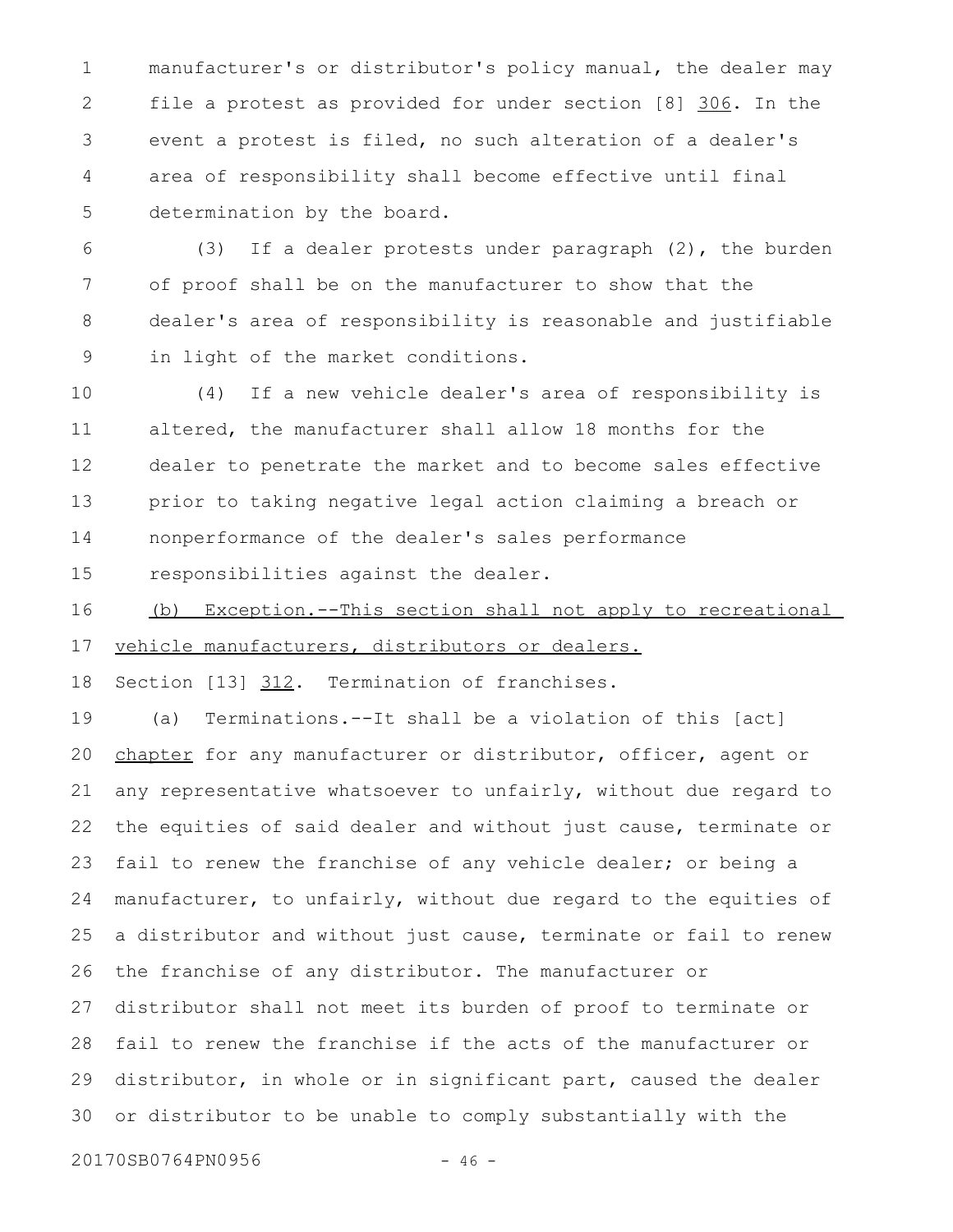manufacturer's or distributor's policy manual, the dealer may file a protest as provided for under section [8] 306. In the event a protest is filed, no such alteration of a dealer's area of responsibility shall become effective until final determination by the board.

(3) If a dealer protests under paragraph (2), the burden of proof shall be on the manufacturer to show that the dealer's area of responsibility is reasonable and justifiable in light of the market conditions.

(4) If a new vehicle dealer's area of responsibility is altered, the manufacturer shall allow 18 months for the dealer to penetrate the market and to become sales effective prior to taking negative legal action claiming a breach or nonperformance of the dealer's sales performance responsibilities against the dealer.

(b) Exception.--This section shall not apply to recreational vehicle manufacturers, distributors or dealers.

Section [13] 312. Termination of franchises.

(a) Terminations.--It shall be a violation of this [act] chapter for any manufacturer or distributor, officer, agent or any representative whatsoever to unfairly, without due regard to the equities of said dealer and without just cause, terminate or fail to renew the franchise of any vehicle dealer; or being a manufacturer, to unfairly, without due regard to the equities of a distributor and without just cause, terminate or fail to renew the franchise of any distributor. The manufacturer or distributor shall not meet its burden of proof to terminate or fail to renew the franchise if the acts of the manufacturer or distributor, in whole or in significant part, caused the dealer or distributor to be unable to comply substantially with the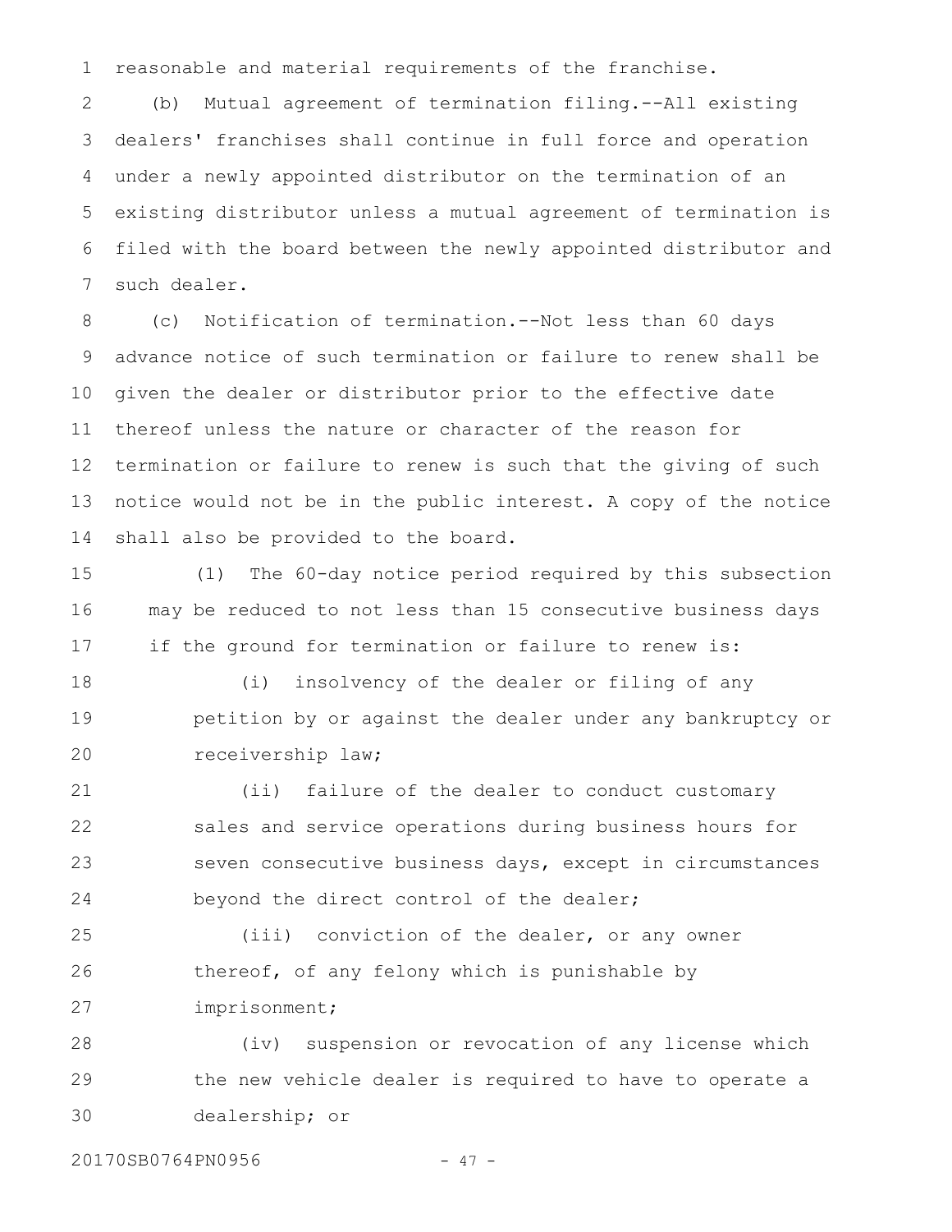reasonable and material requirements of the franchise.

(b) Mutual agreement of termination filing.--All existing dealers' franchises shall continue in full force and operation under a newly appointed distributor on the termination of an existing distributor unless a mutual agreement of termination is filed with the board between the newly appointed distributor and such dealer.

(c) Notification of termination.--Not less than 60 days advance notice of such termination or failure to renew shall be given the dealer or distributor prior to the effective date thereof unless the nature or character of the reason for termination or failure to renew is such that the giving of such notice would not be in the public interest. A copy of the notice shall also be provided to the board.

(1) The 60-day notice period required by this subsection may be reduced to not less than 15 consecutive business days if the ground for termination or failure to renew is:

(i) insolvency of the dealer or filing of any petition by or against the dealer under any bankruptcy or receivership law;

(ii) failure of the dealer to conduct customary sales and service operations during business hours for seven consecutive business days, except in circumstances beyond the direct control of the dealer;

(iii) conviction of the dealer, or any owner thereof, of any felony which is punishable by imprisonment;

(iv) suspension or revocation of any license which the new vehicle dealer is required to have to operate a dealership; or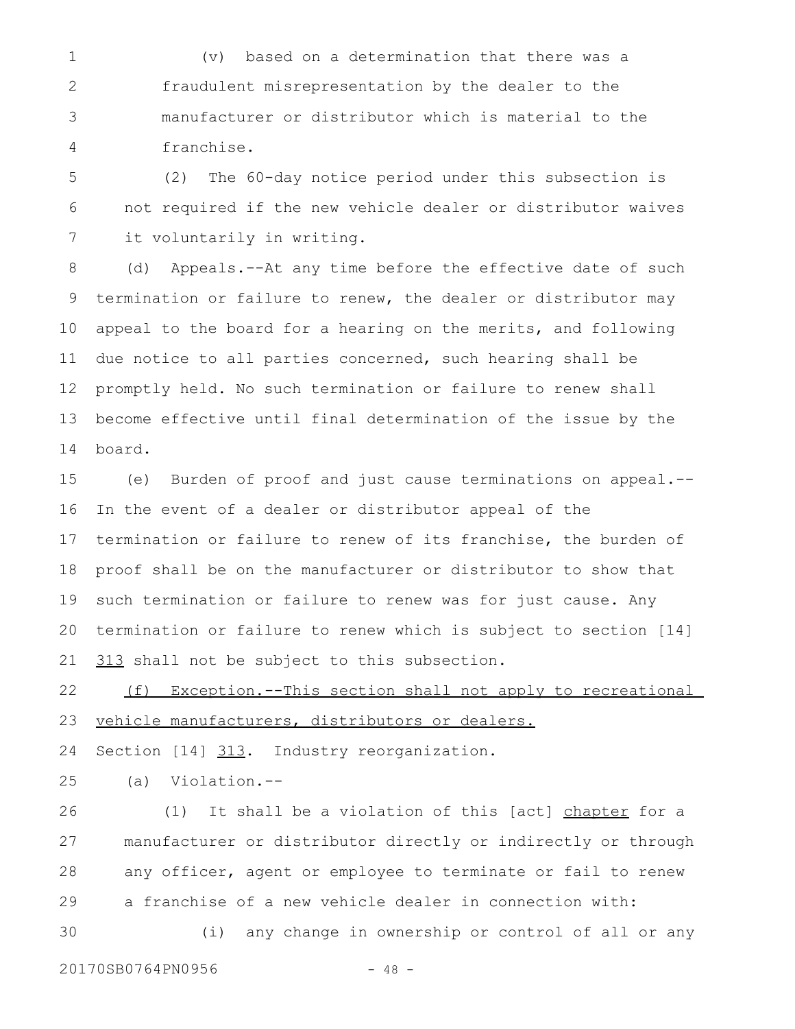(v) based on a determination that there was a fraudulent misrepresentation by the dealer to the manufacturer or distributor which is material to the franchise.

(2) The 60-day notice period under this subsection is not required if the new vehicle dealer or distributor waives it voluntarily in writing.

(d) Appeals.--At any time before the effective date of such termination or failure to renew, the dealer or distributor may appeal to the board for a hearing on the merits, and following due notice to all parties concerned, such hearing shall be promptly held. No such termination or failure to renew shall become effective until final determination of the issue by the board.

(e) Burden of proof and just cause terminations on appeal.--In the event of a dealer or distributor appeal of the termination or failure to renew of its franchise, the burden of proof shall be on the manufacturer or distributor to show that such termination or failure to renew was for just cause. Any termination or failure to renew which is subject to section [14] <u>313</u> shall not be subject to this subsection.

<u>(f) Exception.--This section shall not apply to recreational vehicle manufacturers, distributors or dealers.</u>

Section [14] <u>313</u>. Industry reorganization.

(a) Violation.--

(1) It shall be a violation of this [act] <u>chapter</u> for a manufacturer or distributor directly or indirectly or through any officer, agent or employee to terminate or fail to renew a franchise of a new vehicle dealer in connection with:

(i) any change in ownership or control of all or any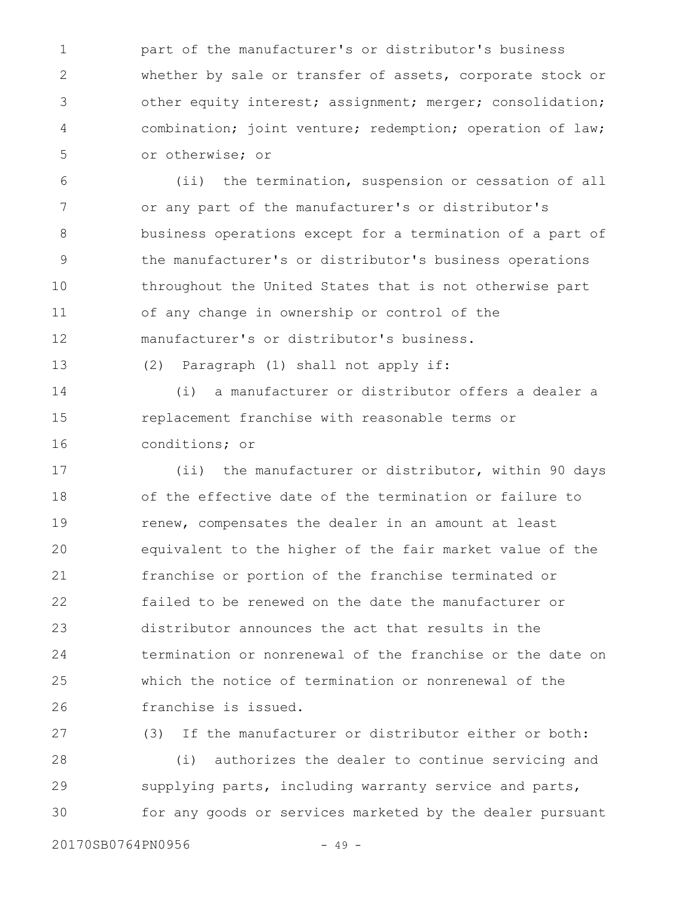part of the manufacturer's or distributor's business whether by sale or transfer of assets, corporate stock or other equity interest; assignment; merger; consolidation; combination; joint venture; redemption; operation of law; or otherwise; or

(ii) the termination, suspension or cessation of all or any part of the manufacturer's or distributor's business operations except for a termination of a part of the manufacturer's or distributor's business operations throughout the United States that is not otherwise part of any change in ownership or control of the manufacturer's or distributor's business.

(2) Paragraph (1) shall not apply if:

(i) a manufacturer or distributor offers a dealer a replacement franchise with reasonable terms or conditions; or

(ii) the manufacturer or distributor, within 90 days of the effective date of the termination or failure to renew, compensates the dealer in an amount at least equivalent to the higher of the fair market value of the franchise or portion of the franchise terminated or failed to be renewed on the date the manufacturer or distributor announces the act that results in the termination or nonrenewal of the franchise or the date on which the notice of termination or nonrenewal of the franchise is issued.

(3) If the manufacturer or distributor either or both:

(i) authorizes the dealer to continue servicing and supplying parts, including warranty service and parts, for any goods or services marketed by the dealer pursuant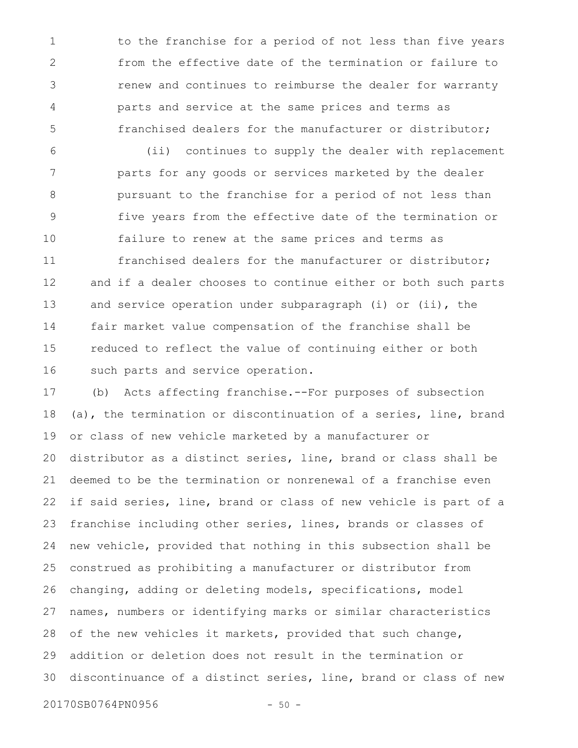to the franchise for a period of not less than five years from the effective date of the termination or failure to renew and continues to reimburse the dealer for warranty parts and service at the same prices and terms as franchised dealers for the manufacturer or distributor;

(ii) continues to supply the dealer with replacement parts for any goods or services marketed by the dealer pursuant to the franchise for a period of not less than five years from the effective date of the termination or failure to renew at the same prices and terms as franchised dealers for the manufacturer or distributor;

and if a dealer chooses to continue either or both such parts and service operation under subparagraph (i) or (ii), the fair market value compensation of the franchise shall be reduced to reflect the value of continuing either or both such parts and service operation.

(b) Acts affecting franchise.--For purposes of subsection (a), the termination or discontinuation of a series, line, brand or class of new vehicle marketed by a manufacturer or distributor as a distinct series, line, brand or class shall be deemed to be the termination or nonrenewal of a franchise even if said series, line, brand or class of new vehicle is part of a franchise including other series, lines, brands or classes of new vehicle, provided that nothing in this subsection shall be construed as prohibiting a manufacturer or distributor from changing, adding or deleting models, specifications, model names, numbers or identifying marks or similar characteristics of the new vehicles it markets, provided that such change, addition or deletion does not result in the termination or discontinuance of a distinct series, line, brand or class of new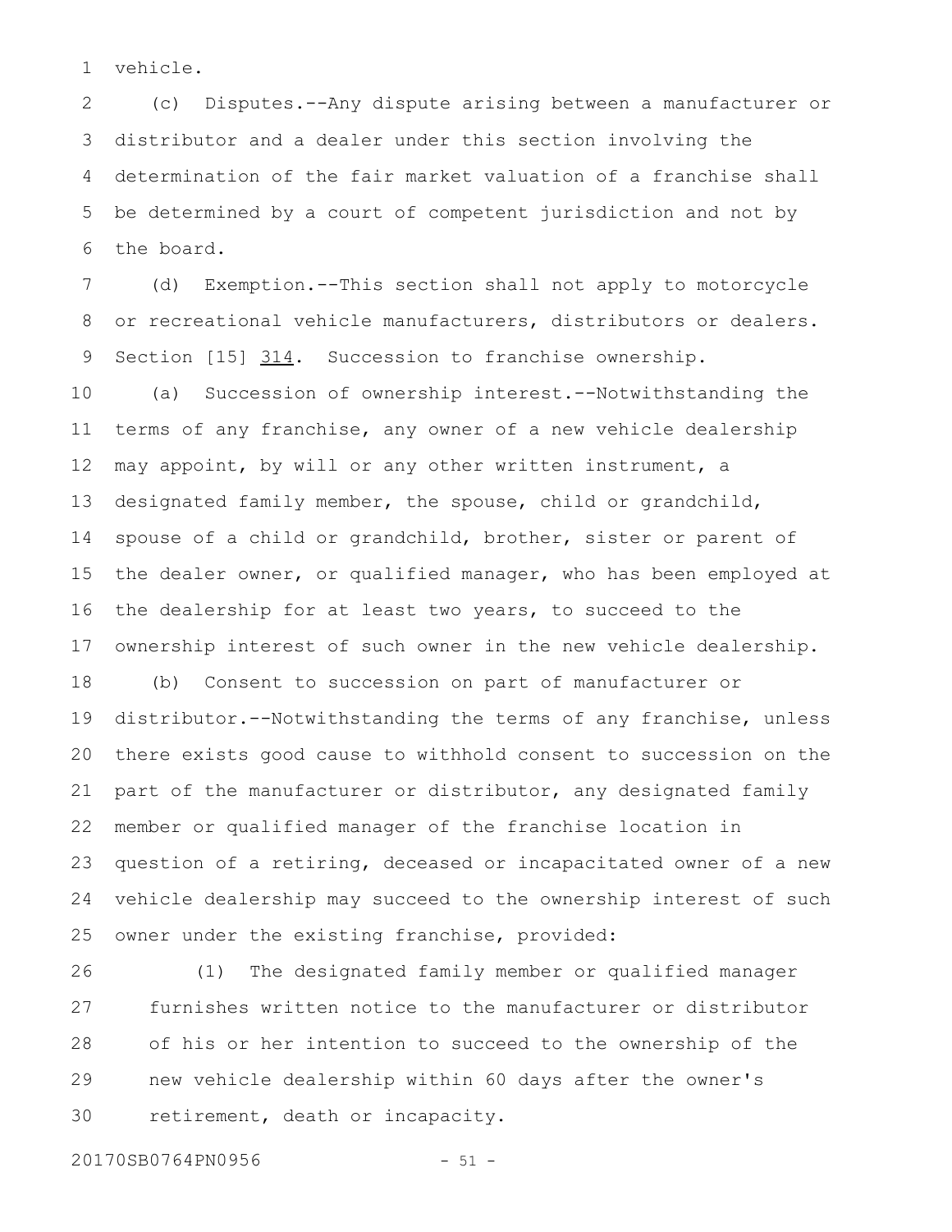vehicle.

(c) Disputes.--Any dispute arising between a manufacturer or distributor and a dealer under this section involving the determination of the fair market valuation of a franchise shall be determined by a court of competent jurisdiction and not by the board.

(d) Exemption.--This section shall not apply to motorcycle or recreational vehicle manufacturers, distributors or dealers.

Section [15] 314. Succession to franchise ownership.

(a) Succession of ownership interest.--Notwithstanding the terms of any franchise, any owner of a new vehicle dealership may appoint, by will or any other written instrument, a designated family member, the spouse, child or grandchild, spouse of a child or grandchild, brother, sister or parent of the dealer owner, or qualified manager, who has been employed at the dealership for at least two years, to succeed to the ownership interest of such owner in the new vehicle dealership.

(b) Consent to succession on part of manufacturer or distributor.--Notwithstanding the terms of any franchise, unless there exists good cause to withhold consent to succession on the part of the manufacturer or distributor, any designated family member or qualified manager of the franchise location in question of a retiring, deceased or incapacitated owner of a new vehicle dealership may succeed to the ownership interest of such owner under the existing franchise, provided:

(1) The designated family member or qualified manager furnishes written notice to the manufacturer or distributor of his or her intention to succeed to the ownership of the new vehicle dealership within 60 days after the owner's retirement, death or incapacity.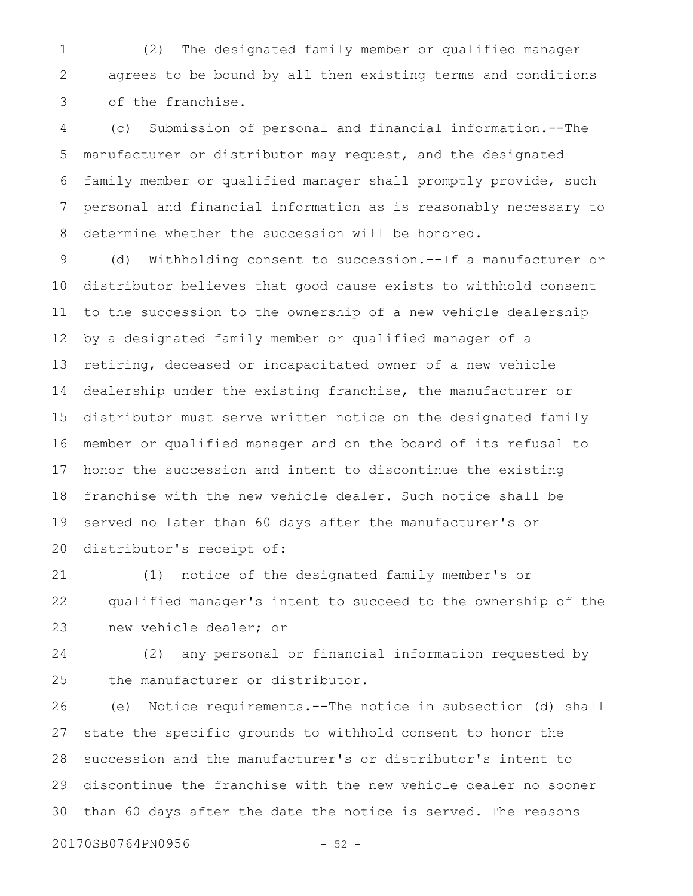(2) The designated family member or qualified manager agrees to be bound by all then existing terms and conditions of the franchise.

(c) Submission of personal and financial information.--The manufacturer or distributor may request, and the designated family member or qualified manager shall promptly provide, such personal and financial information as is reasonably necessary to determine whether the succession will be honored.

(d) Withholding consent to succession.--If a manufacturer or distributor believes that good cause exists to withhold consent to the succession to the ownership of a new vehicle dealership by a designated family member or qualified manager of a retiring, deceased or incapacitated owner of a new vehicle dealership under the existing franchise, the manufacturer or distributor must serve written notice on the designated family member or qualified manager and on the board of its refusal to honor the succession and intent to discontinue the existing franchise with the new vehicle dealer. Such notice shall be served no later than 60 days after the manufacturer's or distributor's receipt of:

(1) notice of the designated family member's or qualified manager's intent to succeed to the ownership of the new vehicle dealer; or

(2) any personal or financial information requested by the manufacturer or distributor.

(e) Notice requirements.--The notice in subsection (d) shall state the specific grounds to withhold consent to honor the succession and the manufacturer's or distributor's intent to discontinue the franchise with the new vehicle dealer no sooner than 60 days after the date the notice is served. The reasons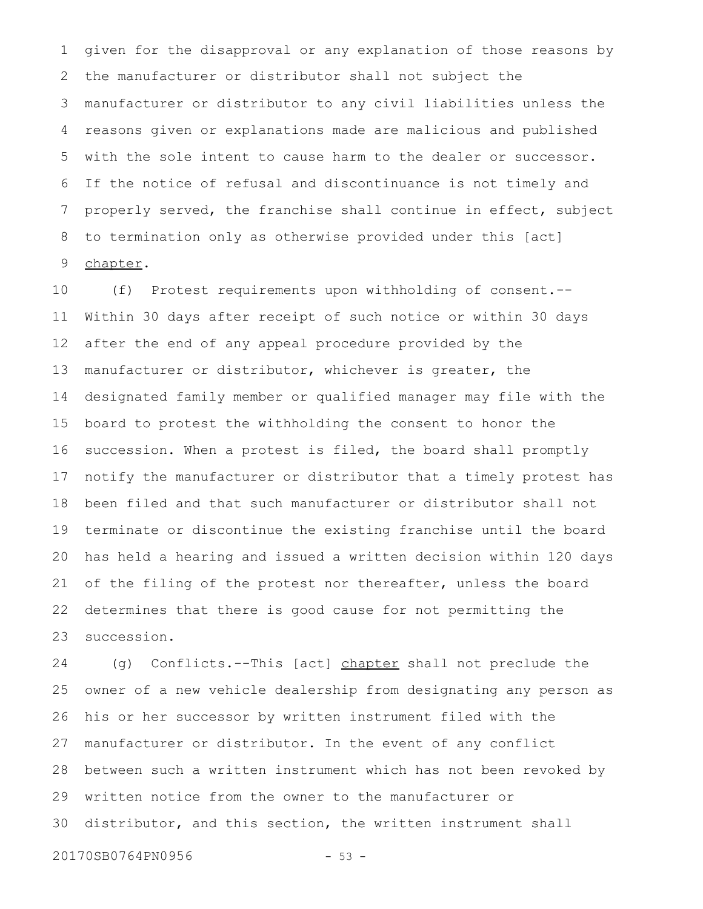given for the disapproval or any explanation of those reasons by the manufacturer or distributor shall not subject the manufacturer or distributor to any civil liabilities unless the reasons given or explanations made are malicious and published with the sole intent to cause harm to the dealer or successor. If the notice of refusal and discontinuance is not timely and properly served, the franchise shall continue in effect, subject to termination only as otherwise provided under this [act] <u>chapter</u>.

(f) Protest requirements upon withholding of consent.--Within 30 days after receipt of such notice or within 30 days after the end of any appeal procedure provided by the manufacturer or distributor, whichever is greater, the designated family member or qualified manager may file with the board to protest the withholding the consent to honor the succession. When a protest is filed, the board shall promptly notify the manufacturer or distributor that a timely protest has been filed and that such manufacturer or distributor shall not terminate or discontinue the existing franchise until the board has held a hearing and issued a written decision within 120 days of the filing of the protest nor thereafter, unless the board determines that there is good cause for not permitting the succession.

(g) Conflicts.--This [act] <u>chapter</u> shall not preclude the owner of a new vehicle dealership from designating any person as his or her successor by written instrument filed with the manufacturer or distributor. In the event of any conflict between such a written instrument which has not been revoked by written notice from the owner to the manufacturer or distributor, and this section, the written instrument shall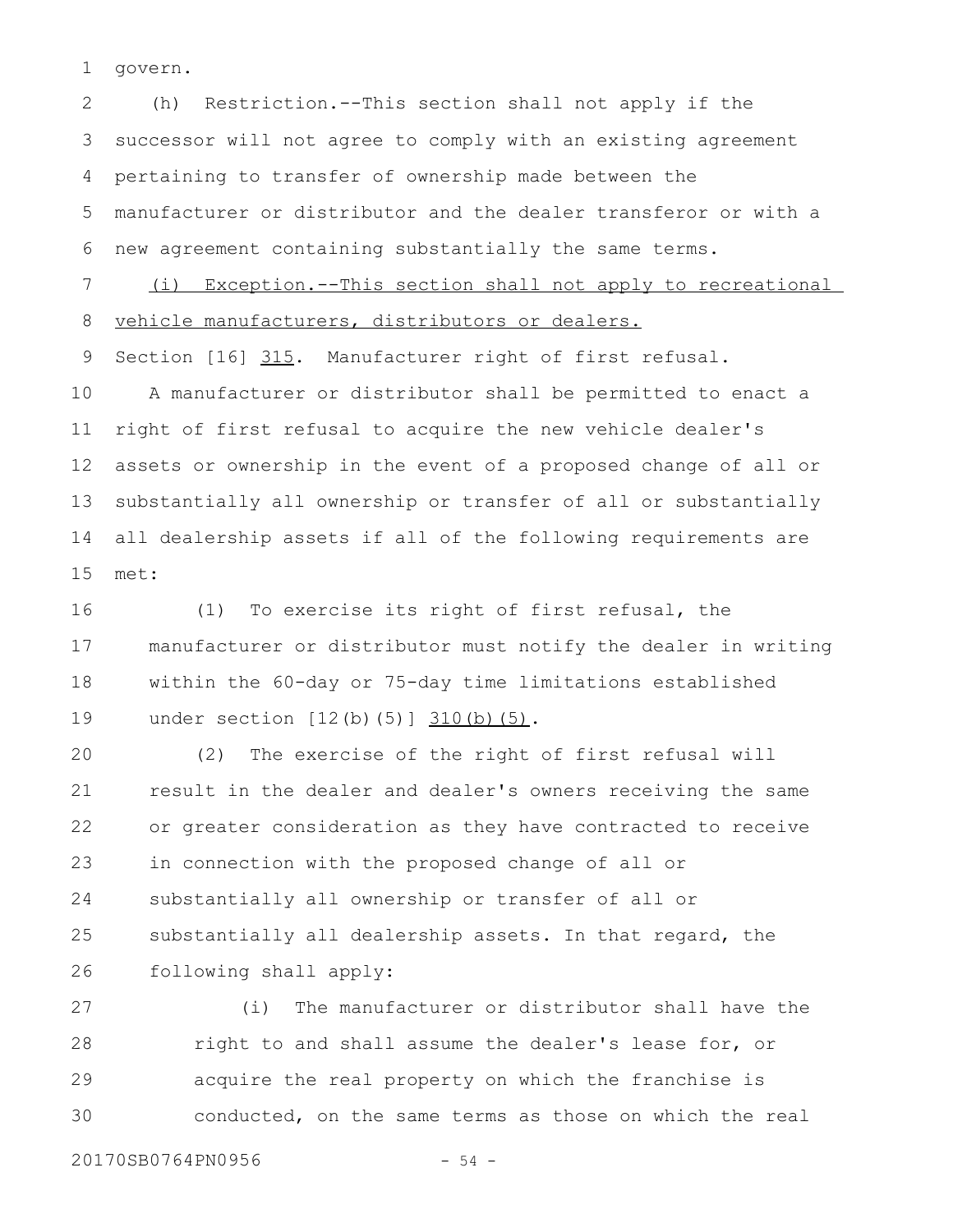govern.

(h) Restriction.--This section shall not apply if the successor will not agree to comply with an existing agreement pertaining to transfer of ownership made between the manufacturer or distributor and the dealer transferor or with a new agreement containing substantially the same terms.

<u>(i) Exception.--This section shall not apply to recreational vehicle manufacturers, distributors or dealers.</u>

Section [16] <u>315</u>. Manufacturer right of first refusal.

A manufacturer or distributor shall be permitted to enact a right of first refusal to acquire the new vehicle dealer's assets or ownership in the event of a proposed change of all or substantially all ownership or transfer of all or substantially all dealership assets if all of the following requirements are met:

(1) To exercise its right of first refusal, the manufacturer or distributor must notify the dealer in writing within the 60-day or 75-day time limitations established under section [12(b)(5)] <u>310(b)(5)</u>.

(2) The exercise of the right of first refusal will result in the dealer and dealer's owners receiving the same or greater consideration as they have contracted to receive in connection with the proposed change of all or substantially all ownership or transfer of all or substantially all dealership assets. In that regard, the following shall apply:

(i) The manufacturer or distributor shall have the right to and shall assume the dealer's lease for, or acquire the real property on which the franchise is conducted, on the same terms as those on which the real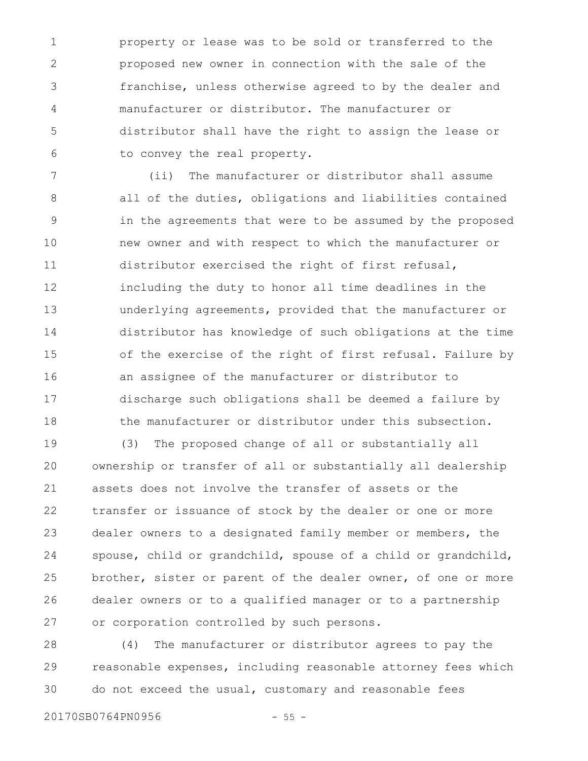property or lease was to be sold or transferred to the proposed new owner in connection with the sale of the franchise, unless otherwise agreed to by the dealer and manufacturer or distributor. The manufacturer or distributor shall have the right to assign the lease or to convey the real property.

(ii) The manufacturer or distributor shall assume all of the duties, obligations and liabilities contained in the agreements that were to be assumed by the proposed new owner and with respect to which the manufacturer or distributor exercised the right of first refusal, including the duty to honor all time deadlines in the underlying agreements, provided that the manufacturer or distributor has knowledge of such obligations at the time of the exercise of the right of first refusal. Failure by an assignee of the manufacturer or distributor to discharge such obligations shall be deemed a failure by the manufacturer or distributor under this subsection.

(3) The proposed change of all or substantially all ownership or transfer of all or substantially all dealership assets does not involve the transfer of assets or the transfer or issuance of stock by the dealer or one or more dealer owners to a designated family member or members, the spouse, child or grandchild, spouse of a child or grandchild, brother, sister or parent of the dealer owner, of one or more dealer owners or to a qualified manager or to a partnership or corporation controlled by such persons.

(4) The manufacturer or distributor agrees to pay the reasonable expenses, including reasonable attorney fees which do not exceed the usual, customary and reasonable fees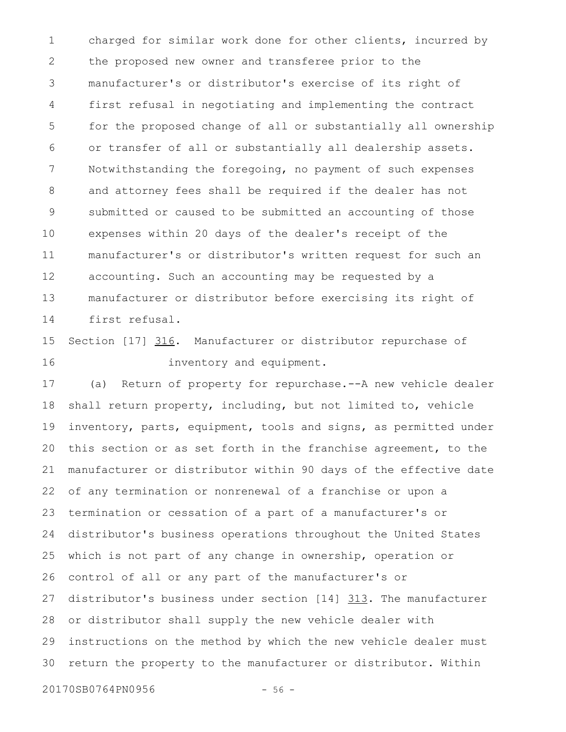charged for similar work done for other clients, incurred by the proposed new owner and transferee prior to the manufacturer's or distributor's exercise of its right of first refusal in negotiating and implementing the contract for the proposed change of all or substantially all ownership or transfer of all or substantially all dealership assets. Notwithstanding the foregoing, no payment of such expenses and attorney fees shall be required if the dealer has not submitted or caused to be submitted an accounting of those expenses within 20 days of the dealer's receipt of the manufacturer's or distributor's written request for such an accounting. Such an accounting may be requested by a manufacturer or distributor before exercising its right of first refusal.

Section [17] 316. Manufacturer or distributor repurchase of inventory and equipment.

(a) Return of property for repurchase.--A new vehicle dealer shall return property, including, but not limited to, vehicle inventory, parts, equipment, tools and signs, as permitted under this section or as set forth in the franchise agreement, to the manufacturer or distributor within 90 days of the effective date of any termination or nonrenewal of a franchise or upon a termination or cessation of a part of a manufacturer's or distributor's business operations throughout the United States which is not part of any change in ownership, operation or control of all or any part of the manufacturer's or distributor's business under section [14] 313. The manufacturer or distributor shall supply the new vehicle dealer with instructions on the method by which the new vehicle dealer must return the property to the manufacturer or distributor. Within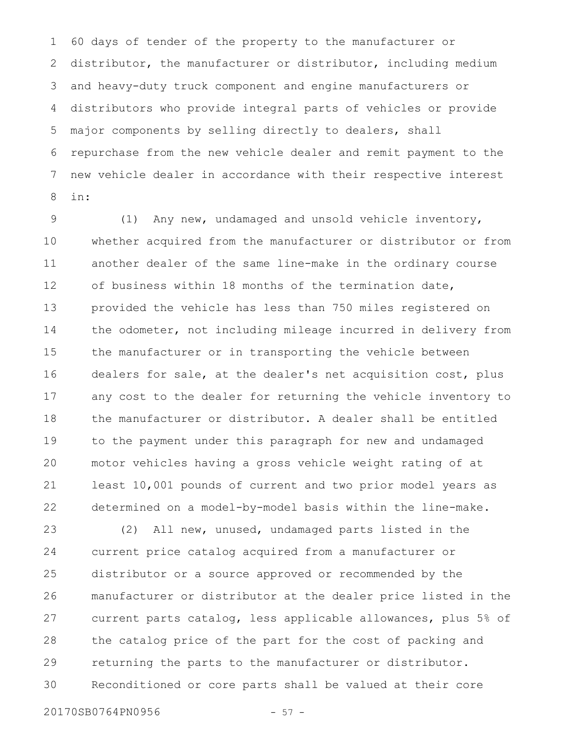60 days of tender of the property to the manufacturer or distributor, the manufacturer or distributor, including medium and heavy-duty truck component and engine manufacturers or distributors who provide integral parts of vehicles or provide major components by selling directly to dealers, shall repurchase from the new vehicle dealer and remit payment to the new vehicle dealer in accordance with their respective interest in:

(1) Any new, undamaged and unsold vehicle inventory, whether acquired from the manufacturer or distributor or from another dealer of the same line-make in the ordinary course of business within 18 months of the termination date, provided the vehicle has less than 750 miles registered on the odometer, not including mileage incurred in delivery from the manufacturer or in transporting the vehicle between dealers for sale, at the dealer's net acquisition cost, plus any cost to the dealer for returning the vehicle inventory to the manufacturer or distributor. A dealer shall be entitled to the payment under this paragraph for new and undamaged motor vehicles having a gross vehicle weight rating of at least 10,001 pounds of current and two prior model years as determined on a model-by-model basis within the line-make.

(2) All new, unused, undamaged parts listed in the current price catalog acquired from a manufacturer or distributor or a source approved or recommended by the manufacturer or distributor at the dealer price listed in the current parts catalog, less applicable allowances, plus 5% of the catalog price of the part for the cost of packing and returning the parts to the manufacturer or distributor. Reconditioned or core parts shall be valued at their core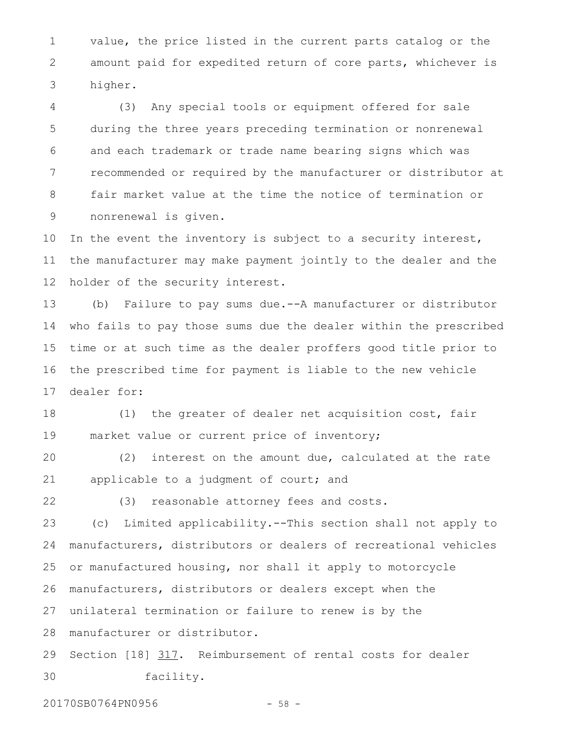value, the price listed in the current parts catalog or the amount paid for expedited return of core parts, whichever is higher.

(3) Any special tools or equipment offered for sale during the three years preceding termination or nonrenewal and each trademark or trade name bearing signs which was recommended or required by the manufacturer or distributor at fair market value at the time the notice of termination or nonrenewal is given.

In the event the inventory is subject to a security interest, the manufacturer may make payment jointly to the dealer and the holder of the security interest.

(b) Failure to pay sums due.--A manufacturer or distributor who fails to pay those sums due the dealer within the prescribed time or at such time as the dealer proffers good title prior to the prescribed time for payment is liable to the new vehicle dealer for:

(1) the greater of dealer net acquisition cost, fair market value or current price of inventory;

(2) interest on the amount due, calculated at the rate applicable to a judgment of court; and

(3) reasonable attorney fees and costs.

(c) Limited applicability.--This section shall not apply to manufacturers, distributors or dealers of recreational vehicles or manufactured housing, nor shall it apply to motorcycle manufacturers, distributors or dealers except when the unilateral termination or failure to renew is by the manufacturer or distributor.

Section [18] <u>317</u>. Reimbursement of rental costs for dealer facility.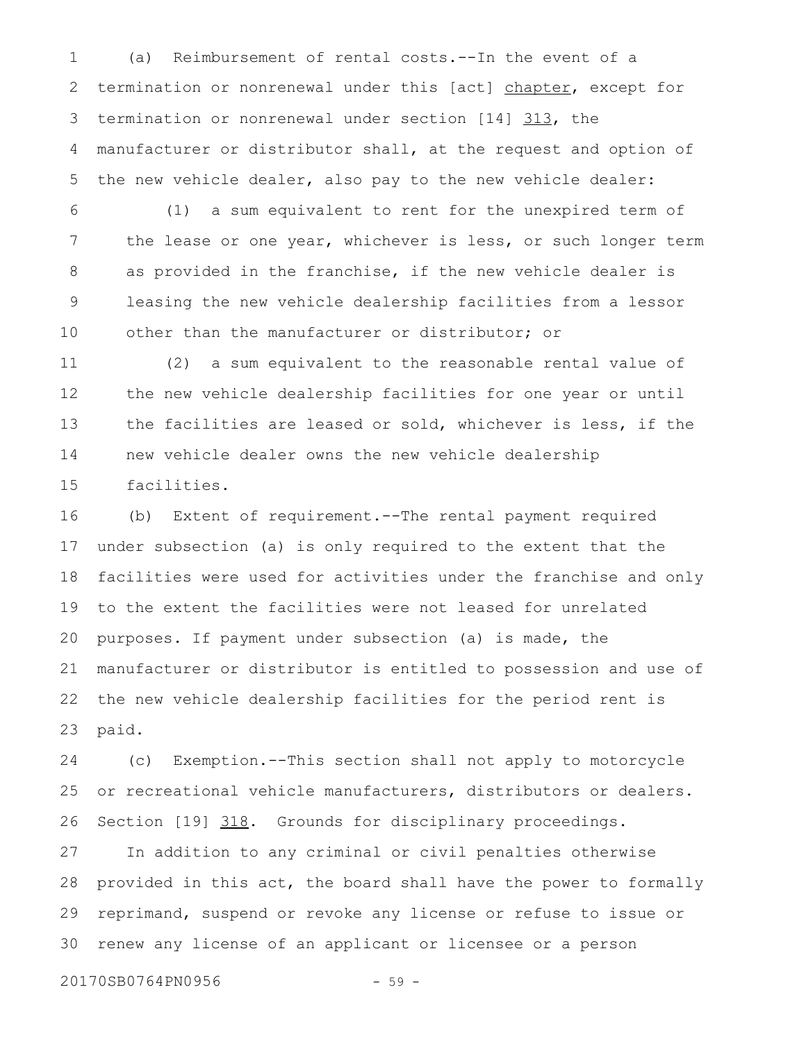(a) Reimbursement of rental costs.--In the event of a termination or nonrenewal under this [act] chapter, except for termination or nonrenewal under section [14] 313, the manufacturer or distributor shall, at the request and option of the new vehicle dealer, also pay to the new vehicle dealer:

(1) a sum equivalent to rent for the unexpired term of the lease or one year, whichever is less, or such longer term as provided in the franchise, if the new vehicle dealer is leasing the new vehicle dealership facilities from a lessor other than the manufacturer or distributor; or

(2) a sum equivalent to the reasonable rental value of the new vehicle dealership facilities for one year or until the facilities are leased or sold, whichever is less, if the new vehicle dealer owns the new vehicle dealership facilities.

(b) Extent of requirement.--The rental payment required under subsection (a) is only required to the extent that the facilities were used for activities under the franchise and only to the extent the facilities were not leased for unrelated purposes. If payment under subsection (a) is made, the manufacturer or distributor is entitled to possession and use of the new vehicle dealership facilities for the period rent is paid.

(c) Exemption.--This section shall not apply to motorcycle or recreational vehicle manufacturers, distributors or dealers.

Section [19] 318. Grounds for disciplinary proceedings.

In addition to any criminal or civil penalties otherwise provided in this act, the board shall have the power to formally reprimand, suspend or revoke any license or refuse to issue or renew any license of an applicant or licensee or a person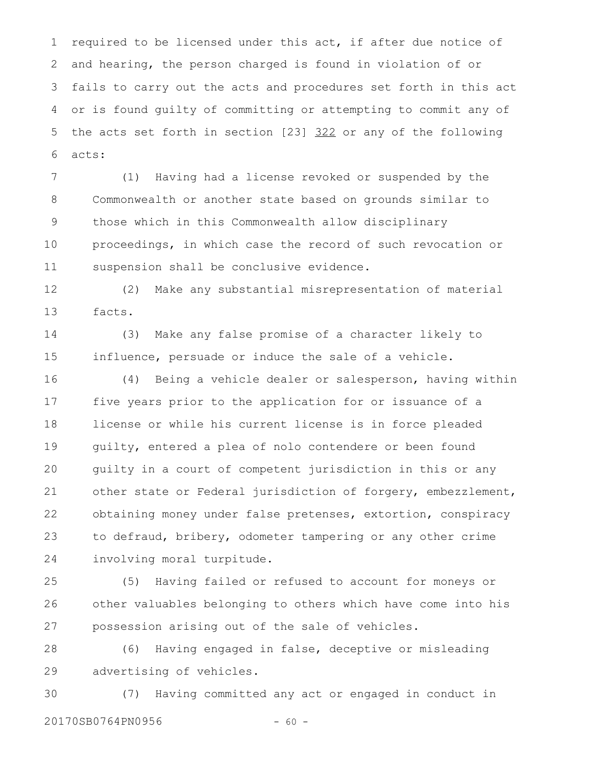required to be licensed under this act, if after due notice of and hearing, the person charged is found in violation of or fails to carry out the acts and procedures set forth in this act or is found guilty of committing or attempting to commit any of the acts set forth in section [23] 322 or any of the following acts:

(1) Having had a license revoked or suspended by the Commonwealth or another state based on grounds similar to those which in this Commonwealth allow disciplinary proceedings, in which case the record of such revocation or suspension shall be conclusive evidence.

(2) Make any substantial misrepresentation of material facts.

(3) Make any false promise of a character likely to influence, persuade or induce the sale of a vehicle.

(4) Being a vehicle dealer or salesperson, having within five years prior to the application for or issuance of a license or while his current license is in force pleaded guilty, entered a plea of nolo contendere or been found guilty in a court of competent jurisdiction in this or any other state or Federal jurisdiction of forgery, embezzlement, obtaining money under false pretenses, extortion, conspiracy to defraud, bribery, odometer tampering or any other crime involving moral turpitude.

(5) Having failed or refused to account for moneys or other valuables belonging to others which have come into his possession arising out of the sale of vehicles.

(6) Having engaged in false, deceptive or misleading advertising of vehicles.

(7) Having committed any act or engaged in conduct in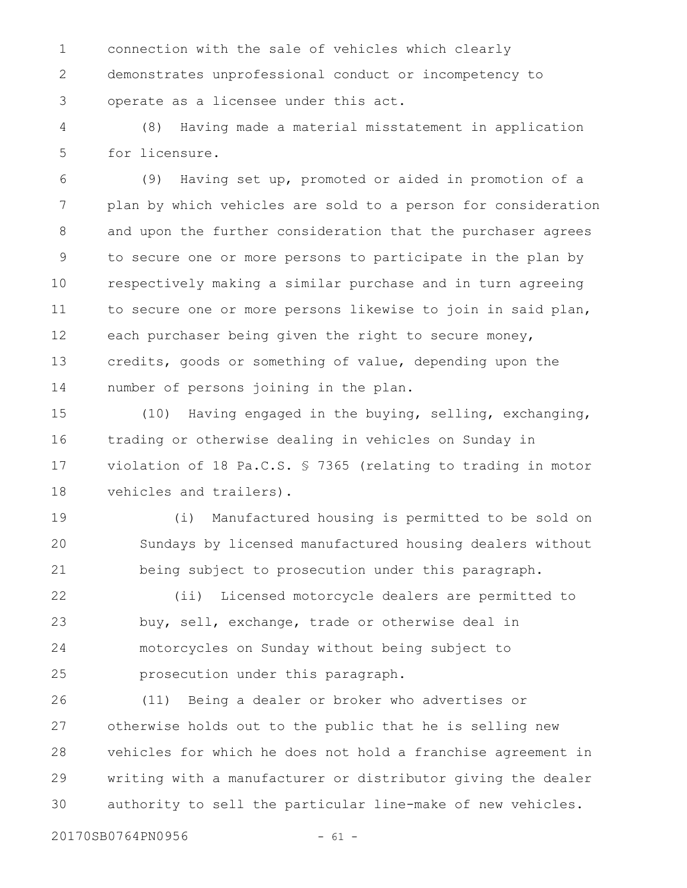connection with the sale of vehicles which clearly demonstrates unprofessional conduct or incompetency to operate as a licensee under this act.

(8) Having made a material misstatement in application for licensure.

(9) Having set up, promoted or aided in promotion of a plan by which vehicles are sold to a person for consideration and upon the further consideration that the purchaser agrees to secure one or more persons to participate in the plan by respectively making a similar purchase and in turn agreeing to secure one or more persons likewise to join in said plan, each purchaser being given the right to secure money, credits, goods or something of value, depending upon the number of persons joining in the plan.

(10) Having engaged in the buying, selling, exchanging, trading or otherwise dealing in vehicles on Sunday in violation of 18 Pa.C.S. § 7365 (relating to trading in motor vehicles and trailers).

(i) Manufactured housing is permitted to be sold on Sundays by licensed manufactured housing dealers without being subject to prosecution under this paragraph.

(ii) Licensed motorcycle dealers are permitted to buy, sell, exchange, trade or otherwise deal in motorcycles on Sunday without being subject to prosecution under this paragraph.

(11) Being a dealer or broker who advertises or otherwise holds out to the public that he is selling new vehicles for which he does not hold a franchise agreement in writing with a manufacturer or distributor giving the dealer authority to sell the particular line-make of new vehicles.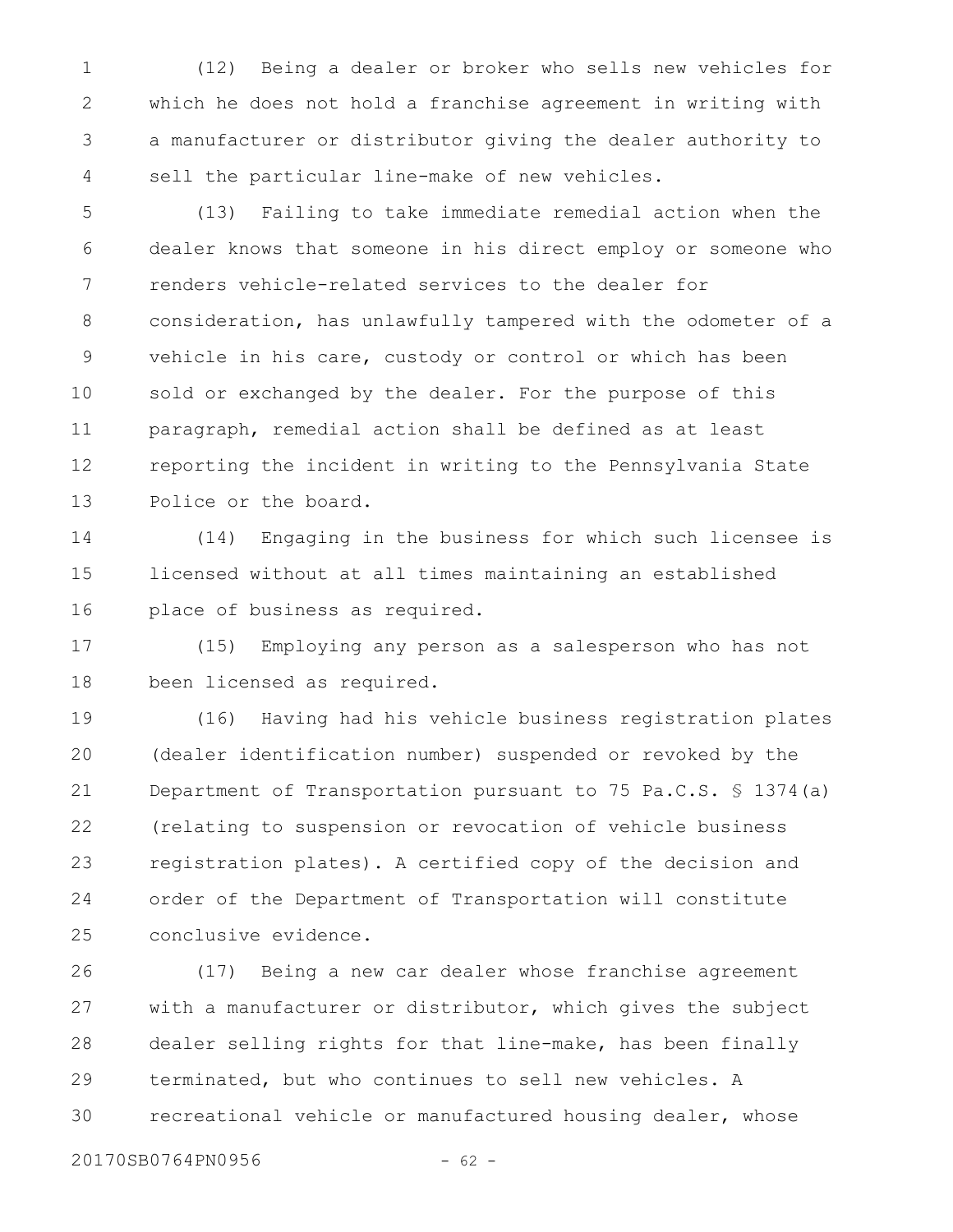(12) Being a dealer or broker who sells new vehicles for which he does not hold a franchise agreement in writing with a manufacturer or distributor giving the dealer authority to sell the particular line-make of new vehicles.

(13) Failing to take immediate remedial action when the dealer knows that someone in his direct employ or someone who renders vehicle-related services to the dealer for consideration, has unlawfully tampered with the odometer of a vehicle in his care, custody or control or which has been sold or exchanged by the dealer. For the purpose of this paragraph, remedial action shall be defined as at least reporting the incident in writing to the Pennsylvania State Police or the board.

(14) Engaging in the business for which such licensee is licensed without at all times maintaining an established place of business as required.

(15) Employing any person as a salesperson who has not been licensed as required.

(16) Having had his vehicle business registration plates (dealer identification number) suspended or revoked by the Department of Transportation pursuant to 75 Pa.C.S. § 1374(a) (relating to suspension or revocation of vehicle business registration plates). A certified copy of the decision and order of the Department of Transportation will constitute conclusive evidence.

(17) Being a new car dealer whose franchise agreement with a manufacturer or distributor, which gives the subject dealer selling rights for that line-make, has been finally terminated, but who continues to sell new vehicles. A recreational vehicle or manufactured housing dealer, whose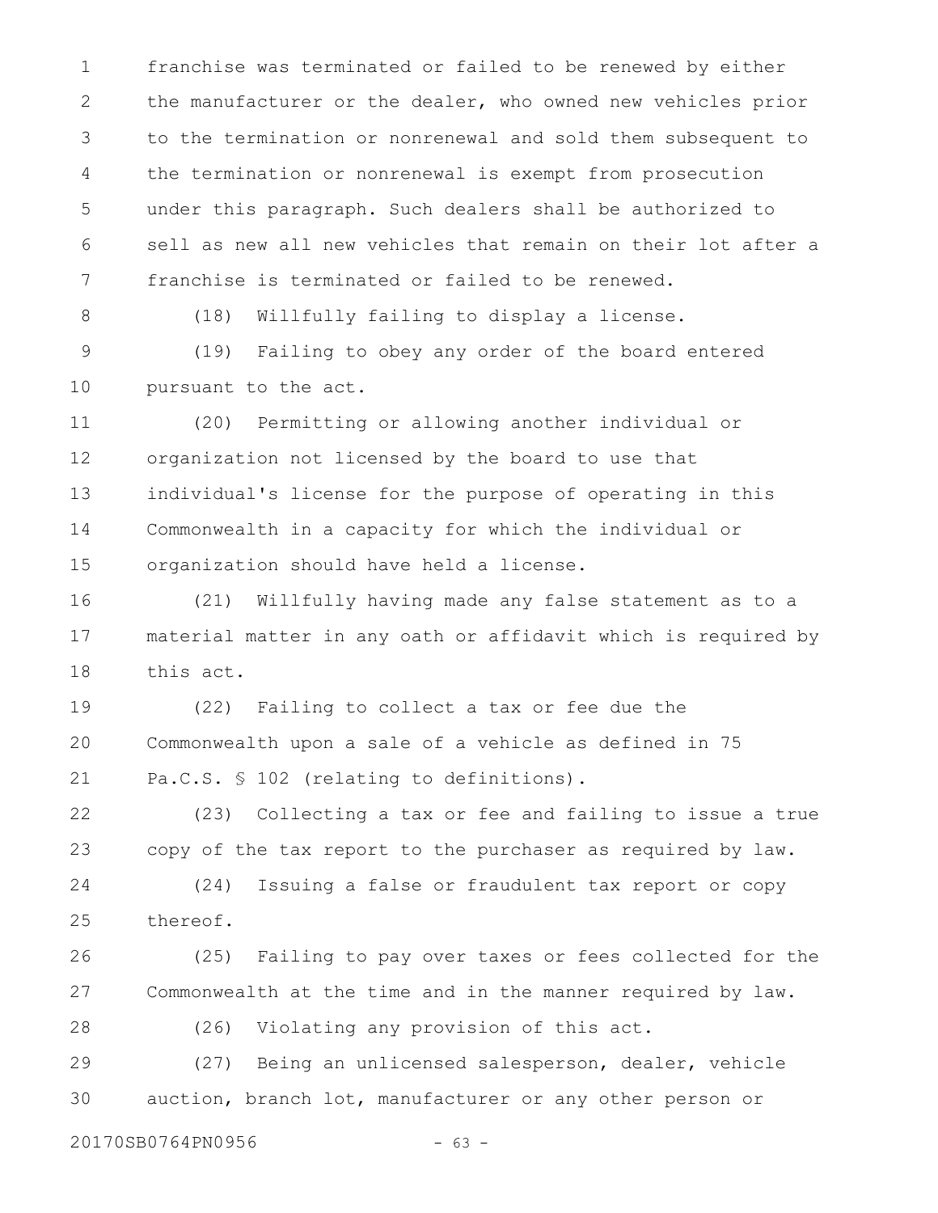franchise was terminated or failed to be renewed by either the manufacturer or the dealer, who owned new vehicles prior to the termination or nonrenewal and sold them subsequent to the termination or nonrenewal is exempt from prosecution under this paragraph. Such dealers shall be authorized to sell as new all new vehicles that remain on their lot after a franchise is terminated or failed to be renewed.

(18) Willfully failing to display a license.

(19) Failing to obey any order of the board entered pursuant to the act.

(20) Permitting or allowing another individual or organization not licensed by the board to use that individual's license for the purpose of operating in this Commonwealth in a capacity for which the individual or organization should have held a license.

(21) Willfully having made any false statement as to a material matter in any oath or affidavit which is required by this act.

(22) Failing to collect a tax or fee due the Commonwealth upon a sale of a vehicle as defined in 75 Pa.C.S. § 102 (relating to definitions).

(23) Collecting a tax or fee and failing to issue a true copy of the tax report to the purchaser as required by law.

(24) Issuing a false or fraudulent tax report or copy thereof.

(25) Failing to pay over taxes or fees collected for the Commonwealth at the time and in the manner required by law.

(26) Violating any provision of this act.

(27) Being an unlicensed salesperson, dealer, vehicle auction, branch lot, manufacturer or any other person or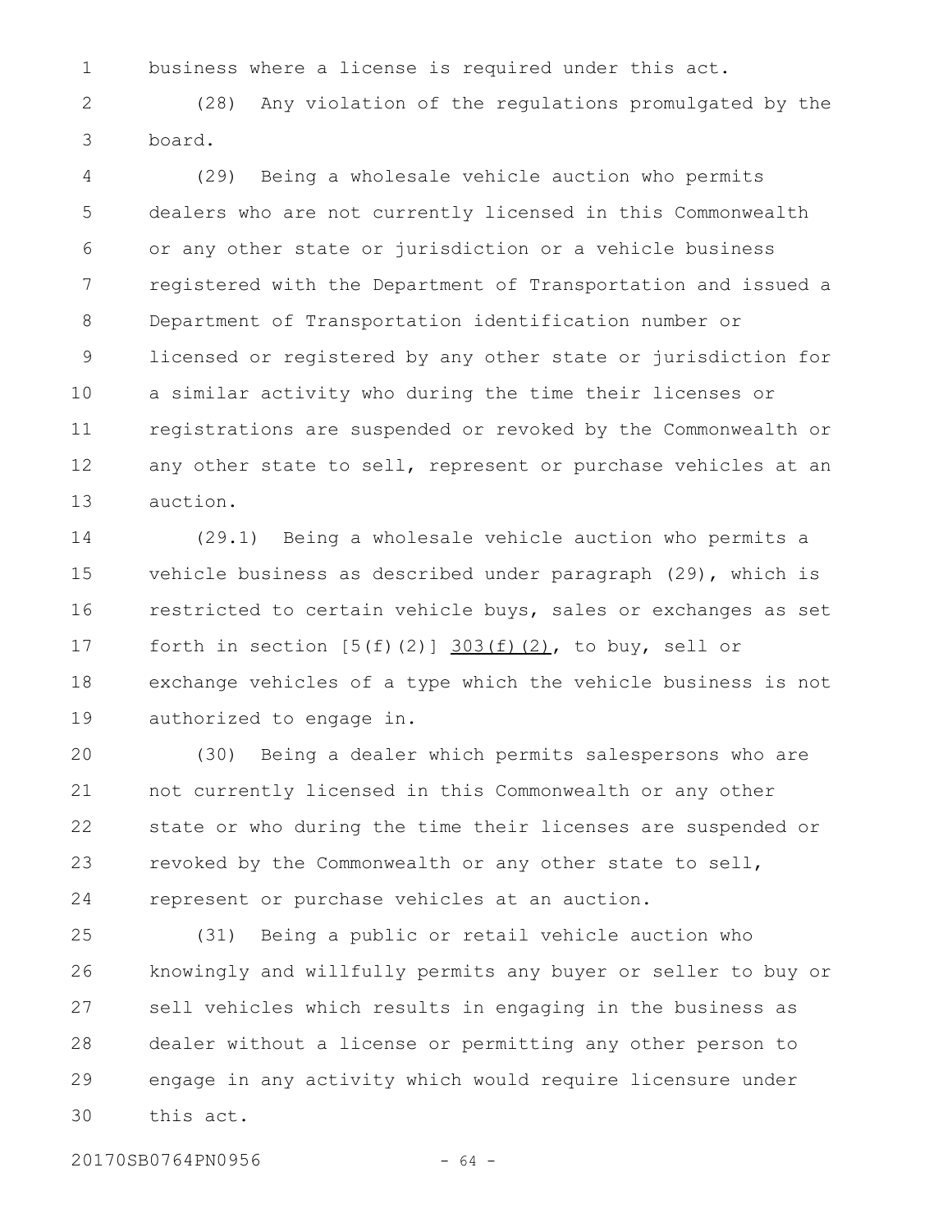business where a license is required under this act.

(28) Any violation of the regulations promulgated by the board.

(29) Being a wholesale vehicle auction who permits dealers who are not currently licensed in this Commonwealth or any other state or jurisdiction or a vehicle business registered with the Department of Transportation and issued a Department of Transportation identification number or licensed or registered by any other state or jurisdiction for a similar activity who during the time their licenses or registrations are suspended or revoked by the Commonwealth or any other state to sell, represent or purchase vehicles at an auction.

(29.1) Being a wholesale vehicle auction who permits a vehicle business as described under paragraph (29), which is restricted to certain vehicle buys, sales or exchanges as set forth in section [5(f)(2)] <u>303(f)(2)</u>, to buy, sell or exchange vehicles of a type which the vehicle business is not authorized to engage in.

(30) Being a dealer which permits salespersons who are not currently licensed in this Commonwealth or any other state or who during the time their licenses are suspended or revoked by the Commonwealth or any other state to sell, represent or purchase vehicles at an auction.

(31) Being a public or retail vehicle auction who knowingly and willfully permits any buyer or seller to buy or sell vehicles which results in engaging in the business as dealer without a license or permitting any other person to engage in any activity which would require licensure under this act.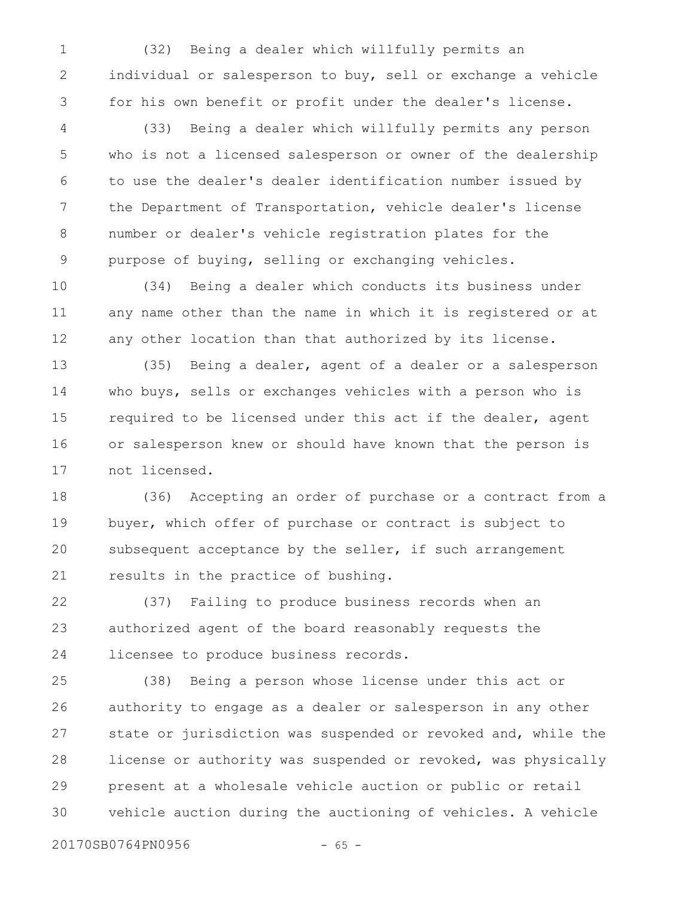(32) Being a dealer which willfully permits an individual or salesperson to buy, sell or exchange a vehicle for his own benefit or profit under the dealer's license.

(33) Being a dealer which willfully permits any person who is not a licensed salesperson or owner of the dealership to use the dealer's dealer identification number issued by the Department of Transportation, vehicle dealer's license number or dealer's vehicle registration plates for the purpose of buying, selling or exchanging vehicles.

(34) Being a dealer which conducts its business under any name other than the name in which it is registered or at any other location than that authorized by its license.

(35) Being a dealer, agent of a dealer or a salesperson who buys, sells or exchanges vehicles with a person who is required to be licensed under this act if the dealer, agent or salesperson knew or should have known that the person is not licensed.

(36) Accepting an order of purchase or a contract from a buyer, which offer of purchase or contract is subject to subsequent acceptance by the seller, if such arrangement results in the practice of bushing.

(37) Failing to produce business records when an authorized agent of the board reasonably requests the licensee to produce business records.

(38) Being a person whose license under this act or authority to engage as a dealer or salesperson in any other state or jurisdiction was suspended or revoked and, while the license or authority was suspended or revoked, was physically present at a wholesale vehicle auction or public or retail vehicle auction during the auctioning of vehicles. A vehicle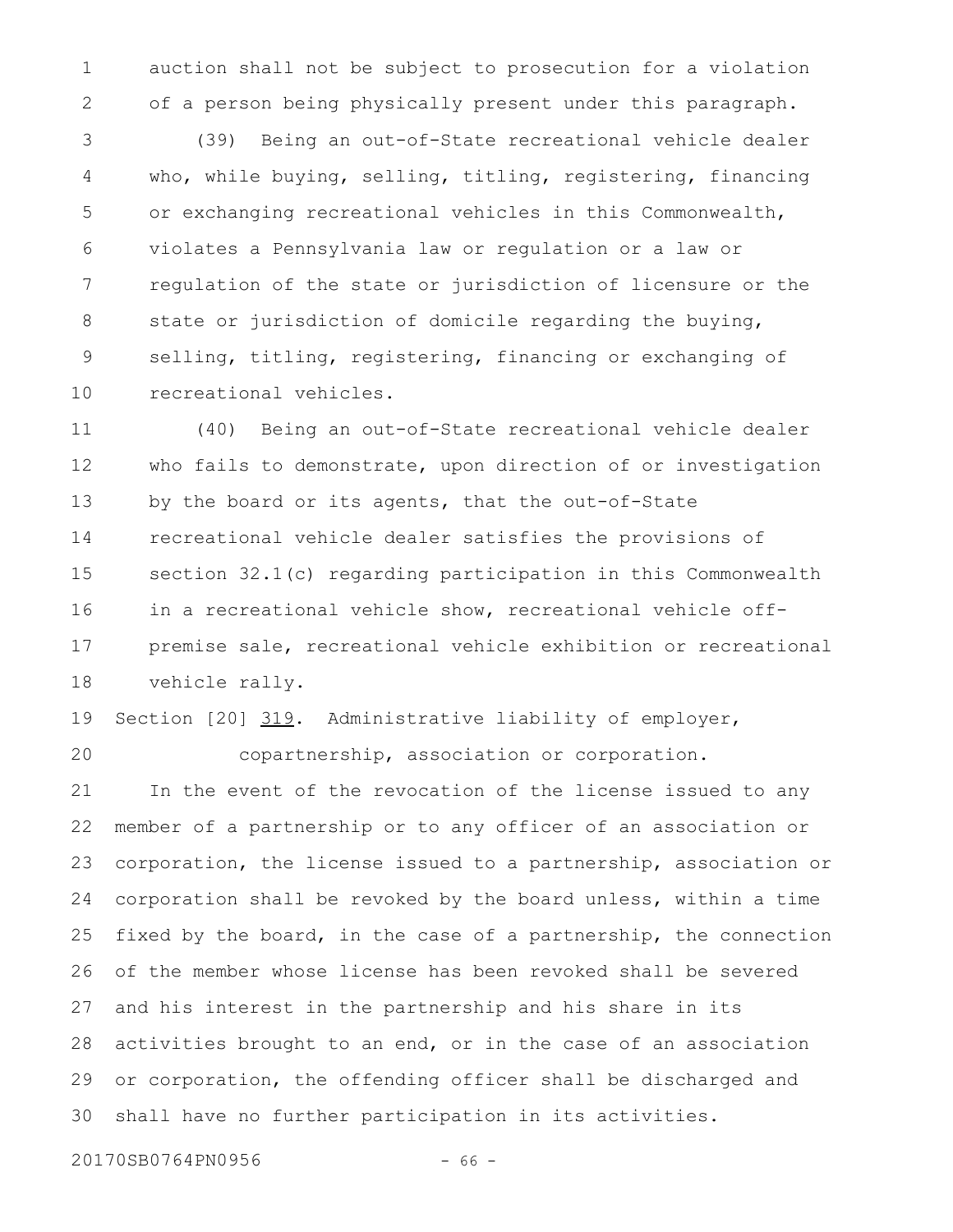auction shall not be subject to prosecution for a violation of a person being physically present under this paragraph.

(39) Being an out-of-State recreational vehicle dealer who, while buying, selling, titling, registering, financing or exchanging recreational vehicles in this Commonwealth, violates a Pennsylvania law or regulation or a law or regulation of the state or jurisdiction of licensure or the state or jurisdiction of domicile regarding the buying, selling, titling, registering, financing or exchanging of recreational vehicles.

(40) Being an out-of-State recreational vehicle dealer who fails to demonstrate, upon direction of or investigation by the board or its agents, that the out-of-State recreational vehicle dealer satisfies the provisions of section 32.1(c) regarding participation in this Commonwealth in a recreational vehicle show, recreational vehicle off-premise sale, recreational vehicle exhibition or recreational vehicle rally.

Section [20] 319. Administrative liability of employer, copartnership, association or corporation.

In the event of the revocation of the license issued to any member of a partnership or to any officer of an association or corporation, the license issued to a partnership, association or corporation shall be revoked by the board unless, within a time fixed by the board, in the case of a partnership, the connection of the member whose license has been revoked shall be severed and his interest in the partnership and his share in its activities brought to an end, or in the case of an association or corporation, the offending officer shall be discharged and shall have no further participation in its activities.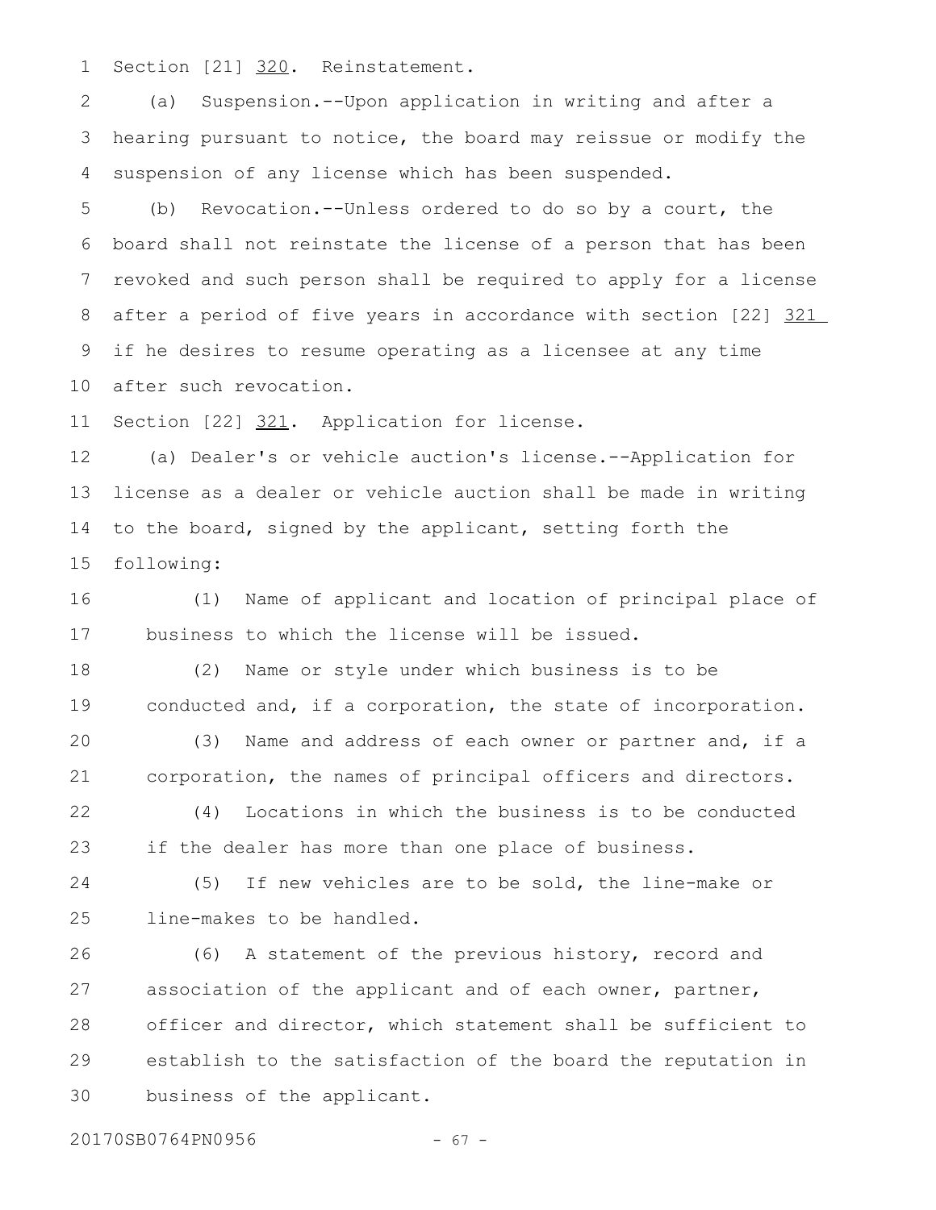Section [21] 320. Reinstatement.

(a) Suspension.--Upon application in writing and after a hearing pursuant to notice, the board may reissue or modify the suspension of any license which has been suspended.

(b) Revocation.--Unless ordered to do so by a court, the board shall not reinstate the license of a person that has been revoked and such person shall be required to apply for a license after a period of five years in accordance with section [22] 321 if he desires to resume operating as a licensee at any time after such revocation.

Section [22] 321. Application for license.

(a) Dealer's or vehicle auction's license.--Application for license as a dealer or vehicle auction shall be made in writing to the board, signed by the applicant, setting forth the following:

(1) Name of applicant and location of principal place of business to which the license will be issued.

(2) Name or style under which business is to be conducted and, if a corporation, the state of incorporation.

(3) Name and address of each owner or partner and, if a corporation, the names of principal officers and directors.

(4) Locations in which the business is to be conducted if the dealer has more than one place of business.

(5) If new vehicles are to be sold, the line-make or line-makes to be handled.

(6) A statement of the previous history, record and association of the applicant and of each owner, partner, officer and director, which statement shall be sufficient to establish to the satisfaction of the board the reputation in business of the applicant.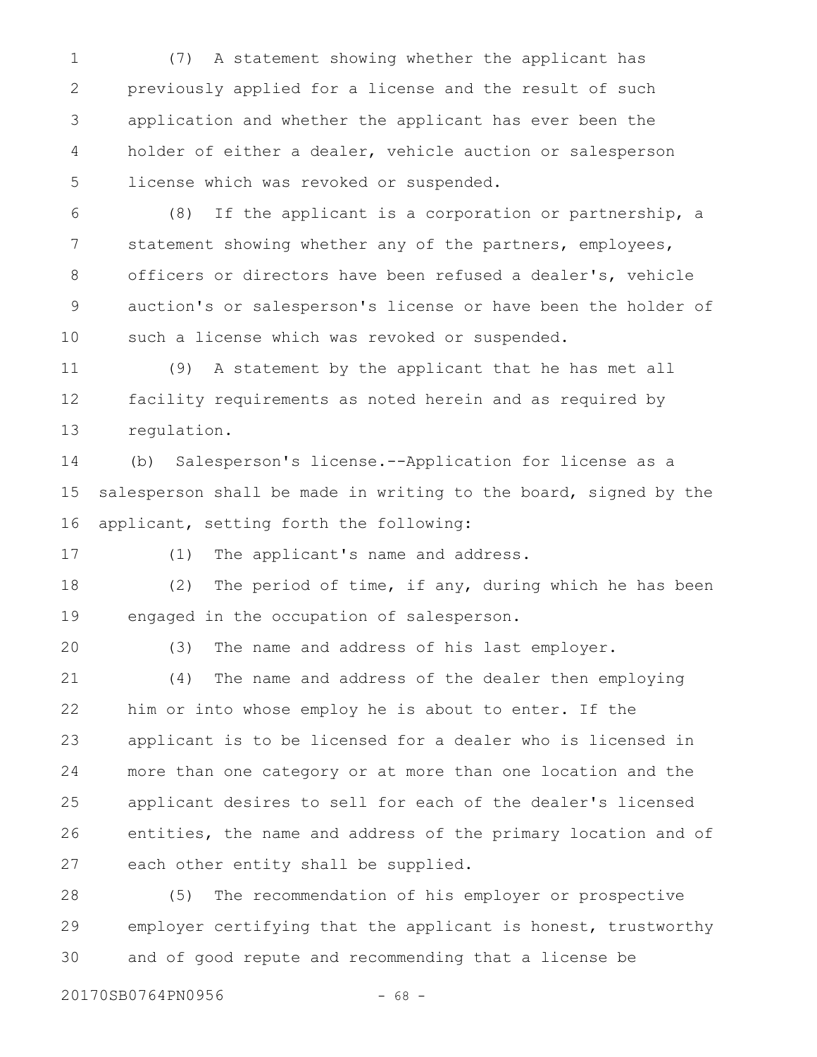(7) A statement showing whether the applicant has previously applied for a license and the result of such application and whether the applicant has ever been the holder of either a dealer, vehicle auction or salesperson license which was revoked or suspended.

(8) If the applicant is a corporation or partnership, a statement showing whether any of the partners, employees, officers or directors have been refused a dealer's, vehicle auction's or salesperson's license or have been the holder of such a license which was revoked or suspended.

(9) A statement by the applicant that he has met all facility requirements as noted herein and as required by regulation.

(b) Salesperson's license.--Application for license as a salesperson shall be made in writing to the board, signed by the applicant, setting forth the following:

(1) The applicant's name and address.

(2) The period of time, if any, during which he has been engaged in the occupation of salesperson.

(3) The name and address of his last employer.

(4) The name and address of the dealer then employing him or into whose employ he is about to enter. If the applicant is to be licensed for a dealer who is licensed in more than one category or at more than one location and the applicant desires to sell for each of the dealer's licensed entities, the name and address of the primary location and of each other entity shall be supplied.

(5) The recommendation of his employer or prospective employer certifying that the applicant is honest, trustworthy and of good repute and recommending that a license be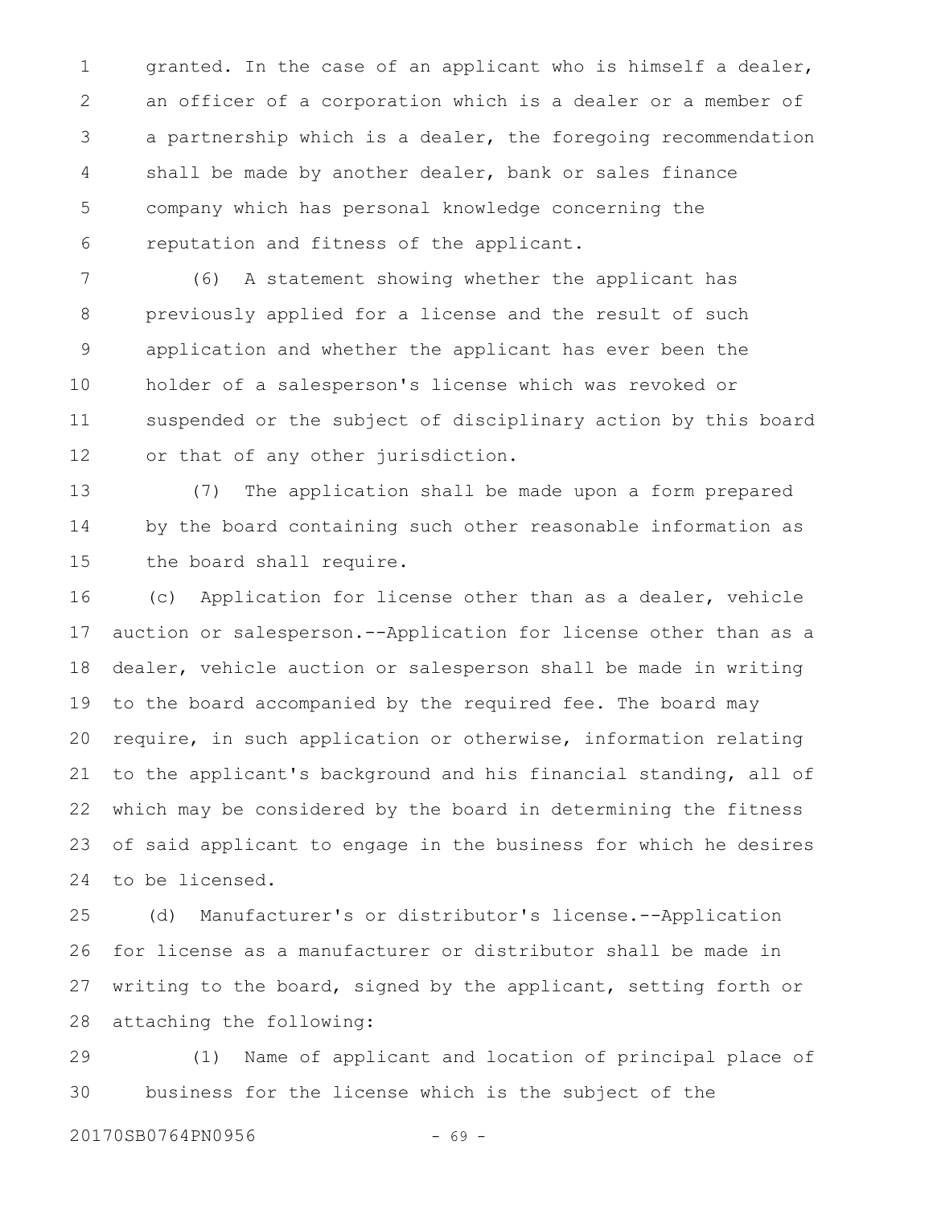granted. In the case of an applicant who is himself a dealer, an officer of a corporation which is a dealer or a member of a partnership which is a dealer, the foregoing recommendation shall be made by another dealer, bank or sales finance company which has personal knowledge concerning the reputation and fitness of the applicant.

(6) A statement showing whether the applicant has previously applied for a license and the result of such application and whether the applicant has ever been the holder of a salesperson's license which was revoked or suspended or the subject of disciplinary action by this board or that of any other jurisdiction.

(7) The application shall be made upon a form prepared by the board containing such other reasonable information as the board shall require.

(c) Application for license other than as a dealer, vehicle auction or salesperson.--Application for license other than as a dealer, vehicle auction or salesperson shall be made in writing to the board accompanied by the required fee. The board may require, in such application or otherwise, information relating to the applicant's background and his financial standing, all of which may be considered by the board in determining the fitness of said applicant to engage in the business for which he desires to be licensed.

(d) Manufacturer's or distributor's license.--Application for license as a manufacturer or distributor shall be made in writing to the board, signed by the applicant, setting forth or attaching the following:

(1) Name of applicant and location of principal place of business for the license which is the subject of the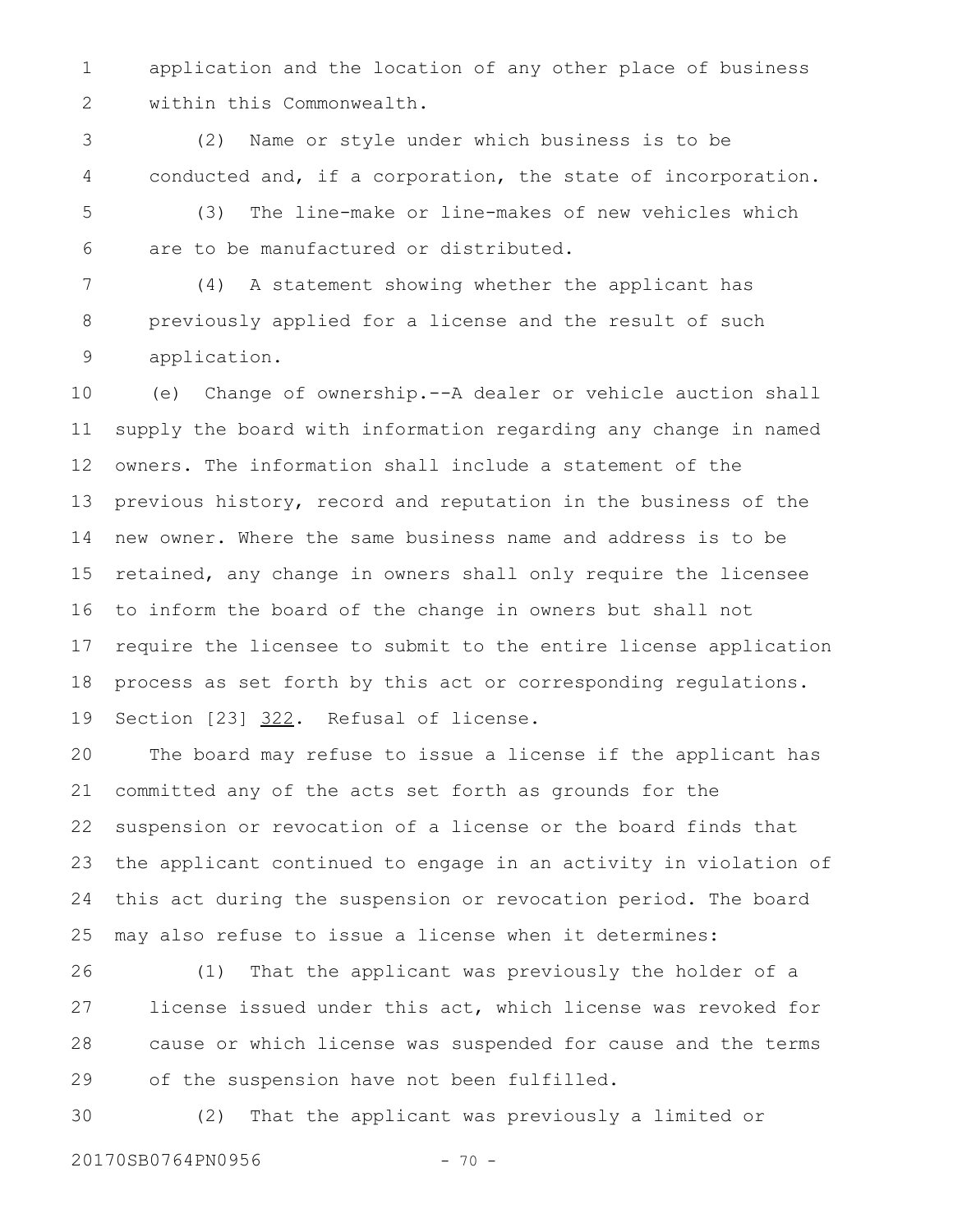application and the location of any other place of business within this Commonwealth.

(2) Name or style under which business is to be conducted and, if a corporation, the state of incorporation.

(3) The line-make or line-makes of new vehicles which are to be manufactured or distributed.

(4) A statement showing whether the applicant has previously applied for a license and the result of such application.

(e) Change of ownership.--A dealer or vehicle auction shall supply the board with information regarding any change in named owners. The information shall include a statement of the previous history, record and reputation in the business of the new owner. Where the same business name and address is to be retained, any change in owners shall only require the licensee to inform the board of the change in owners but shall not require the licensee to submit to the entire license application process as set forth by this act or corresponding regulations.

Section [23] <u>322</u>. Refusal of license.

The board may refuse to issue a license if the applicant has committed any of the acts set forth as grounds for the suspension or revocation of a license or the board finds that the applicant continued to engage in an activity in violation of this act during the suspension or revocation period. The board may also refuse to issue a license when it determines:

(1) That the applicant was previously the holder of a license issued under this act, which license was revoked for cause or which license was suspended for cause and the terms of the suspension have not been fulfilled.

(2) That the applicant was previously a limited or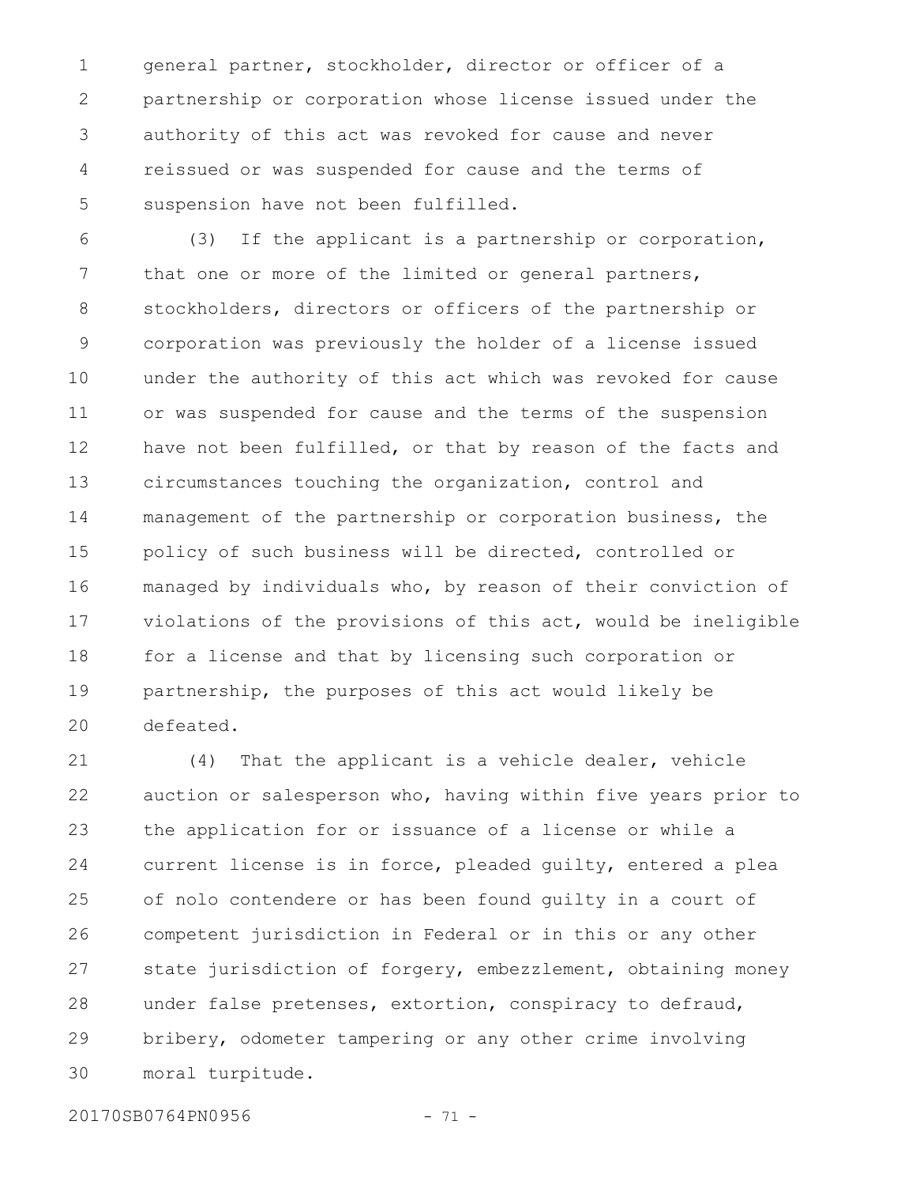general partner, stockholder, director or officer of a partnership or corporation whose license issued under the authority of this act was revoked for cause and never reissued or was suspended for cause and the terms of suspension have not been fulfilled.

(3) If the applicant is a partnership or corporation, that one or more of the limited or general partners, stockholders, directors or officers of the partnership or corporation was previously the holder of a license issued under the authority of this act which was revoked for cause or was suspended for cause and the terms of the suspension have not been fulfilled, or that by reason of the facts and circumstances touching the organization, control and management of the partnership or corporation business, the policy of such business will be directed, controlled or managed by individuals who, by reason of their conviction of violations of the provisions of this act, would be ineligible for a license and that by licensing such corporation or partnership, the purposes of this act would likely be defeated.

(4) That the applicant is a vehicle dealer, vehicle auction or salesperson who, having within five years prior to the application for or issuance of a license or while a current license is in force, pleaded guilty, entered a plea of nolo contendere or has been found guilty in a court of competent jurisdiction in Federal or in this or any other state jurisdiction of forgery, embezzlement, obtaining money under false pretenses, extortion, conspiracy to defraud, bribery, odometer tampering or any other crime involving moral turpitude.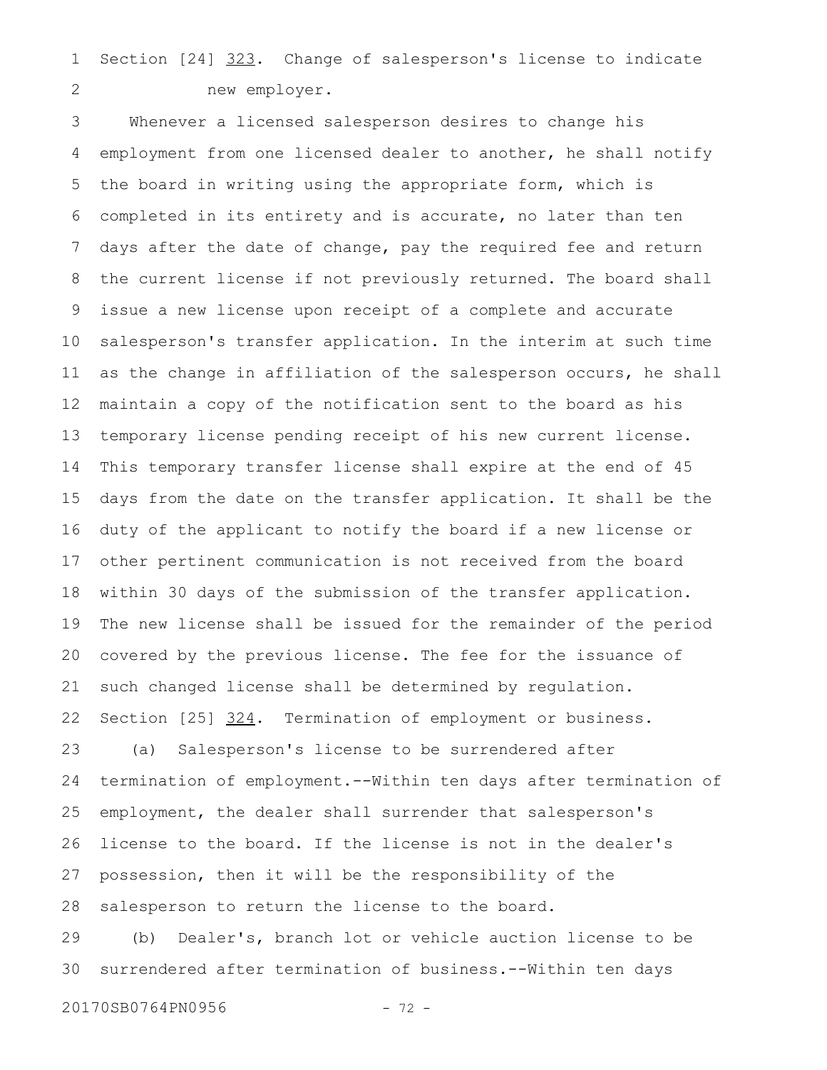Section [24] 323. Change of salesperson's license to indicate new employer.

Whenever a licensed salesperson desires to change his employment from one licensed dealer to another, he shall notify the board in writing using the appropriate form, which is completed in its entirety and is accurate, no later than ten days after the date of change, pay the required fee and return the current license if not previously returned. The board shall issue a new license upon receipt of a complete and accurate salesperson's transfer application. In the interim at such time as the change in affiliation of the salesperson occurs, he shall maintain a copy of the notification sent to the board as his temporary license pending receipt of his new current license. This temporary transfer license shall expire at the end of 45 days from the date on the transfer application. It shall be the duty of the applicant to notify the board if a new license or other pertinent communication is not received from the board within 30 days of the submission of the transfer application. The new license shall be issued for the remainder of the period covered by the previous license. The fee for the issuance of such changed license shall be determined by regulation.

Section [25] 324. Termination of employment or business.

(a) Salesperson's license to be surrendered after termination of employment.--Within ten days after termination of employment, the dealer shall surrender that salesperson's license to the board. If the license is not in the dealer's possession, then it will be the responsibility of the salesperson to return the license to the board.

(b) Dealer's, branch lot or vehicle auction license to be surrendered after termination of business.--Within ten days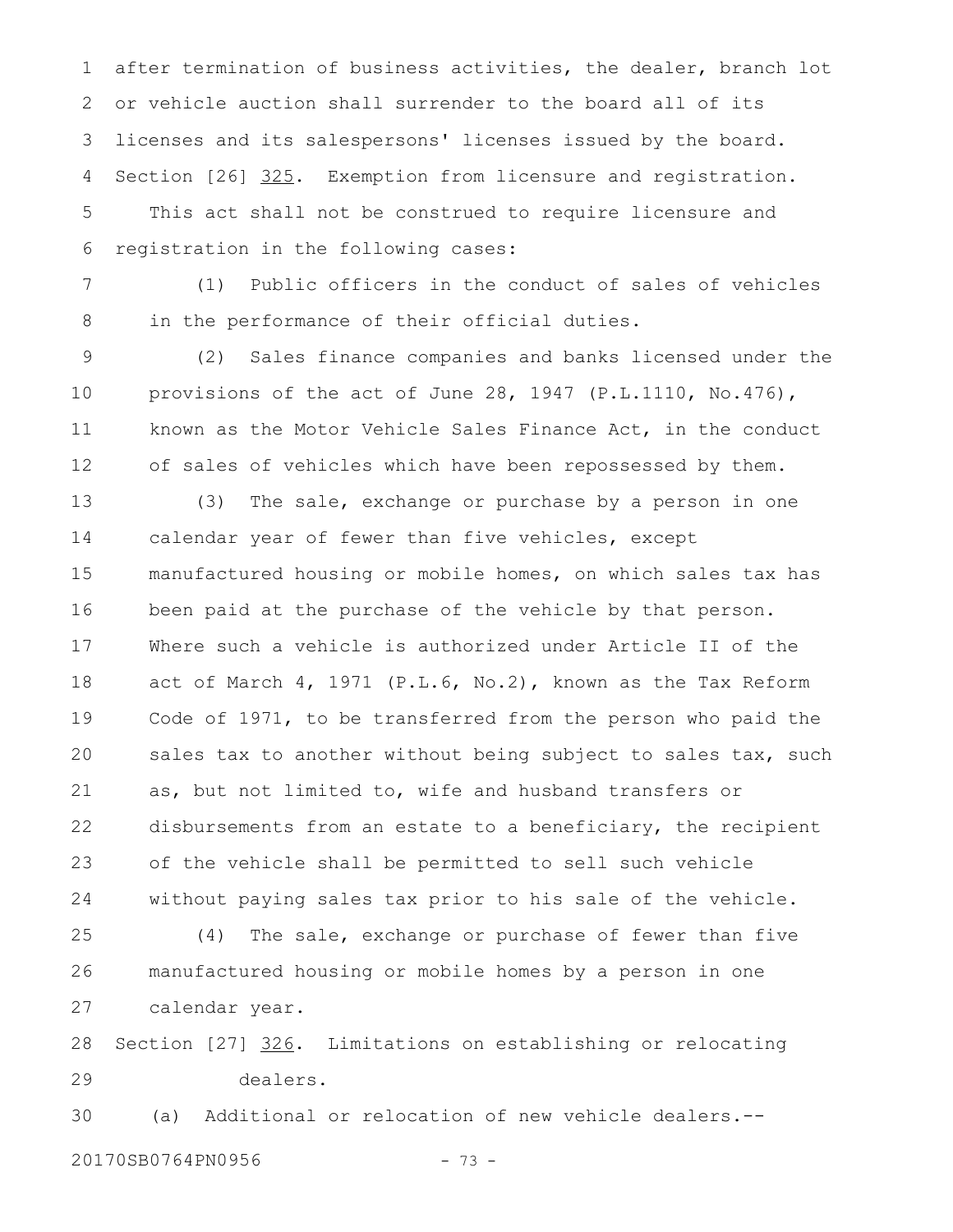after termination of business activities, the dealer, branch lot or vehicle auction shall surrender to the board all of its licenses and its salespersons' licenses issued by the board.

Section [26] 325. Exemption from licensure and registration.

This act shall not be construed to require licensure and registration in the following cases:

(1) Public officers in the conduct of sales of vehicles in the performance of their official duties.

(2) Sales finance companies and banks licensed under the provisions of the act of June 28, 1947 (P.L.1110, No.476), known as the Motor Vehicle Sales Finance Act, in the conduct of sales of vehicles which have been repossessed by them.

(3) The sale, exchange or purchase by a person in one calendar year of fewer than five vehicles, except manufactured housing or mobile homes, on which sales tax has been paid at the purchase of the vehicle by that person. Where such a vehicle is authorized under Article II of the act of March 4, 1971 (P.L.6, No.2), known as the Tax Reform Code of 1971, to be transferred from the person who paid the sales tax to another without being subject to sales tax, such as, but not limited to, wife and husband transfers or disbursements from an estate to a beneficiary, the recipient of the vehicle shall be permitted to sell such vehicle without paying sales tax prior to his sale of the vehicle.

(4) The sale, exchange or purchase of fewer than five manufactured housing or mobile homes by a person in one calendar year.

Section [27] 326. Limitations on establishing or relocating dealers.

(a) Additional or relocation of new vehicle dealers.--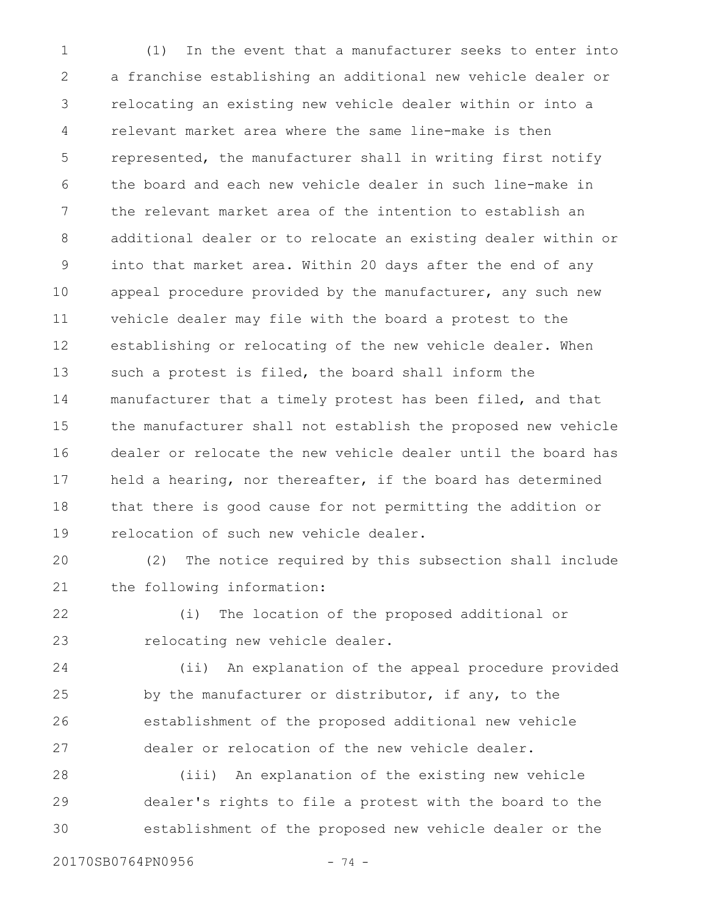(1) In the event that a manufacturer seeks to enter into a franchise establishing an additional new vehicle dealer or relocating an existing new vehicle dealer within or into a relevant market area where the same line-make is then represented, the manufacturer shall in writing first notify the board and each new vehicle dealer in such line-make in the relevant market area of the intention to establish an additional dealer or to relocate an existing dealer within or into that market area. Within 20 days after the end of any appeal procedure provided by the manufacturer, any such new vehicle dealer may file with the board a protest to the establishing or relocating of the new vehicle dealer. When such a protest is filed, the board shall inform the manufacturer that a timely protest has been filed, and that the manufacturer shall not establish the proposed new vehicle dealer or relocate the new vehicle dealer until the board has held a hearing, nor thereafter, if the board has determined that there is good cause for not permitting the addition or relocation of such new vehicle dealer.

(2) The notice required by this subsection shall include the following information:

(i) The location of the proposed additional or relocating new vehicle dealer.

(ii) An explanation of the appeal procedure provided by the manufacturer or distributor, if any, to the establishment of the proposed additional new vehicle dealer or relocation of the new vehicle dealer.

(iii) An explanation of the existing new vehicle dealer's rights to file a protest with the board to the establishment of the proposed new vehicle dealer or the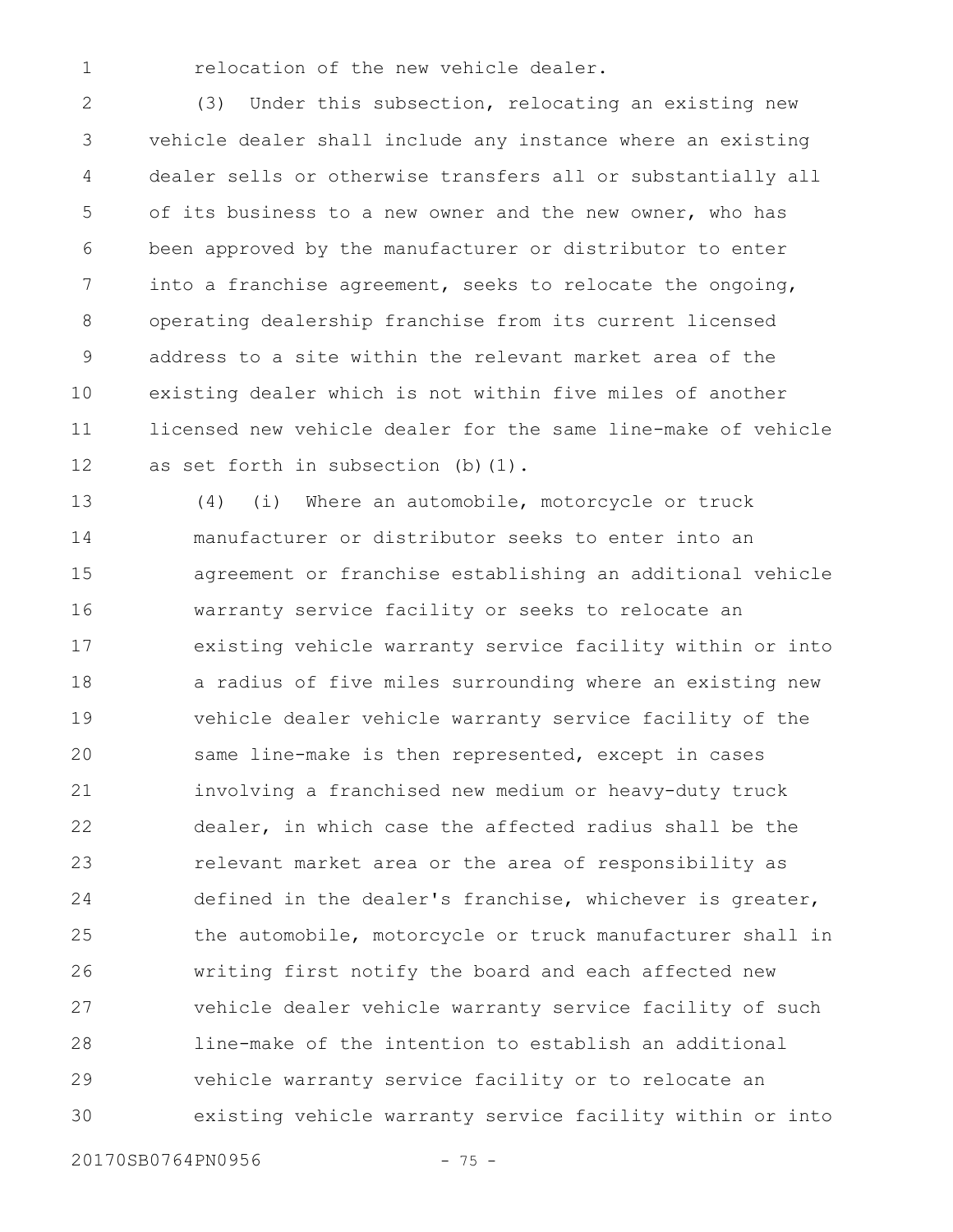relocation of the new vehicle dealer.

(3) Under this subsection, relocating an existing new vehicle dealer shall include any instance where an existing dealer sells or otherwise transfers all or substantially all of its business to a new owner and the new owner, who has been approved by the manufacturer or distributor to enter into a franchise agreement, seeks to relocate the ongoing, operating dealership franchise from its current licensed address to a site within the relevant market area of the existing dealer which is not within five miles of another licensed new vehicle dealer for the same line-make of vehicle as set forth in subsection (b)(1).

(4) (i) Where an automobile, motorcycle or truck manufacturer or distributor seeks to enter into an agreement or franchise establishing an additional vehicle warranty service facility or seeks to relocate an existing vehicle warranty service facility within or into a radius of five miles surrounding where an existing new vehicle dealer vehicle warranty service facility of the same line-make is then represented, except in cases involving a franchised new medium or heavy-duty truck dealer, in which case the affected radius shall be the relevant market area or the area of responsibility as defined in the dealer's franchise, whichever is greater, the automobile, motorcycle or truck manufacturer shall in writing first notify the board and each affected new vehicle dealer vehicle warranty service facility of such line-make of the intention to establish an additional vehicle warranty service facility or to relocate an existing vehicle warranty service facility within or into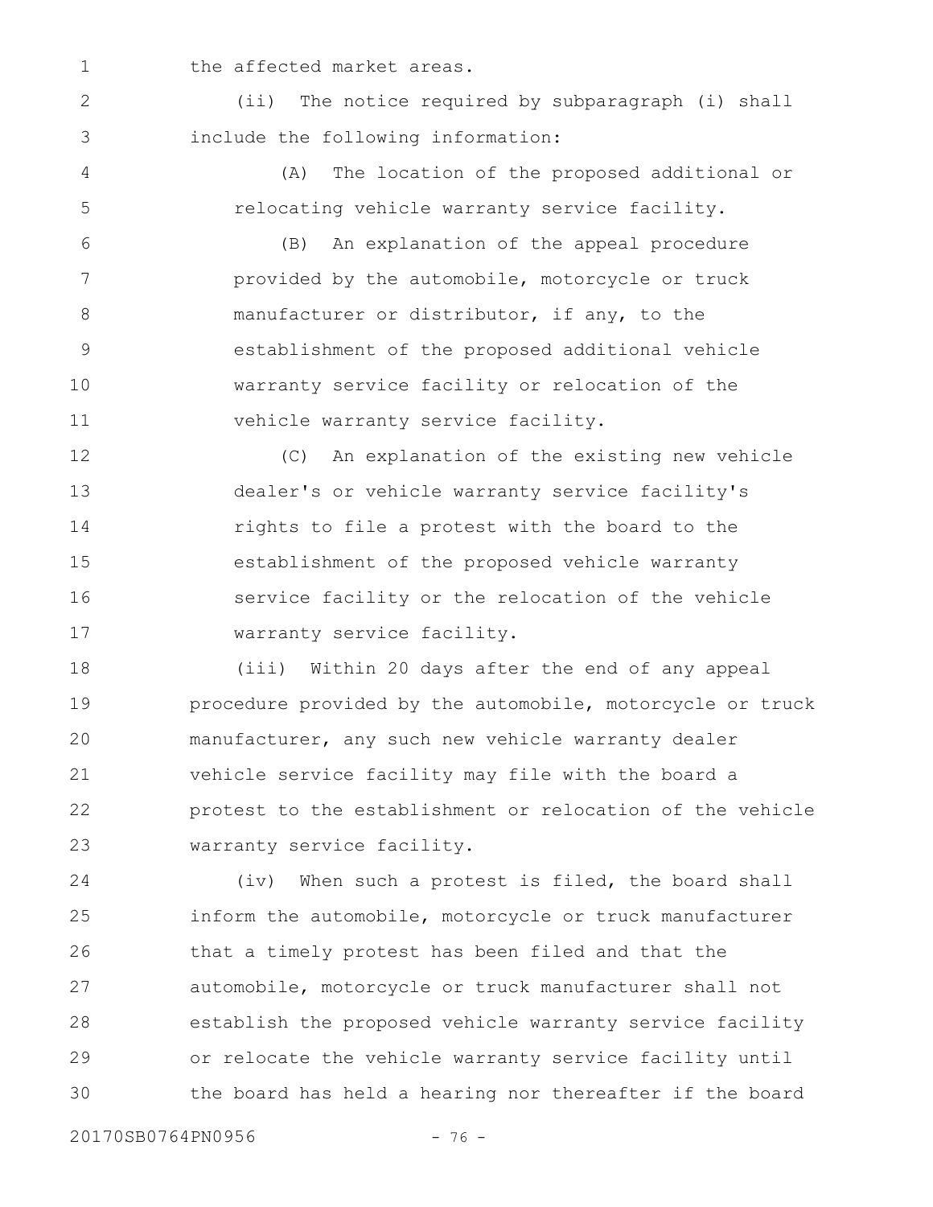the affected market areas.

(ii) The notice required by subparagraph (i) shall include the following information:

(A) The location of the proposed additional or relocating vehicle warranty service facility.

(B) An explanation of the appeal procedure provided by the automobile, motorcycle or truck manufacturer or distributor, if any, to the establishment of the proposed additional vehicle warranty service facility or relocation of the vehicle warranty service facility.

(C) An explanation of the existing new vehicle dealer's or vehicle warranty service facility's rights to file a protest with the board to the establishment of the proposed vehicle warranty service facility or the relocation of the vehicle warranty service facility.

(iii) Within 20 days after the end of any appeal procedure provided by the automobile, motorcycle or truck manufacturer, any such new vehicle warranty dealer vehicle service facility may file with the board a protest to the establishment or relocation of the vehicle warranty service facility.

(iv) When such a protest is filed, the board shall inform the automobile, motorcycle or truck manufacturer that a timely protest has been filed and that the automobile, motorcycle or truck manufacturer shall not establish the proposed vehicle warranty service facility or relocate the vehicle warranty service facility until the board has held a hearing nor thereafter if the board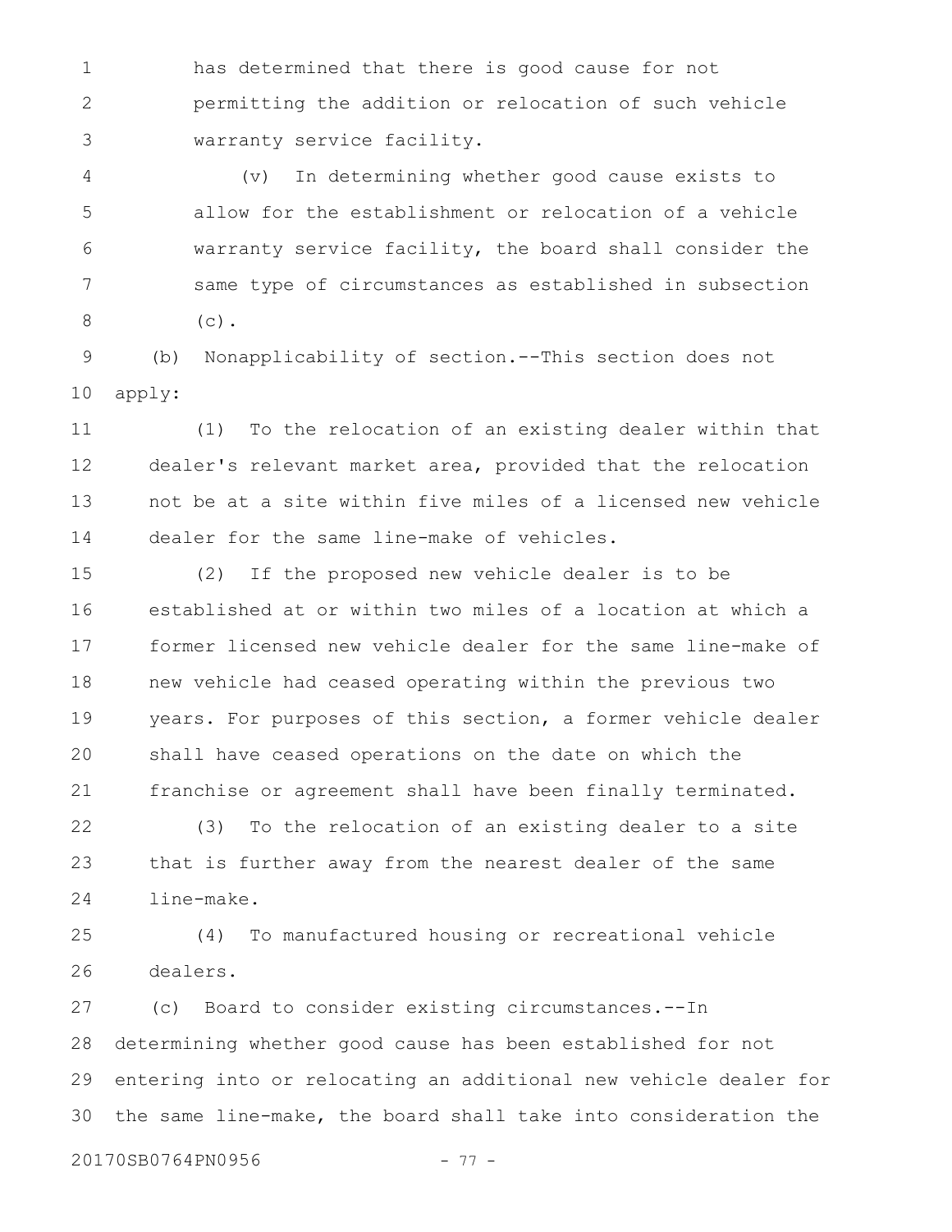has determined that there is good cause for not permitting the addition or relocation of such vehicle warranty service facility.

(v) In determining whether good cause exists to allow for the establishment or relocation of a vehicle warranty service facility, the board shall consider the same type of circumstances as established in subsection (c).

(b) Nonapplicability of section.--This section does not apply:

(1) To the relocation of an existing dealer within that dealer's relevant market area, provided that the relocation not be at a site within five miles of a licensed new vehicle dealer for the same line-make of vehicles.

(2) If the proposed new vehicle dealer is to be established at or within two miles of a location at which a former licensed new vehicle dealer for the same line-make of new vehicle had ceased operating within the previous two years. For purposes of this section, a former vehicle dealer shall have ceased operations on the date on which the franchise or agreement shall have been finally terminated.

(3) To the relocation of an existing dealer to a site that is further away from the nearest dealer of the same line-make.

(4) To manufactured housing or recreational vehicle dealers.

(c) Board to consider existing circumstances.--In determining whether good cause has been established for not entering into or relocating an additional new vehicle dealer for the same line-make, the board shall take into consideration the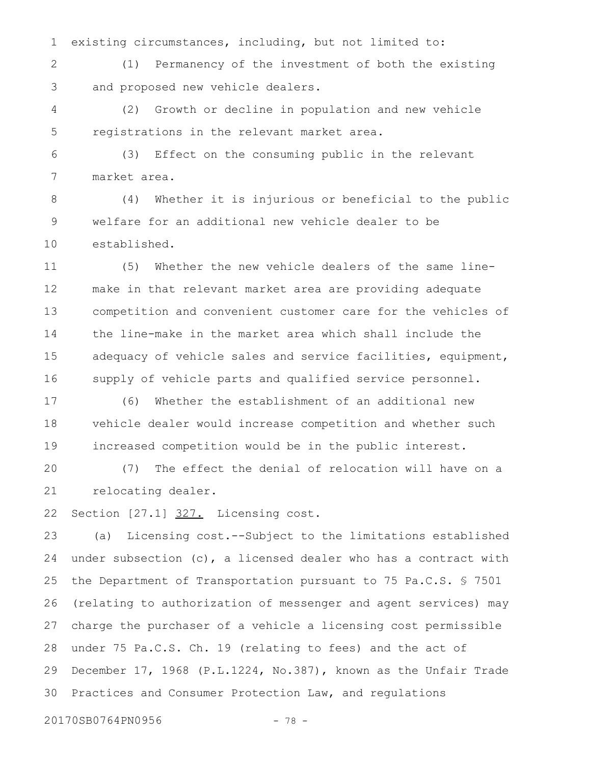existing circumstances, including, but not limited to:

(1) Permanency of the investment of both the existing and proposed new vehicle dealers.

(2) Growth or decline in population and new vehicle registrations in the relevant market area.

(3) Effect on the consuming public in the relevant market area.

(4) Whether it is injurious or beneficial to the public welfare for an additional new vehicle dealer to be established.

(5) Whether the new vehicle dealers of the same line-make in that relevant market area are providing adequate competition and convenient customer care for the vehicles of the line-make in the market area which shall include the adequacy of vehicle sales and service facilities, equipment, supply of vehicle parts and qualified service personnel.

(6) Whether the establishment of an additional new vehicle dealer would increase competition and whether such increased competition would be in the public interest.

(7) The effect the denial of relocation will have on a relocating dealer.

Section [27.1] 327. Licensing cost.

(a) Licensing cost.--Subject to the limitations established under subsection (c), a licensed dealer who has a contract with the Department of Transportation pursuant to 75 Pa.C.S. § 7501 (relating to authorization of messenger and agent services) may charge the purchaser of a vehicle a licensing cost permissible under 75 Pa.C.S. Ch. 19 (relating to fees) and the act of December 17, 1968 (P.L.1224, No.387), known as the Unfair Trade Practices and Consumer Protection Law, and regulations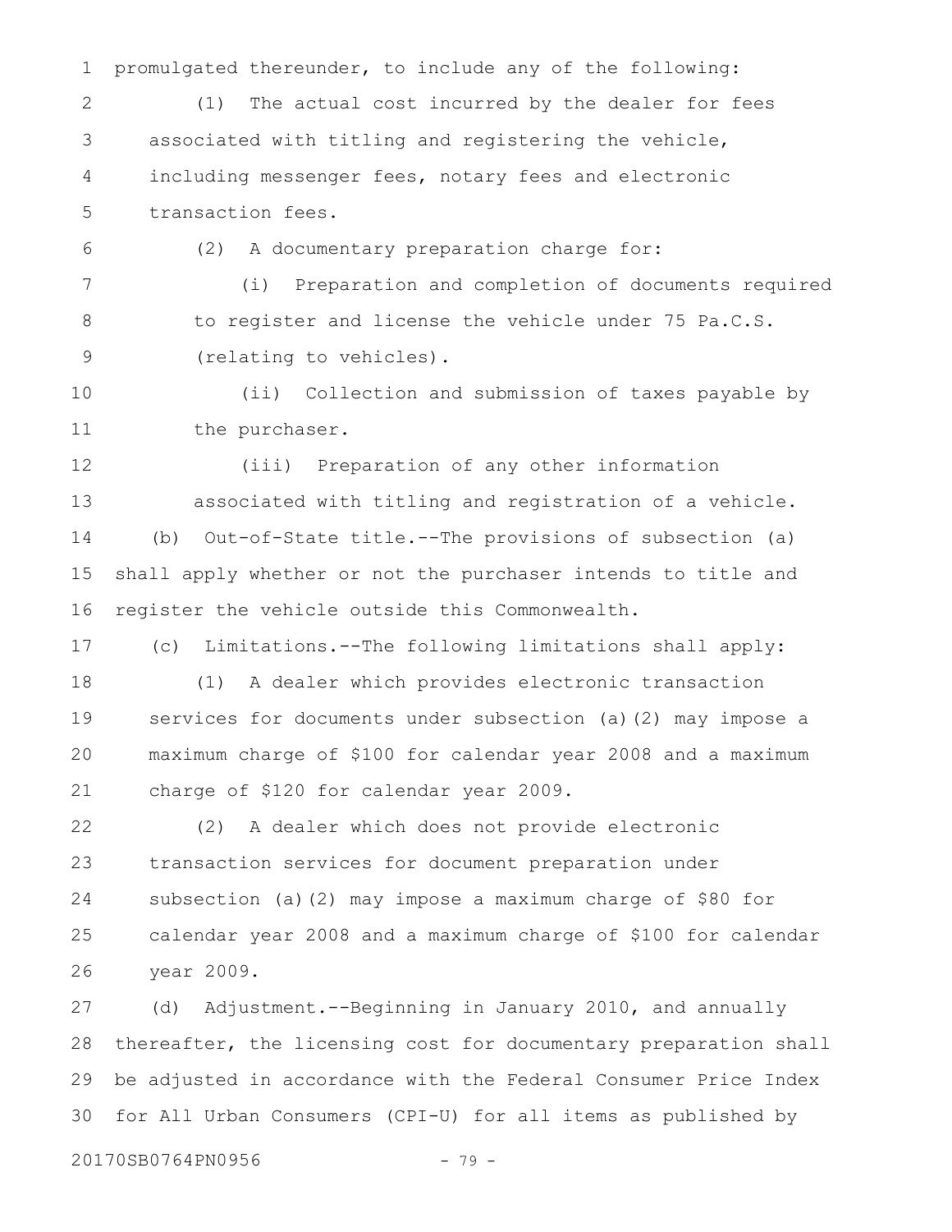promulgated thereunder, to include any of the following:

(1) The actual cost incurred by the dealer for fees associated with titling and registering the vehicle, including messenger fees, notary fees and electronic transaction fees.

(2) A documentary preparation charge for:

(i) Preparation and completion of documents required to register and license the vehicle under 75 Pa.C.S. (relating to vehicles).

(ii) Collection and submission of taxes payable by the purchaser.

(iii) Preparation of any other information associated with titling and registration of a vehicle.

(b) Out-of-State title.--The provisions of subsection (a) shall apply whether or not the purchaser intends to title and register the vehicle outside this Commonwealth.

(c) Limitations.--The following limitations shall apply:

(1) A dealer which provides electronic transaction services for documents under subsection (a)(2) may impose a maximum charge of $100 for calendar year 2008 and a maximum charge of $120 for calendar year 2009.

(2) A dealer which does not provide electronic transaction services for document preparation under subsection (a)(2) may impose a maximum charge of $80 for calendar year 2008 and a maximum charge of $100 for calendar year 2009.

(d) Adjustment.--Beginning in January 2010, and annually thereafter, the licensing cost for documentary preparation shall be adjusted in accordance with the Federal Consumer Price Index for All Urban Consumers (CPI-U) for all items as published by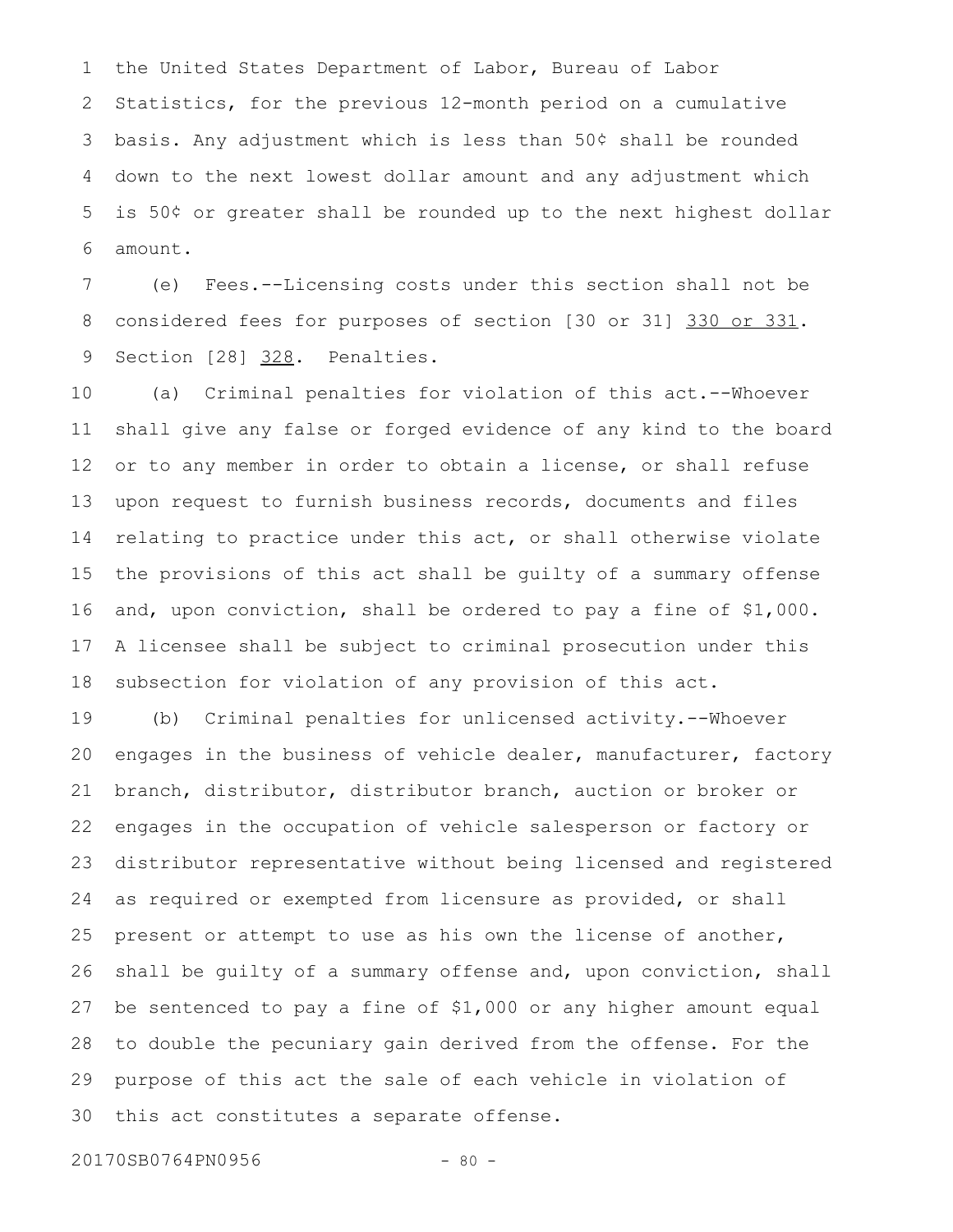the United States Department of Labor, Bureau of Labor Statistics, for the previous 12-month period on a cumulative basis. Any adjustment which is less than 50¢ shall be rounded down to the next lowest dollar amount and any adjustment which is 50¢ or greater shall be rounded up to the next highest dollar amount.

(e) Fees.--Licensing costs under this section shall not be considered fees for purposes of section [30 or 31] 330 or 331.

Section [28] 328. Penalties.

(a) Criminal penalties for violation of this act.--Whoever shall give any false or forged evidence of any kind to the board or to any member in order to obtain a license, or shall refuse upon request to furnish business records, documents and files relating to practice under this act, or shall otherwise violate the provisions of this act shall be guilty of a summary offense and, upon conviction, shall be ordered to pay a fine of $1,000. A licensee shall be subject to criminal prosecution under this subsection for violation of any provision of this act.

(b) Criminal penalties for unlicensed activity.--Whoever engages in the business of vehicle dealer, manufacturer, factory branch, distributor, distributor branch, auction or broker or engages in the occupation of vehicle salesperson or factory or distributor representative without being licensed and registered as required or exempted from licensure as provided, or shall present or attempt to use as his own the license of another, shall be guilty of a summary offense and, upon conviction, shall be sentenced to pay a fine of $1,000 or any higher amount equal to double the pecuniary gain derived from the offense. For the purpose of this act the sale of each vehicle in violation of this act constitutes a separate offense.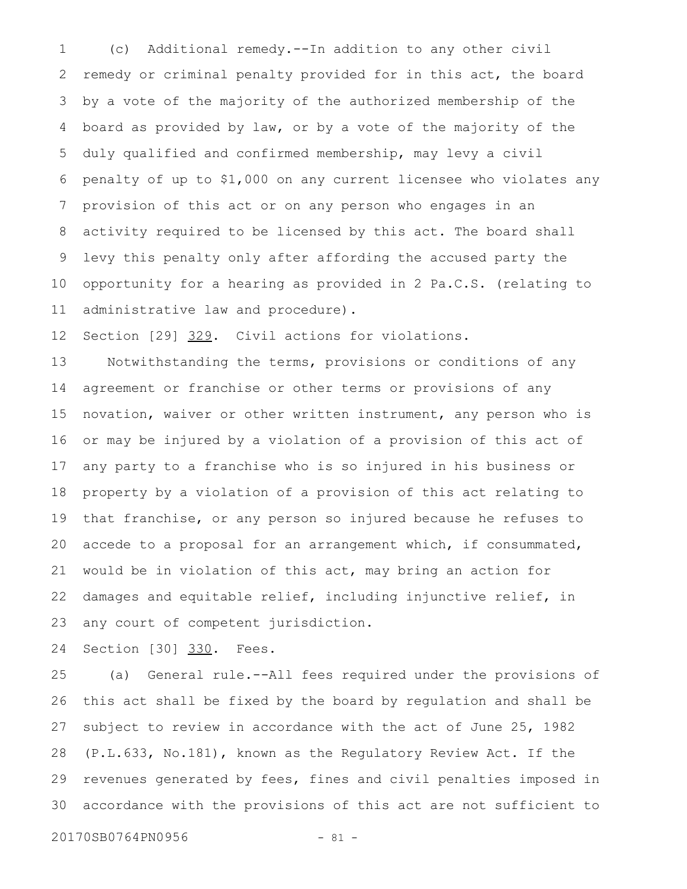(c) Additional remedy.--In addition to any other civil remedy or criminal penalty provided for in this act, the board by a vote of the majority of the authorized membership of the board as provided by law, or by a vote of the majority of the duly qualified and confirmed membership, may levy a civil penalty of up to $1,000 on any current licensee who violates any provision of this act or on any person who engages in an activity required to be licensed by this act. The board shall levy this penalty only after affording the accused party the opportunity for a hearing as provided in 2 Pa.C.S. (relating to administrative law and procedure).

Section [29] <u>329</u>. Civil actions for violations.

Notwithstanding the terms, provisions or conditions of any agreement or franchise or other terms or provisions of any novation, waiver or other written instrument, any person who is or may be injured by a violation of a provision of this act of any party to a franchise who is so injured in his business or property by a violation of a provision of this act relating to that franchise, or any person so injured because he refuses to accede to a proposal for an arrangement which, if consummated, would be in violation of this act, may bring an action for damages and equitable relief, including injunctive relief, in any court of competent jurisdiction.

Section [30] <u>330</u>. Fees.

(a) General rule.--All fees required under the provisions of this act shall be fixed by the board by regulation and shall be subject to review in accordance with the act of June 25, 1982 (P.L.633, No.181), known as the Regulatory Review Act. If the revenues generated by fees, fines and civil penalties imposed in accordance with the provisions of this act are not sufficient to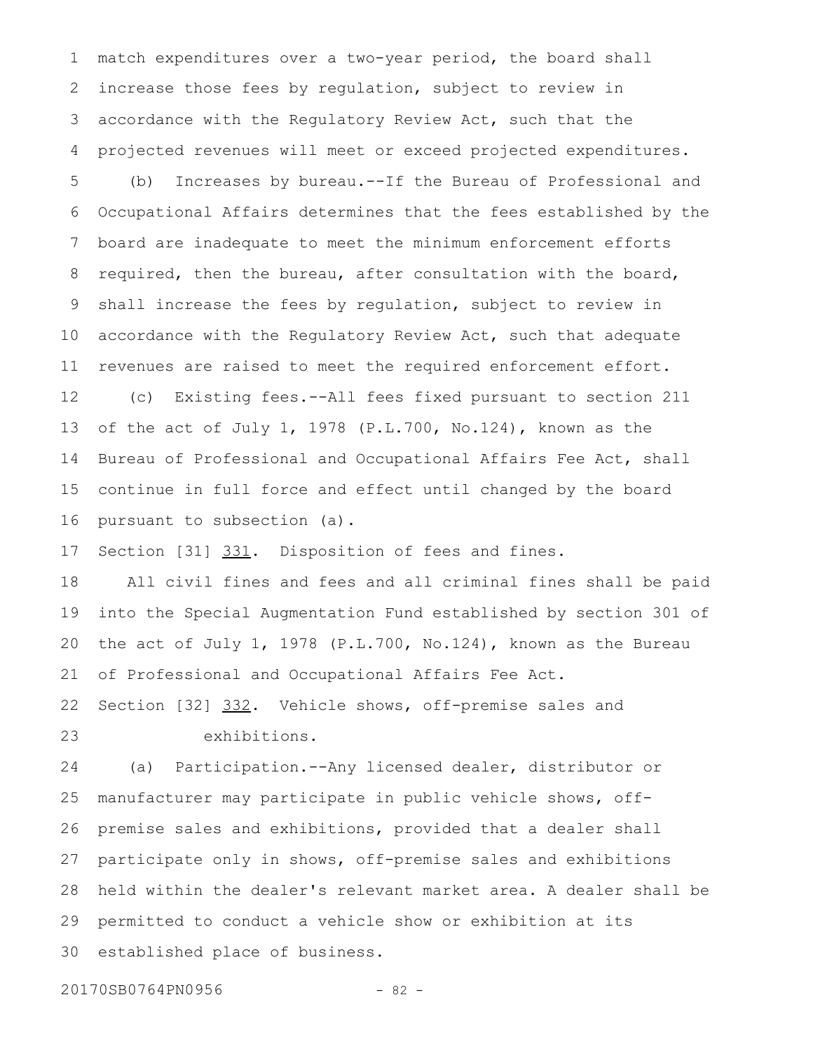match expenditures over a two-year period, the board shall increase those fees by regulation, subject to review in accordance with the Regulatory Review Act, such that the projected revenues will meet or exceed projected expenditures.

(b) Increases by bureau.--If the Bureau of Professional and Occupational Affairs determines that the fees established by the board are inadequate to meet the minimum enforcement efforts required, then the bureau, after consultation with the board, shall increase the fees by regulation, subject to review in accordance with the Regulatory Review Act, such that adequate revenues are raised to meet the required enforcement effort.

(c) Existing fees.--All fees fixed pursuant to section 211 of the act of July 1, 1978 (P.L.700, No.124), known as the Bureau of Professional and Occupational Affairs Fee Act, shall continue in full force and effect until changed by the board pursuant to subsection (a).

Section [31] <u>331</u>. Disposition of fees and fines.

All civil fines and fees and all criminal fines shall be paid into the Special Augmentation Fund established by section 301 of the act of July 1, 1978 (P.L.700, No.124), known as the Bureau of Professional and Occupational Affairs Fee Act.

Section [32] <u>332</u>. Vehicle shows, off-premise sales and exhibitions.

(a) Participation.--Any licensed dealer, distributor or manufacturer may participate in public vehicle shows, off-premise sales and exhibitions, provided that a dealer shall participate only in shows, off-premise sales and exhibitions held within the dealer's relevant market area. A dealer shall be permitted to conduct a vehicle show or exhibition at its established place of business.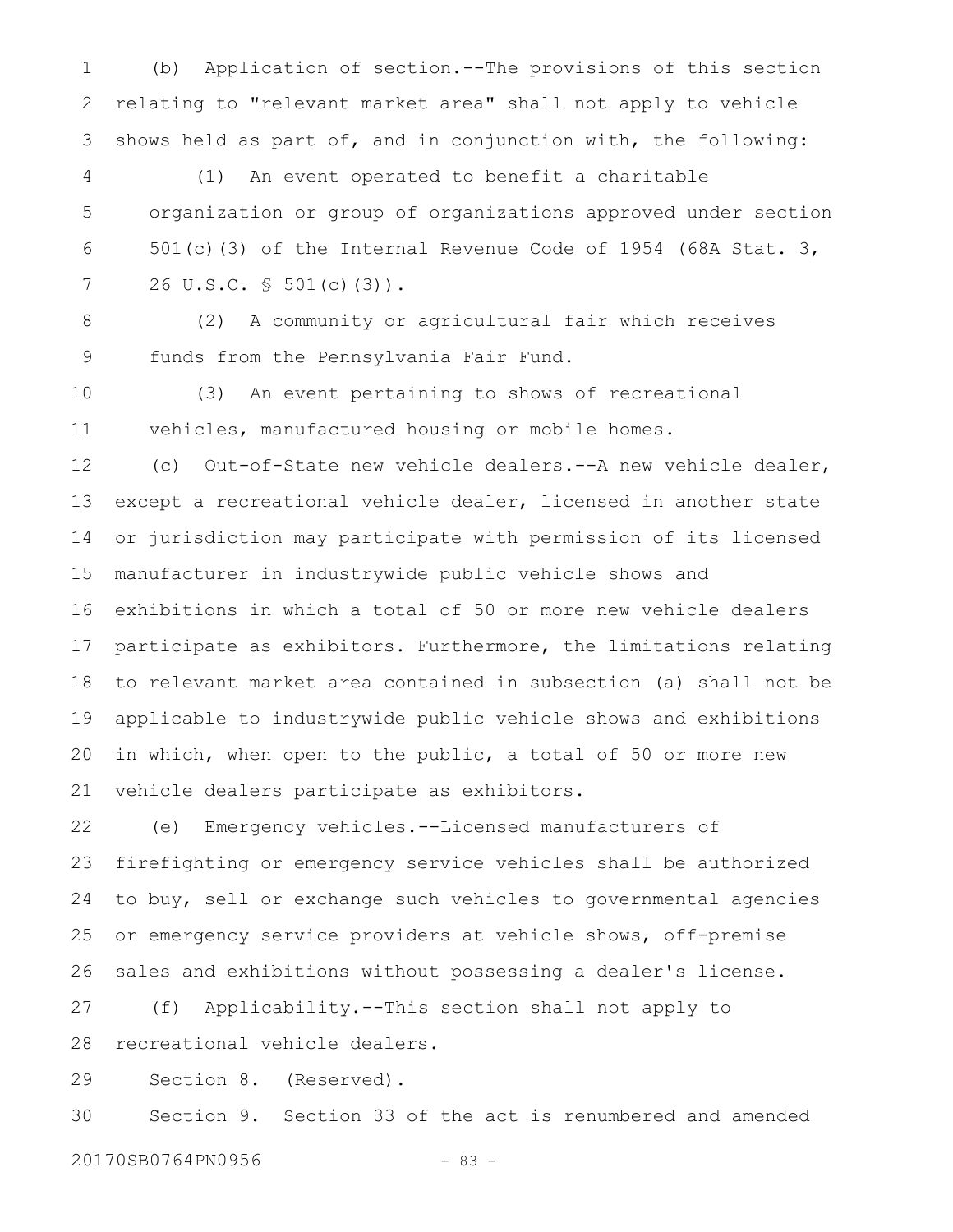(b) Application of section.--The provisions of this section relating to "relevant market area" shall not apply to vehicle shows held as part of, and in conjunction with, the following:

(1) An event operated to benefit a charitable organization or group of organizations approved under section 501(c)(3) of the Internal Revenue Code of 1954 (68A Stat. 3, 26 U.S.C. § 501(c)(3)).

(2) A community or agricultural fair which receives funds from the Pennsylvania Fair Fund.

(3) An event pertaining to shows of recreational vehicles, manufactured housing or mobile homes.

(c) Out-of-State new vehicle dealers.--A new vehicle dealer, except a recreational vehicle dealer, licensed in another state or jurisdiction may participate with permission of its licensed manufacturer in industrywide public vehicle shows and exhibitions in which a total of 50 or more new vehicle dealers participate as exhibitors. Furthermore, the limitations relating to relevant market area contained in subsection (a) shall not be applicable to industrywide public vehicle shows and exhibitions in which, when open to the public, a total of 50 or more new vehicle dealers participate as exhibitors.

(e) Emergency vehicles.--Licensed manufacturers of firefighting or emergency service vehicles shall be authorized to buy, sell or exchange such vehicles to governmental agencies or emergency service providers at vehicle shows, off-premise sales and exhibitions without possessing a dealer's license.

(f) Applicability.--This section shall not apply to recreational vehicle dealers.

Section 8. (Reserved).

Section 9. Section 33 of the act is renumbered and amended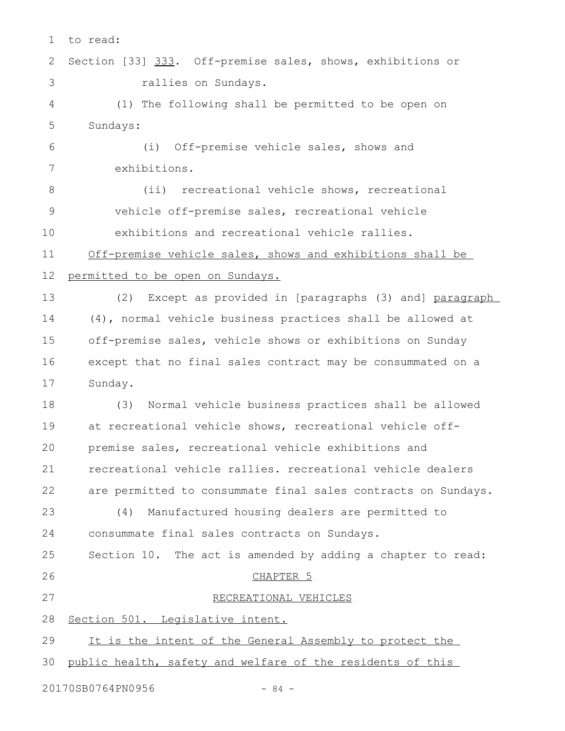to read:

Section [33] <u>333</u>. Off-premise sales, shows, exhibitions or rallies on Sundays.

(1) The following shall be permitted to be open on Sundays:

(i) Off-premise vehicle sales, shows and exhibitions.

(ii) recreational vehicle shows, recreational vehicle off-premise sales, recreational vehicle exhibitions and recreational vehicle rallies.

<u>Off-premise vehicle sales, shows and exhibitions shall be permitted to be open on Sundays.</u>

(2) Except as provided in [paragraphs (3) and] <u>paragraph</u> (4), normal vehicle business practices shall be allowed at off-premise sales, vehicle shows or exhibitions on Sunday except that no final sales contract may be consummated on a Sunday.

(3) Normal vehicle business practices shall be allowed at recreational vehicle shows, recreational vehicle off-premise sales, recreational vehicle exhibitions and recreational vehicle rallies. recreational vehicle dealers are permitted to consummate final sales contracts on Sundays.

(4) Manufactured housing dealers are permitted to consummate final sales contracts on Sundays.

Section 10. The act is amended by adding a chapter to read:

<u>CHAPTER 5</u>

<u>RECREATIONAL VEHICLES</u>

<u>Section 501. Legislative intent.</u>

<u>It is the intent of the General Assembly to protect the public health, safety and welfare of the residents of this</u>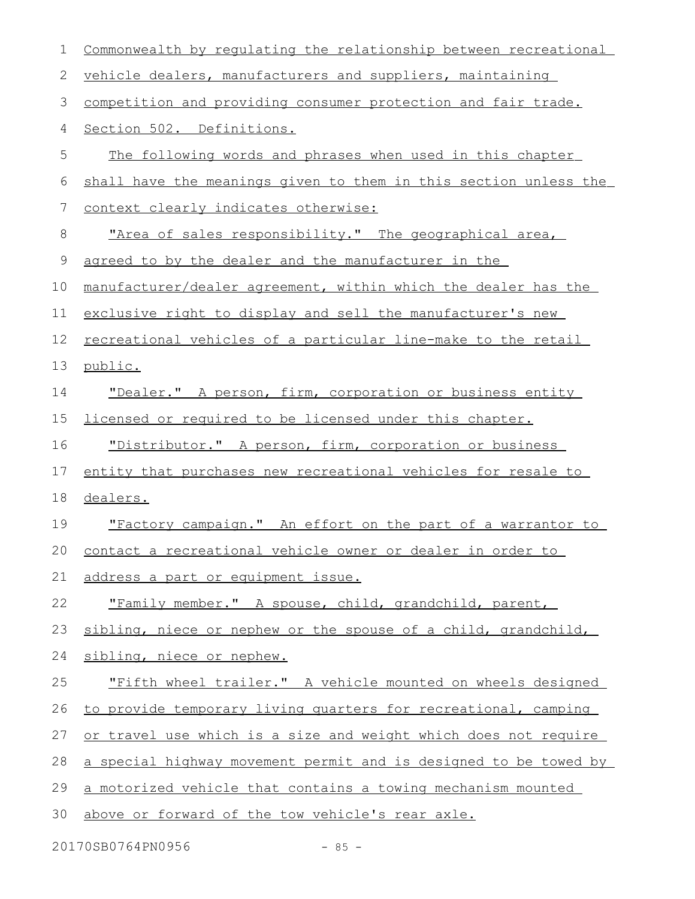Commonwealth by regulating the relationship between recreational vehicle dealers, manufacturers and suppliers, maintaining competition and providing consumer protection and fair trade.

Section 502. Definitions.

The following words and phrases when used in this chapter shall have the meanings given to them in this section unless the context clearly indicates otherwise:

"Area of sales responsibility." The geographical area, agreed to by the dealer and the manufacturer in the manufacturer/dealer agreement, within which the dealer has the exclusive right to display and sell the manufacturer's new recreational vehicles of a particular line-make to the retail public.

"Dealer." A person, firm, corporation or business entity licensed or required to be licensed under this chapter.

"Distributor." A person, firm, corporation or business entity that purchases new recreational vehicles for resale to dealers.

"Factory campaign." An effort on the part of a warrantor to contact a recreational vehicle owner or dealer in order to address a part or equipment issue.

"Family member." A spouse, child, grandchild, parent, sibling, niece or nephew or the spouse of a child, grandchild, sibling, niece or nephew.

"Fifth wheel trailer." A vehicle mounted on wheels designed to provide temporary living quarters for recreational, camping or travel use which is a size and weight which does not require a special highway movement permit and is designed to be towed by a motorized vehicle that contains a towing mechanism mounted above or forward of the tow vehicle's rear axle.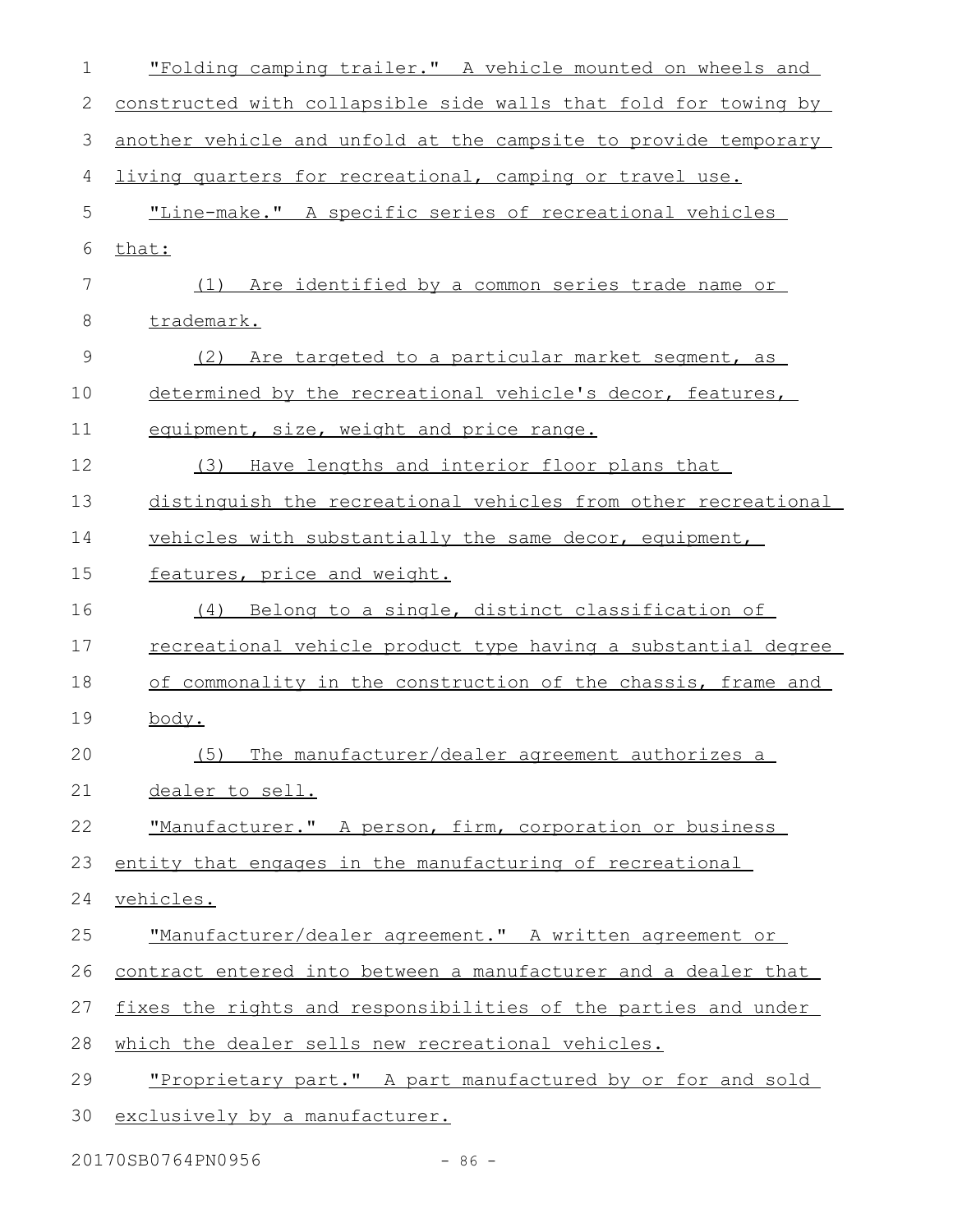"Folding camping trailer." A vehicle mounted on wheels and constructed with collapsible side walls that fold for towing by another vehicle and unfold at the campsite to provide temporary living quarters for recreational, camping or travel use.

"Line-make." A specific series of recreational vehicles that:

(1) Are identified by a common series trade name or trademark.

(2) Are targeted to a particular market segment, as determined by the recreational vehicle's decor, features, equipment, size, weight and price range.

(3) Have lengths and interior floor plans that distinguish the recreational vehicles from other recreational vehicles with substantially the same decor, equipment, features, price and weight.

(4) Belong to a single, distinct classification of recreational vehicle product type having a substantial degree of commonality in the construction of the chassis, frame and body.

(5) The manufacturer/dealer agreement authorizes a dealer to sell.

"Manufacturer." A person, firm, corporation or business entity that engages in the manufacturing of recreational vehicles.

"Manufacturer/dealer agreement." A written agreement or contract entered into between a manufacturer and a dealer that fixes the rights and responsibilities of the parties and under which the dealer sells new recreational vehicles.

"Proprietary part." A part manufactured by or for and sold exclusively by a manufacturer.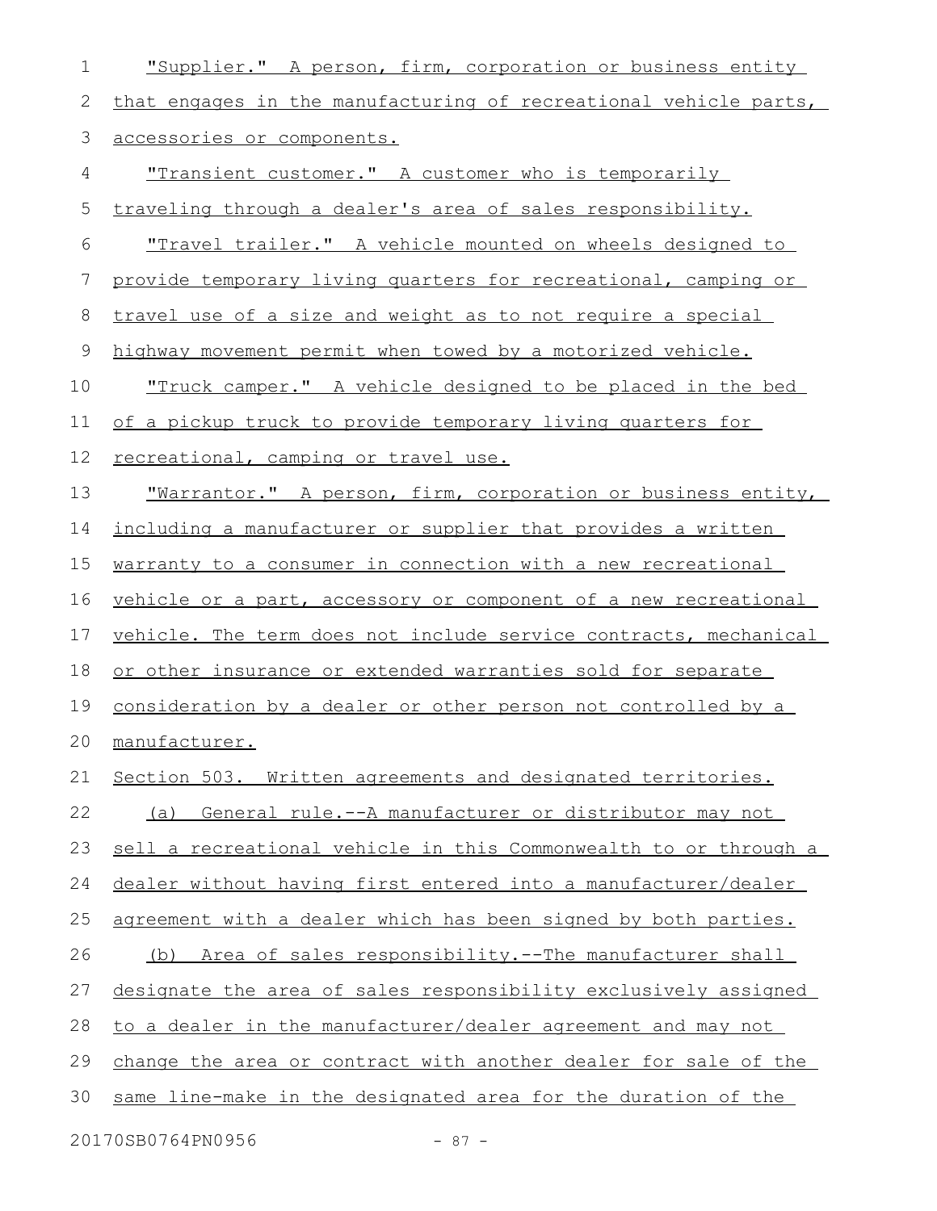"Supplier." A person, firm, corporation or business entity that engages in the manufacturing of recreational vehicle parts, accessories or components.

"Transient customer." A customer who is temporarily traveling through a dealer's area of sales responsibility.

"Travel trailer." A vehicle mounted on wheels designed to provide temporary living quarters for recreational, camping or travel use of a size and weight as to not require a special highway movement permit when towed by a motorized vehicle.

"Truck camper." A vehicle designed to be placed in the bed of a pickup truck to provide temporary living quarters for recreational, camping or travel use.

"Warrantor." A person, firm, corporation or business entity, including a manufacturer or supplier that provides a written warranty to a consumer in connection with a new recreational vehicle or a part, accessory or component of a new recreational vehicle. The term does not include service contracts, mechanical or other insurance or extended warranties sold for separate consideration by a dealer or other person not controlled by a manufacturer.

Section 503. Written agreements and designated territories.

(a) General rule.--A manufacturer or distributor may not sell a recreational vehicle in this Commonwealth to or through a dealer without having first entered into a manufacturer/dealer agreement with a dealer which has been signed by both parties.

(b) Area of sales responsibility.--The manufacturer shall designate the area of sales responsibility exclusively assigned to a dealer in the manufacturer/dealer agreement and may not change the area or contract with another dealer for sale of the same line-make in the designated area for the duration of the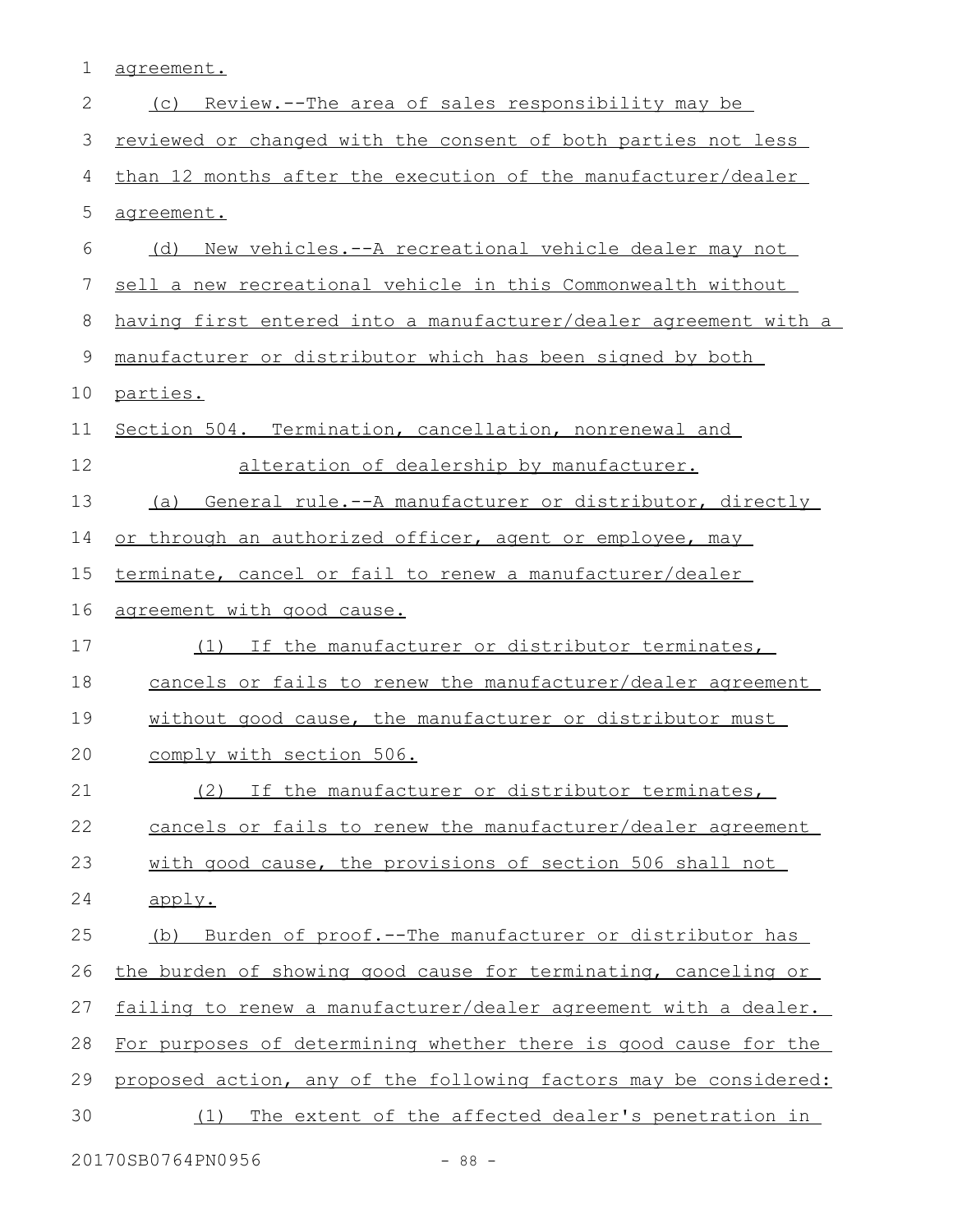agreement.

(c) Review.--The area of sales responsibility may be reviewed or changed with the consent of both parties not less than 12 months after the execution of the manufacturer/dealer agreement.

(d) New vehicles.--A recreational vehicle dealer may not sell a new recreational vehicle in this Commonwealth without having first entered into a manufacturer/dealer agreement with a manufacturer or distributor which has been signed by both parties.

Section 504. Termination, cancellation, nonrenewal and alteration of dealership by manufacturer.

(a) General rule.--A manufacturer or distributor, directly or through an authorized officer, agent or employee, may terminate, cancel or fail to renew a manufacturer/dealer agreement with good cause.

(1) If the manufacturer or distributor terminates, cancels or fails to renew the manufacturer/dealer agreement without good cause, the manufacturer or distributor must comply with section 506.

(2) If the manufacturer or distributor terminates, cancels or fails to renew the manufacturer/dealer agreement with good cause, the provisions of section 506 shall not apply.

(b) Burden of proof.--The manufacturer or distributor has the burden of showing good cause for terminating, canceling or failing to renew a manufacturer/dealer agreement with a dealer. For purposes of determining whether there is good cause for the proposed action, any of the following factors may be considered:

(1) The extent of the affected dealer's penetration in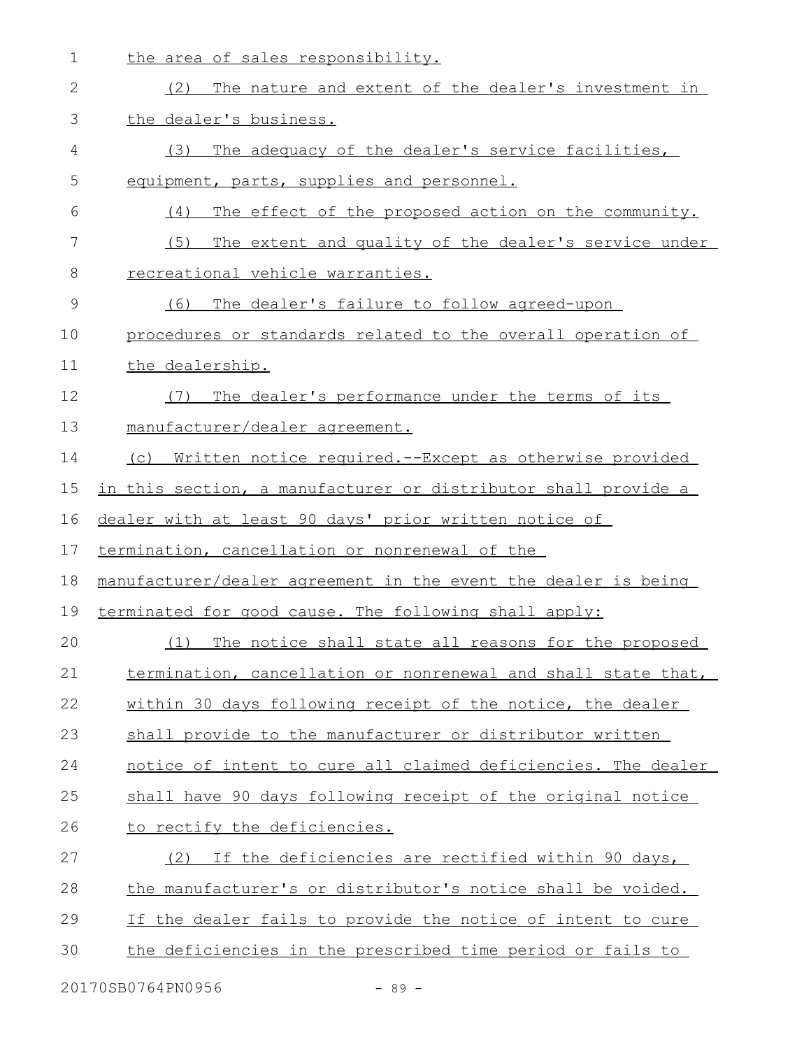the area of sales responsibility.

(2) The nature and extent of the dealer's investment in the dealer's business.

(3) The adequacy of the dealer's service facilities, equipment, parts, supplies and personnel.

(4) The effect of the proposed action on the community.

(5) The extent and quality of the dealer's service under recreational vehicle warranties.

(6) The dealer's failure to follow agreed-upon procedures or standards related to the overall operation of the dealership.

(7) The dealer's performance under the terms of its manufacturer/dealer agreement.

(c) Written notice required.--Except as otherwise provided in this section, a manufacturer or distributor shall provide a dealer with at least 90 days' prior written notice of termination, cancellation or nonrenewal of the manufacturer/dealer agreement in the event the dealer is being terminated for good cause. The following shall apply:

(1) The notice shall state all reasons for the proposed termination, cancellation or nonrenewal and shall state that, within 30 days following receipt of the notice, the dealer shall provide to the manufacturer or distributor written notice of intent to cure all claimed deficiencies. The dealer shall have 90 days following receipt of the original notice to rectify the deficiencies.

(2) If the deficiencies are rectified within 90 days, the manufacturer's or distributor's notice shall be voided. If the dealer fails to provide the notice of intent to cure the deficiencies in the prescribed time period or fails to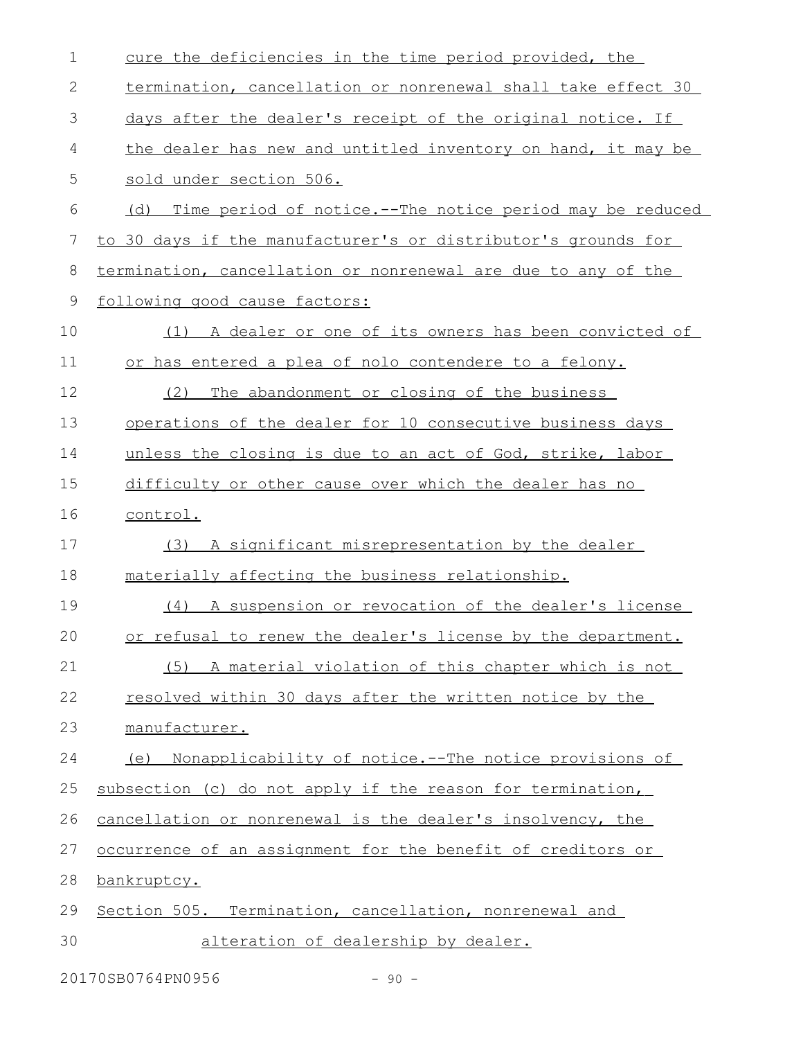cure the deficiencies in the time period provided, the termination, cancellation or nonrenewal shall take effect 30 days after the dealer's receipt of the original notice. If the dealer has new and untitled inventory on hand, it may be sold under section 506.

(d) Time period of notice.--The notice period may be reduced to 30 days if the manufacturer's or distributor's grounds for termination, cancellation or nonrenewal are due to any of the following good cause factors:

(1) A dealer or one of its owners has been convicted of or has entered a plea of nolo contendere to a felony.

(2) The abandonment or closing of the business operations of the dealer for 10 consecutive business days unless the closing is due to an act of God, strike, labor difficulty or other cause over which the dealer has no control.

(3) A significant misrepresentation by the dealer materially affecting the business relationship.

(4) A suspension or revocation of the dealer's license or refusal to renew the dealer's license by the department.

(5) A material violation of this chapter which is not resolved within 30 days after the written notice by the manufacturer.

(e) Nonapplicability of notice.--The notice provisions of subsection (c) do not apply if the reason for termination, cancellation or nonrenewal is the dealer's insolvency, the occurrence of an assignment for the benefit of creditors or bankruptcy.

Section 505. Termination, cancellation, nonrenewal and alteration of dealership by dealer.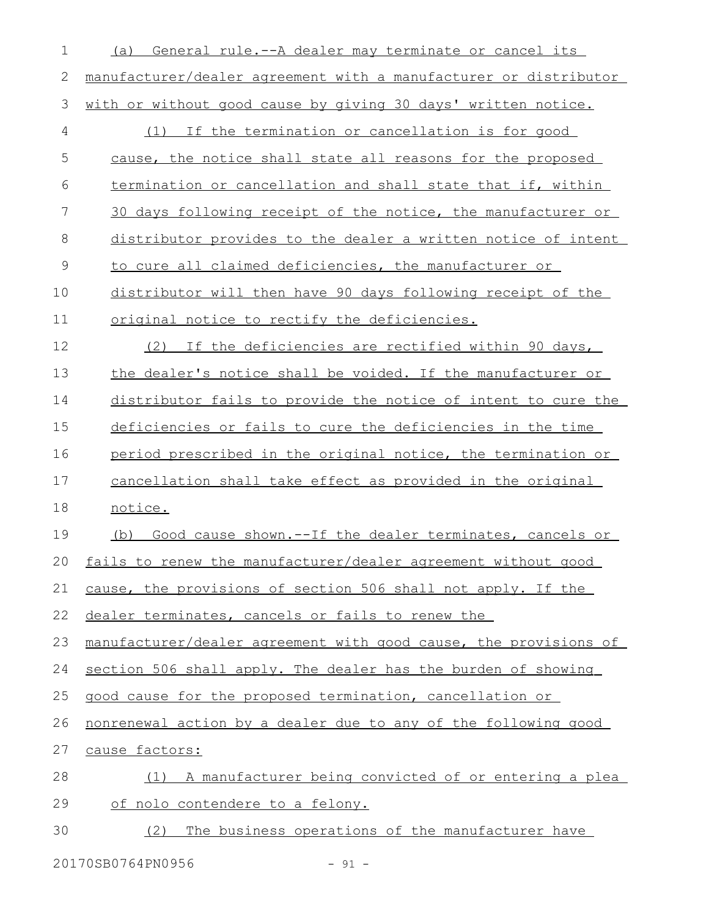(a) General rule.--A dealer may terminate or cancel its manufacturer/dealer agreement with a manufacturer or distributor with or without good cause by giving 30 days' written notice.

(1) If the termination or cancellation is for good cause, the notice shall state all reasons for the proposed termination or cancellation and shall state that if, within 30 days following receipt of the notice, the manufacturer or distributor provides to the dealer a written notice of intent to cure all claimed deficiencies, the manufacturer or distributor will then have 90 days following receipt of the original notice to rectify the deficiencies.

(2) If the deficiencies are rectified within 90 days, the dealer's notice shall be voided. If the manufacturer or distributor fails to provide the notice of intent to cure the deficiencies or fails to cure the deficiencies in the time period prescribed in the original notice, the termination or cancellation shall take effect as provided in the original notice.

(b) Good cause shown.--If the dealer terminates, cancels or fails to renew the manufacturer/dealer agreement without good cause, the provisions of section 506 shall not apply. If the dealer terminates, cancels or fails to renew the manufacturer/dealer agreement with good cause, the provisions of section 506 shall apply. The dealer has the burden of showing good cause for the proposed termination, cancellation or nonrenewal action by a dealer due to any of the following good cause factors:

(1) A manufacturer being convicted of or entering a plea of nolo contendere to a felony.

(2) The business operations of the manufacturer have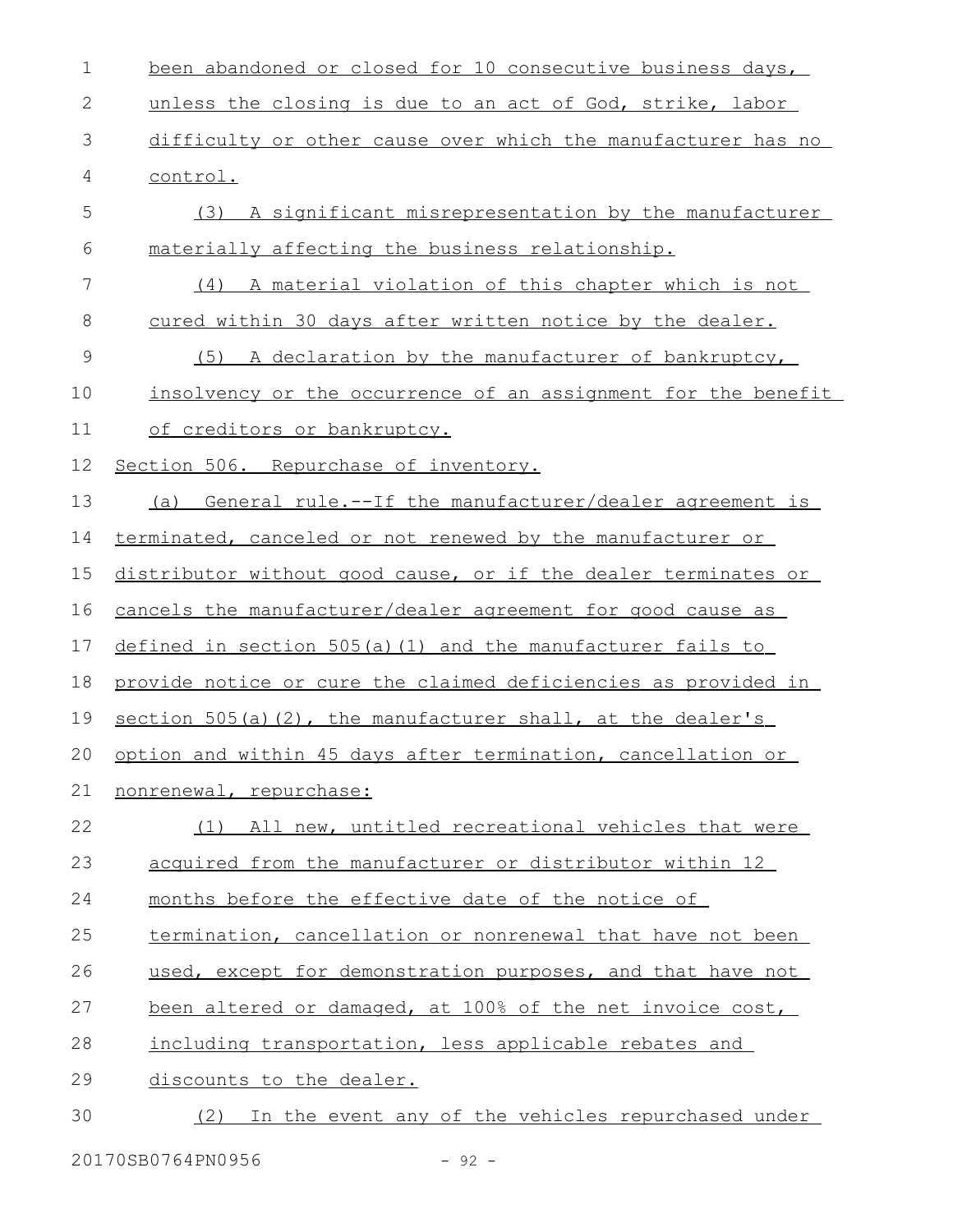been abandoned or closed for 10 consecutive business days, unless the closing is due to an act of God, strike, labor difficulty or other cause over which the manufacturer has no control.

(3) A significant misrepresentation by the manufacturer materially affecting the business relationship.

(4) A material violation of this chapter which is not cured within 30 days after written notice by the dealer.

(5) A declaration by the manufacturer of bankruptcy, insolvency or the occurrence of an assignment for the benefit of creditors or bankruptcy.

Section 506. Repurchase of inventory.

(a) General rule.--If the manufacturer/dealer agreement is terminated, canceled or not renewed by the manufacturer or distributor without good cause, or if the dealer terminates or cancels the manufacturer/dealer agreement for good cause as defined in section 505(a)(1) and the manufacturer fails to provide notice or cure the claimed deficiencies as provided in section 505(a)(2), the manufacturer shall, at the dealer's option and within 45 days after termination, cancellation or nonrenewal, repurchase:

(1) All new, untitled recreational vehicles that were acquired from the manufacturer or distributor within 12 months before the effective date of the notice of termination, cancellation or nonrenewal that have not been used, except for demonstration purposes, and that have not been altered or damaged, at 100% of the net invoice cost, including transportation, less applicable rebates and discounts to the dealer.

(2) In the event any of the vehicles repurchased under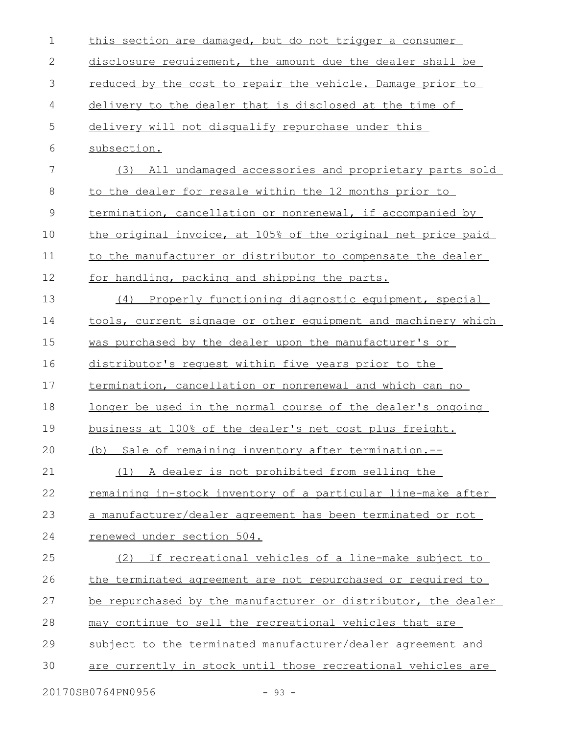this section are damaged, but do not trigger a consumer disclosure requirement, the amount due the dealer shall be reduced by the cost to repair the vehicle. Damage prior to delivery to the dealer that is disclosed at the time of delivery will not disqualify repurchase under this subsection.

(3) All undamaged accessories and proprietary parts sold to the dealer for resale within the 12 months prior to termination, cancellation or nonrenewal, if accompanied by the original invoice, at 105% of the original net price paid to the manufacturer or distributor to compensate the dealer for handling, packing and shipping the parts.

(4) Properly functioning diagnostic equipment, special tools, current signage or other equipment and machinery which was purchased by the dealer upon the manufacturer's or distributor's request within five years prior to the termination, cancellation or nonrenewal and which can no longer be used in the normal course of the dealer's ongoing business at 100% of the dealer's net cost plus freight.

(b) Sale of remaining inventory after termination.--

(1) A dealer is not prohibited from selling the remaining in-stock inventory of a particular line-make after a manufacturer/dealer agreement has been terminated or not renewed under section 504.

(2) If recreational vehicles of a line-make subject to the terminated agreement are not repurchased or required to be repurchased by the manufacturer or distributor, the dealer may continue to sell the recreational vehicles that are subject to the terminated manufacturer/dealer agreement and are currently in stock until those recreational vehicles are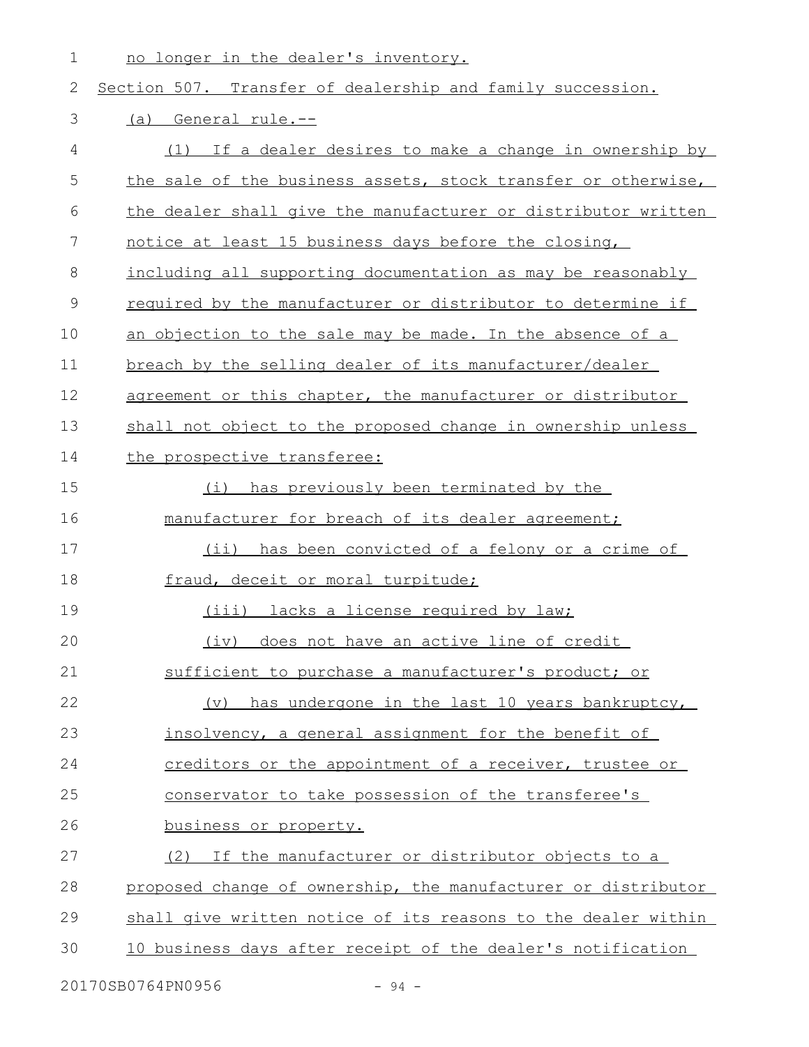no longer in the dealer's inventory.

Section 507. Transfer of dealership and family succession.

(a) General rule.--

(1) If a dealer desires to make a change in ownership by the sale of the business assets, stock transfer or otherwise, the dealer shall give the manufacturer or distributor written notice at least 15 business days before the closing, including all supporting documentation as may be reasonably required by the manufacturer or distributor to determine if an objection to the sale may be made. In the absence of a breach by the selling dealer of its manufacturer/dealer agreement or this chapter, the manufacturer or distributor shall not object to the proposed change in ownership unless the prospective transferee:

(i) has previously been terminated by the manufacturer for breach of its dealer agreement;

(ii) has been convicted of a felony or a crime of fraud, deceit or moral turpitude;

(iii) lacks a license required by law;

(iv) does not have an active line of credit sufficient to purchase a manufacturer's product; or

(v) has undergone in the last 10 years bankruptcy, insolvency, a general assignment for the benefit of creditors or the appointment of a receiver, trustee or conservator to take possession of the transferee's business or property.

(2) If the manufacturer or distributor objects to a proposed change of ownership, the manufacturer or distributor shall give written notice of its reasons to the dealer within 10 business days after receipt of the dealer's notification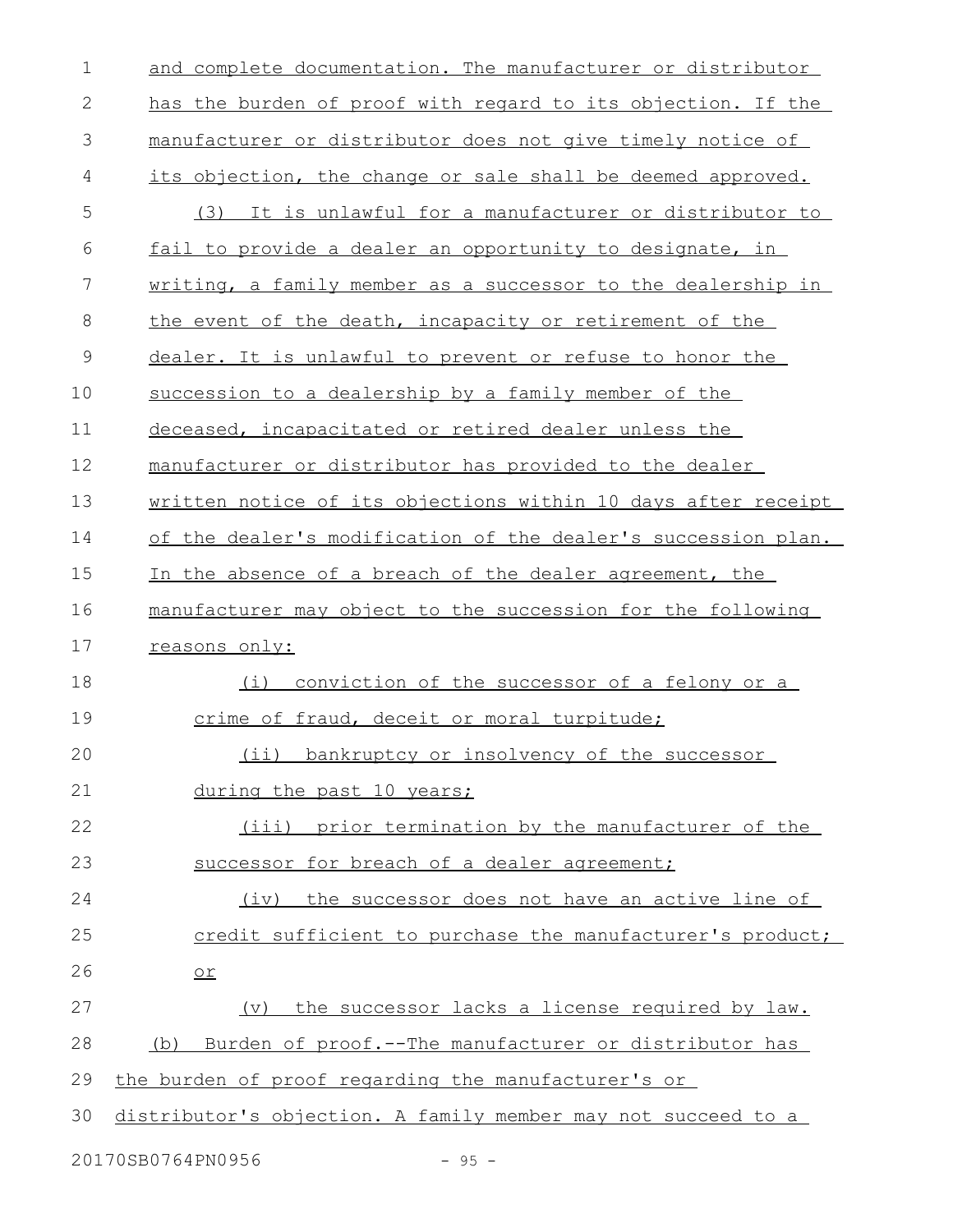and complete documentation. The manufacturer or distributor has the burden of proof with regard to its objection. If the manufacturer or distributor does not give timely notice of its objection, the change or sale shall be deemed approved.

(3) It is unlawful for a manufacturer or distributor to fail to provide a dealer an opportunity to designate, in writing, a family member as a successor to the dealership in the event of the death, incapacity or retirement of the dealer. It is unlawful to prevent or refuse to honor the succession to a dealership by a family member of the deceased, incapacitated or retired dealer unless the manufacturer or distributor has provided to the dealer written notice of its objections within 10 days after receipt of the dealer's modification of the dealer's succession plan. In the absence of a breach of the dealer agreement, the manufacturer may object to the succession for the following reasons only:

(i) conviction of the successor of a felony or a crime of fraud, deceit or moral turpitude;

(ii) bankruptcy or insolvency of the successor during the past 10 years;

(iii) prior termination by the manufacturer of the successor for breach of a dealer agreement;

(iv) the successor does not have an active line of credit sufficient to purchase the manufacturer's product; or

(v) the successor lacks a license required by law.

(b) Burden of proof.--The manufacturer or distributor has the burden of proof regarding the manufacturer's or distributor's objection. A family member may not succeed to a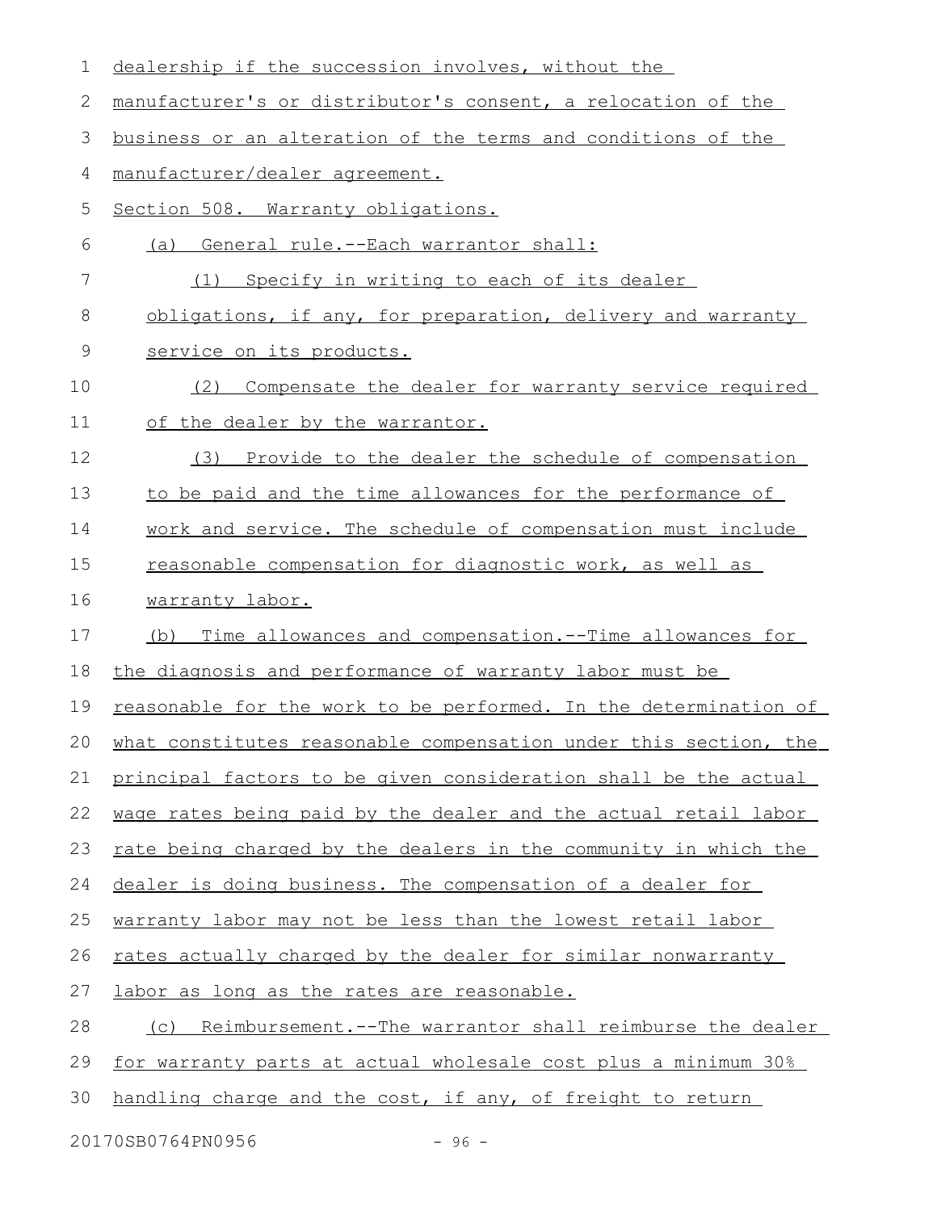dealership if the succession involves, without the manufacturer's or distributor's consent, a relocation of the business or an alteration of the terms and conditions of the manufacturer/dealer agreement.

Section 508. Warranty obligations.

(a) General rule.--Each warrantor shall:

(1) Specify in writing to each of its dealer obligations, if any, for preparation, delivery and warranty service on its products.

(2) Compensate the dealer for warranty service required of the dealer by the warrantor.

(3) Provide to the dealer the schedule of compensation to be paid and the time allowances for the performance of work and service. The schedule of compensation must include reasonable compensation for diagnostic work, as well as warranty labor.

(b) Time allowances and compensation.--Time allowances for the diagnosis and performance of warranty labor must be reasonable for the work to be performed. In the determination of what constitutes reasonable compensation under this section, the principal factors to be given consideration shall be the actual wage rates being paid by the dealer and the actual retail labor rate being charged by the dealers in the community in which the dealer is doing business. The compensation of a dealer for warranty labor may not be less than the lowest retail labor rates actually charged by the dealer for similar nonwarranty labor as long as the rates are reasonable.

(c) Reimbursement.--The warrantor shall reimburse the dealer for warranty parts at actual wholesale cost plus a minimum 30% handling charge and the cost, if any, of freight to return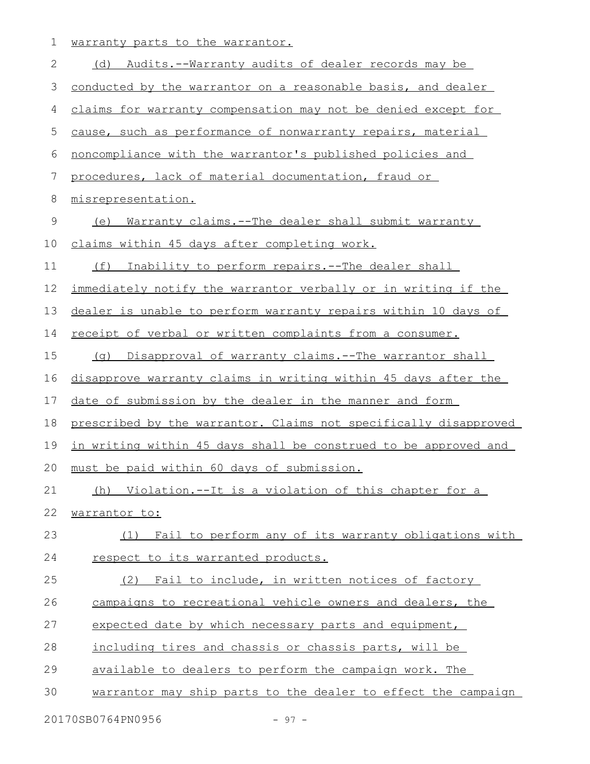warranty parts to the warrantor.

(d) Audits.--Warranty audits of dealer records may be conducted by the warrantor on a reasonable basis, and dealer claims for warranty compensation may not be denied except for cause, such as performance of nonwarranty repairs, material noncompliance with the warrantor's published policies and procedures, lack of material documentation, fraud or misrepresentation.

(e) Warranty claims.--The dealer shall submit warranty claims within 45 days after completing work.

(f) Inability to perform repairs.--The dealer shall immediately notify the warrantor verbally or in writing if the dealer is unable to perform warranty repairs within 10 days of receipt of verbal or written complaints from a consumer.

(g) Disapproval of warranty claims.--The warrantor shall disapprove warranty claims in writing within 45 days after the date of submission by the dealer in the manner and form prescribed by the warrantor. Claims not specifically disapproved in writing within 45 days shall be construed to be approved and must be paid within 60 days of submission.

(h) Violation.--It is a violation of this chapter for a warrantor to:

(1) Fail to perform any of its warranty obligations with respect to its warranted products.

(2) Fail to include, in written notices of factory campaigns to recreational vehicle owners and dealers, the expected date by which necessary parts and equipment, including tires and chassis or chassis parts, will be available to dealers to perform the campaign work. The warrantor may ship parts to the dealer to effect the campaign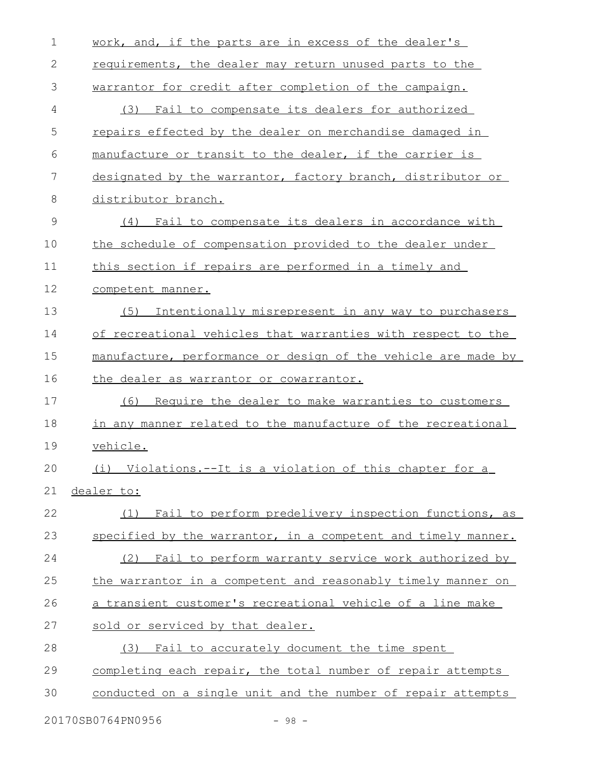work, and, if the parts are in excess of the dealer's requirements, the dealer may return unused parts to the warrantor for credit after completion of the campaign.

(3) Fail to compensate its dealers for authorized repairs effected by the dealer on merchandise damaged in manufacture or transit to the dealer, if the carrier is designated by the warrantor, factory branch, distributor or distributor branch.

(4) Fail to compensate its dealers in accordance with the schedule of compensation provided to the dealer under this section if repairs are performed in a timely and competent manner.

(5) Intentionally misrepresent in any way to purchasers of recreational vehicles that warranties with respect to the manufacture, performance or design of the vehicle are made by the dealer as warrantor or cowarrantor.

(6) Require the dealer to make warranties to customers in any manner related to the manufacture of the recreational vehicle.

(i) Violations.--It is a violation of this chapter for a dealer to:

(1) Fail to perform predelivery inspection functions, as specified by the warrantor, in a competent and timely manner.

(2) Fail to perform warranty service work authorized by the warrantor in a competent and reasonably timely manner on a transient customer's recreational vehicle of a line make sold or serviced by that dealer.

(3) Fail to accurately document the time spent completing each repair, the total number of repair attempts conducted on a single unit and the number of repair attempts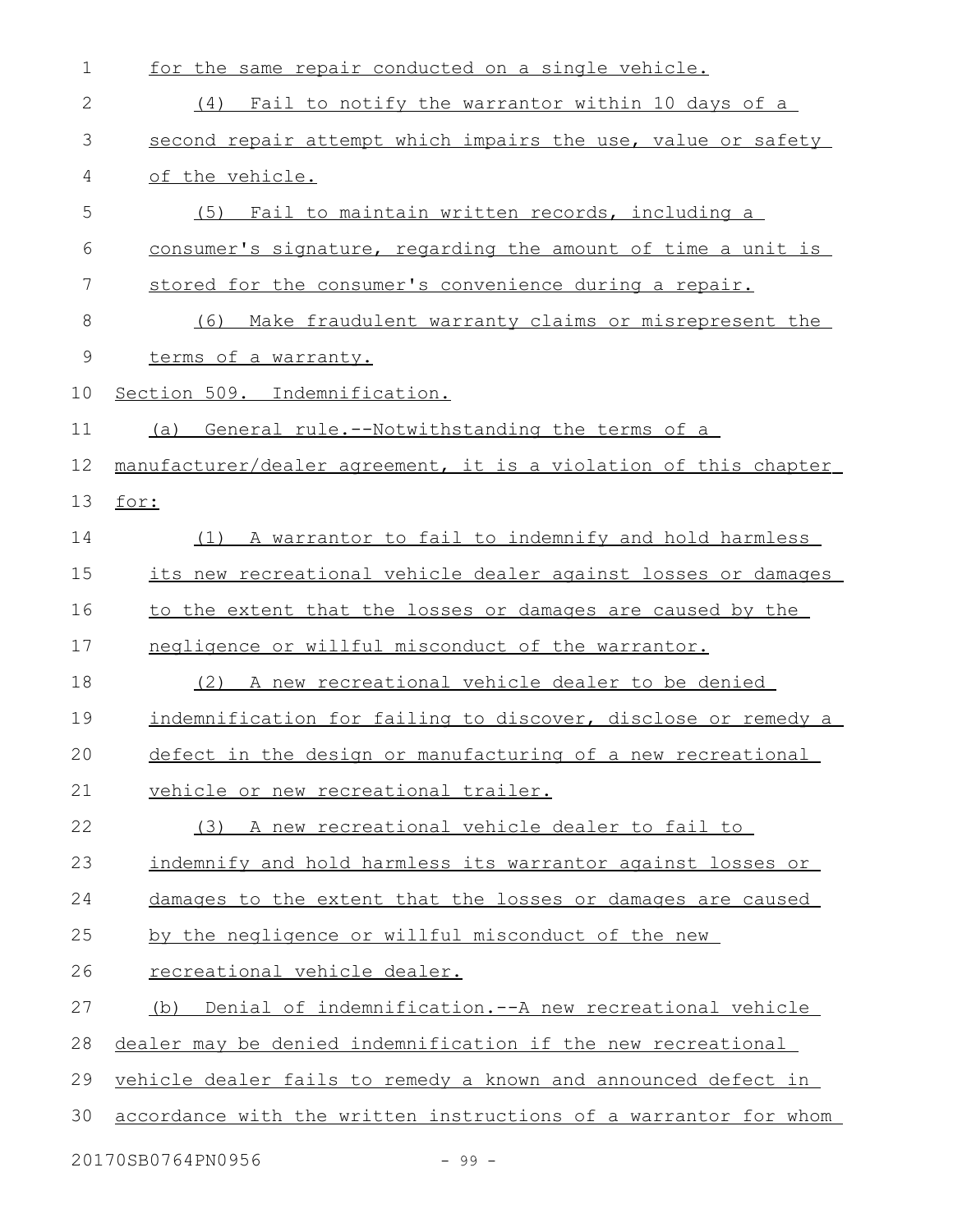for the same repair conducted on a single vehicle.

(4) Fail to notify the warrantor within 10 days of a second repair attempt which impairs the use, value or safety of the vehicle.

(5) Fail to maintain written records, including a consumer's signature, regarding the amount of time a unit is stored for the consumer's convenience during a repair.

(6) Make fraudulent warranty claims or misrepresent the terms of a warranty.

Section 509. Indemnification.

(a) General rule.--Notwithstanding the terms of a manufacturer/dealer agreement, it is a violation of this chapter for:

(1) A warrantor to fail to indemnify and hold harmless its new recreational vehicle dealer against losses or damages to the extent that the losses or damages are caused by the negligence or willful misconduct of the warrantor.

(2) A new recreational vehicle dealer to be denied indemnification for failing to discover, disclose or remedy a defect in the design or manufacturing of a new recreational vehicle or new recreational trailer.

(3) A new recreational vehicle dealer to fail to indemnify and hold harmless its warrantor against losses or damages to the extent that the losses or damages are caused by the negligence or willful misconduct of the new recreational vehicle dealer.

(b) Denial of indemnification.--A new recreational vehicle dealer may be denied indemnification if the new recreational vehicle dealer fails to remedy a known and announced defect in accordance with the written instructions of a warrantor for whom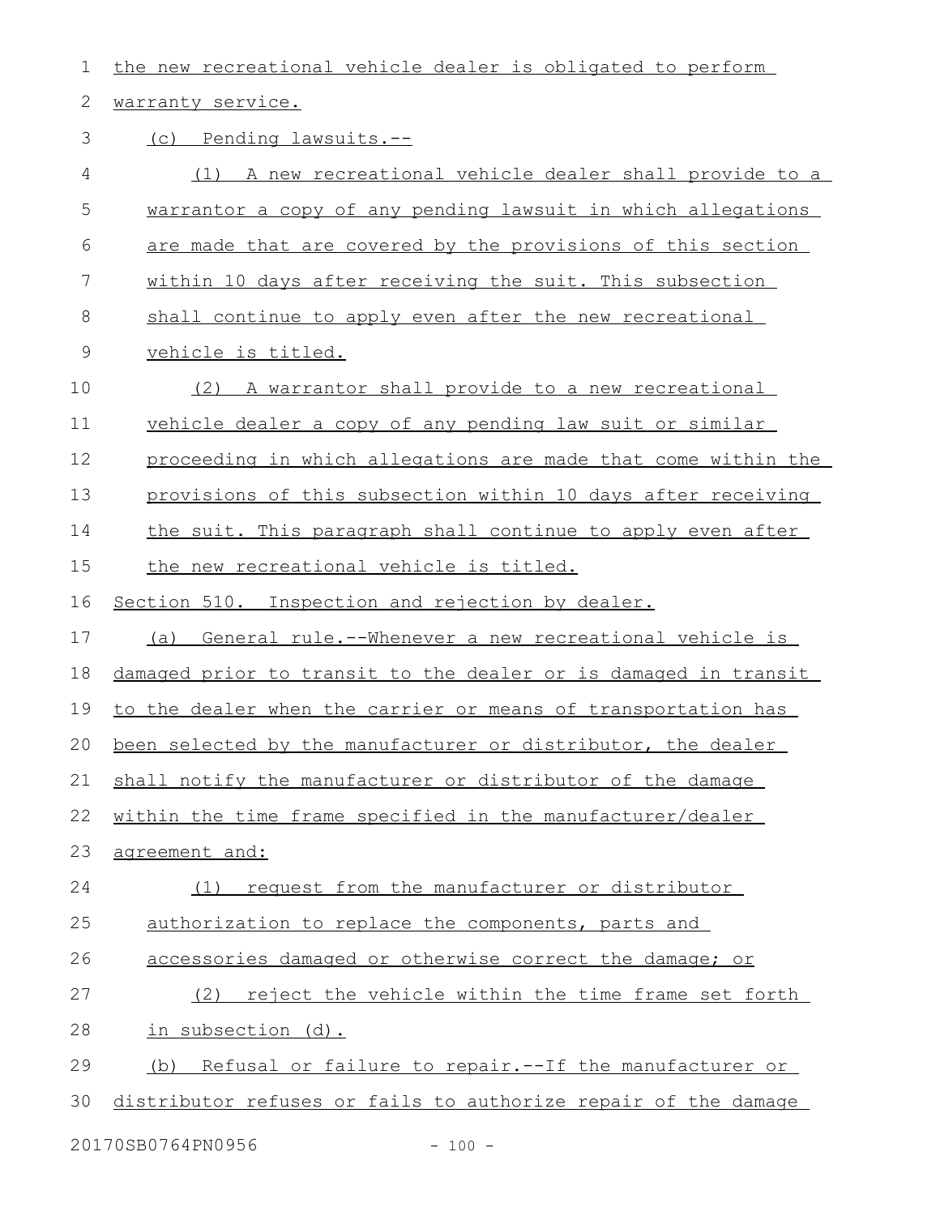the new recreational vehicle dealer is obligated to perform warranty service.

(c) Pending lawsuits.--

(1) A new recreational vehicle dealer shall provide to a warrantor a copy of any pending lawsuit in which allegations are made that are covered by the provisions of this section within 10 days after receiving the suit. This subsection shall continue to apply even after the new recreational vehicle is titled.

(2) A warrantor shall provide to a new recreational vehicle dealer a copy of any pending law suit or similar proceeding in which allegations are made that come within the provisions of this subsection within 10 days after receiving the suit. This paragraph shall continue to apply even after the new recreational vehicle is titled.

Section 510. Inspection and rejection by dealer.

(a) General rule.--Whenever a new recreational vehicle is damaged prior to transit to the dealer or is damaged in transit to the dealer when the carrier or means of transportation has been selected by the manufacturer or distributor, the dealer shall notify the manufacturer or distributor of the damage within the time frame specified in the manufacturer/dealer agreement and:

(1) request from the manufacturer or distributor authorization to replace the components, parts and accessories damaged or otherwise correct the damage; or

(2) reject the vehicle within the time frame set forth in subsection (d).

(b) Refusal or failure to repair.--If the manufacturer or distributor refuses or fails to authorize repair of the damage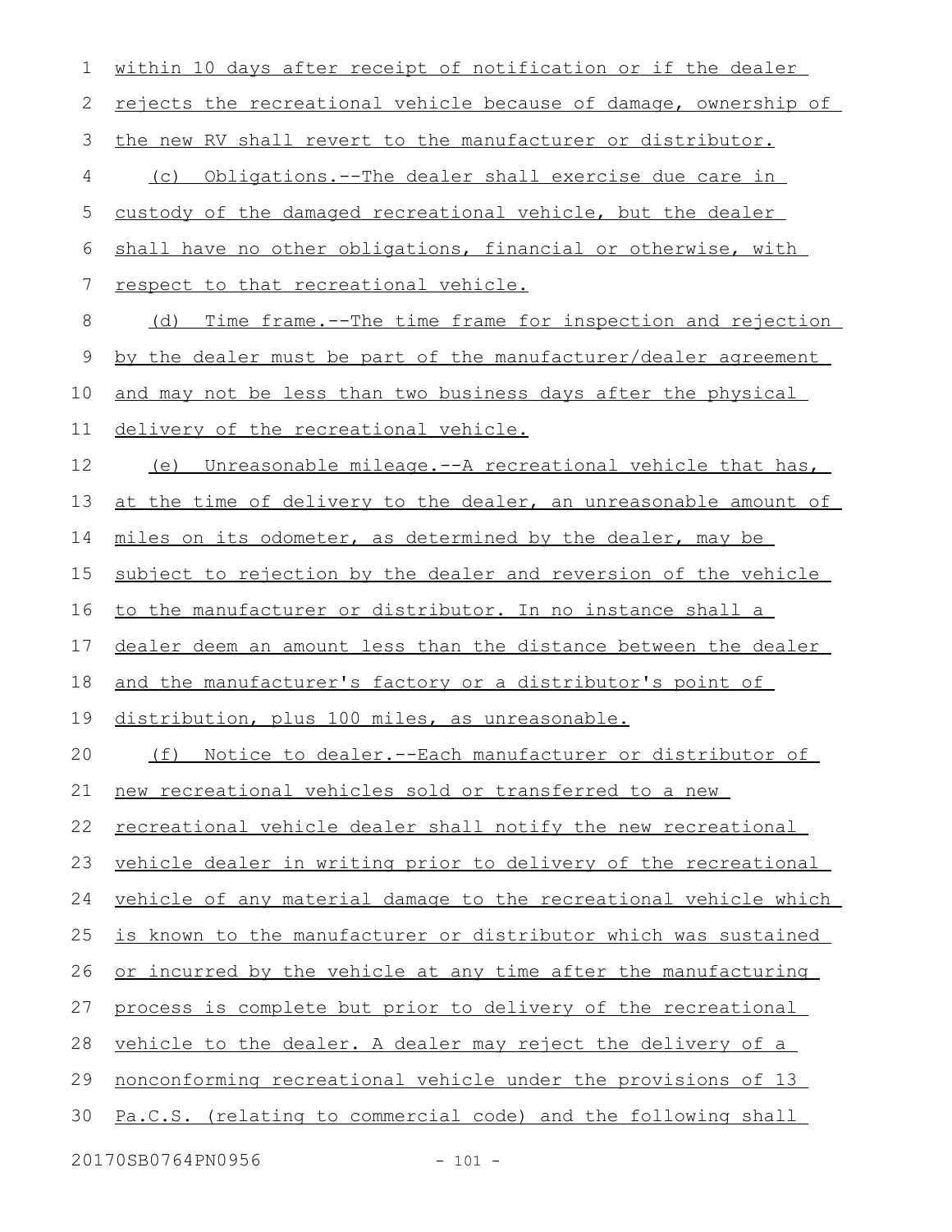within 10 days after receipt of notification or if the dealer rejects the recreational vehicle because of damage, ownership of the new RV shall revert to the manufacturer or distributor.

(c) Obligations.--The dealer shall exercise due care in custody of the damaged recreational vehicle, but the dealer shall have no other obligations, financial or otherwise, with respect to that recreational vehicle.

(d) Time frame.--The time frame for inspection and rejection by the dealer must be part of the manufacturer/dealer agreement and may not be less than two business days after the physical delivery of the recreational vehicle.

(e) Unreasonable mileage.--A recreational vehicle that has, at the time of delivery to the dealer, an unreasonable amount of miles on its odometer, as determined by the dealer, may be subject to rejection by the dealer and reversion of the vehicle to the manufacturer or distributor. In no instance shall a dealer deem an amount less than the distance between the dealer and the manufacturer's factory or a distributor's point of distribution, plus 100 miles, as unreasonable.

(f) Notice to dealer.--Each manufacturer or distributor of new recreational vehicles sold or transferred to a new recreational vehicle dealer shall notify the new recreational vehicle dealer in writing prior to delivery of the recreational vehicle of any material damage to the recreational vehicle which is known to the manufacturer or distributor which was sustained or incurred by the vehicle at any time after the manufacturing process is complete but prior to delivery of the recreational vehicle to the dealer. A dealer may reject the delivery of a nonconforming recreational vehicle under the provisions of 13 Pa.C.S. (relating to commercial code) and the following shall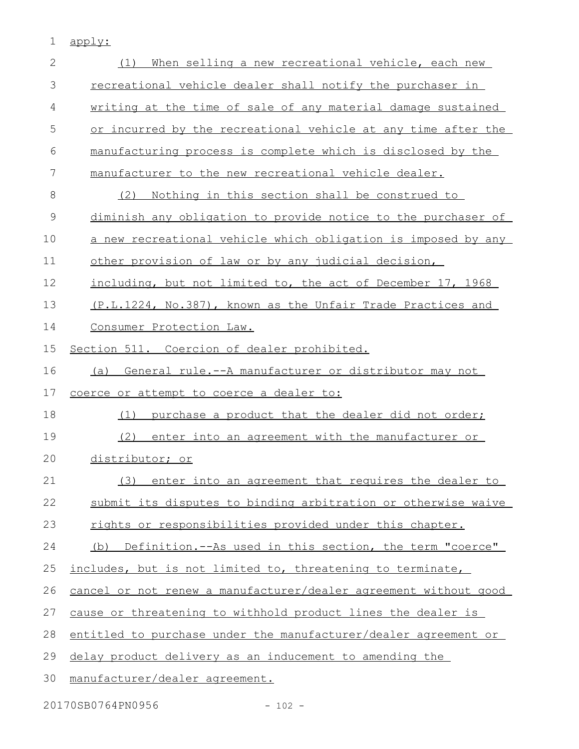apply:

(1) When selling a new recreational vehicle, each new recreational vehicle dealer shall notify the purchaser in writing at the time of sale of any material damage sustained or incurred by the recreational vehicle at any time after the manufacturing process is complete which is disclosed by the manufacturer to the new recreational vehicle dealer.

(2) Nothing in this section shall be construed to diminish any obligation to provide notice to the purchaser of a new recreational vehicle which obligation is imposed by any other provision of law or by any judicial decision, including, but not limited to, the act of December 17, 1968 (P.L.1224, No.387), known as the Unfair Trade Practices and Consumer Protection Law.

Section 511. Coercion of dealer prohibited.

(a) General rule.--A manufacturer or distributor may not coerce or attempt to coerce a dealer to:

(1) purchase a product that the dealer did not order;

(2) enter into an agreement with the manufacturer or distributor; or

(3) enter into an agreement that requires the dealer to submit its disputes to binding arbitration or otherwise waive rights or responsibilities provided under this chapter.

(b) Definition.--As used in this section, the term "coerce" includes, but is not limited to, threatening to terminate, cancel or not renew a manufacturer/dealer agreement without good cause or threatening to withhold product lines the dealer is entitled to purchase under the manufacturer/dealer agreement or delay product delivery as an inducement to amending the manufacturer/dealer agreement.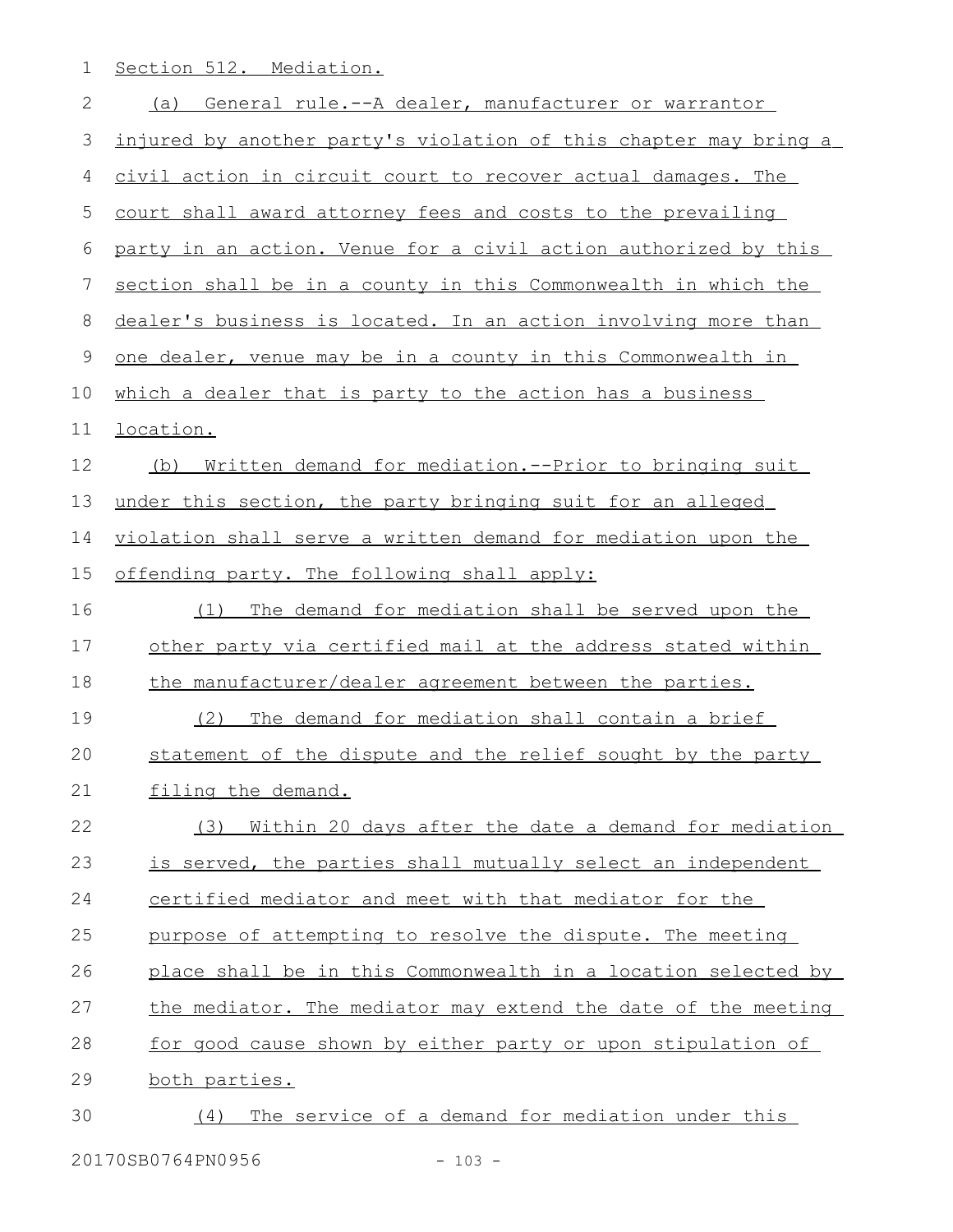Section 512. Mediation.

(a) General rule.--A dealer, manufacturer or warrantor injured by another party's violation of this chapter may bring a civil action in circuit court to recover actual damages. The court shall award attorney fees and costs to the prevailing party in an action. Venue for a civil action authorized by this section shall be in a county in this Commonwealth in which the dealer's business is located. In an action involving more than one dealer, venue may be in a county in this Commonwealth in which a dealer that is party to the action has a business location.

(b) Written demand for mediation.--Prior to bringing suit under this section, the party bringing suit for an alleged violation shall serve a written demand for mediation upon the offending party. The following shall apply:

(1) The demand for mediation shall be served upon the other party via certified mail at the address stated within the manufacturer/dealer agreement between the parties.

(2) The demand for mediation shall contain a brief statement of the dispute and the relief sought by the party filing the demand.

(3) Within 20 days after the date a demand for mediation is served, the parties shall mutually select an independent certified mediator and meet with that mediator for the purpose of attempting to resolve the dispute. The meeting place shall be in this Commonwealth in a location selected by the mediator. The mediator may extend the date of the meeting for good cause shown by either party or upon stipulation of both parties.

(4) The service of a demand for mediation under this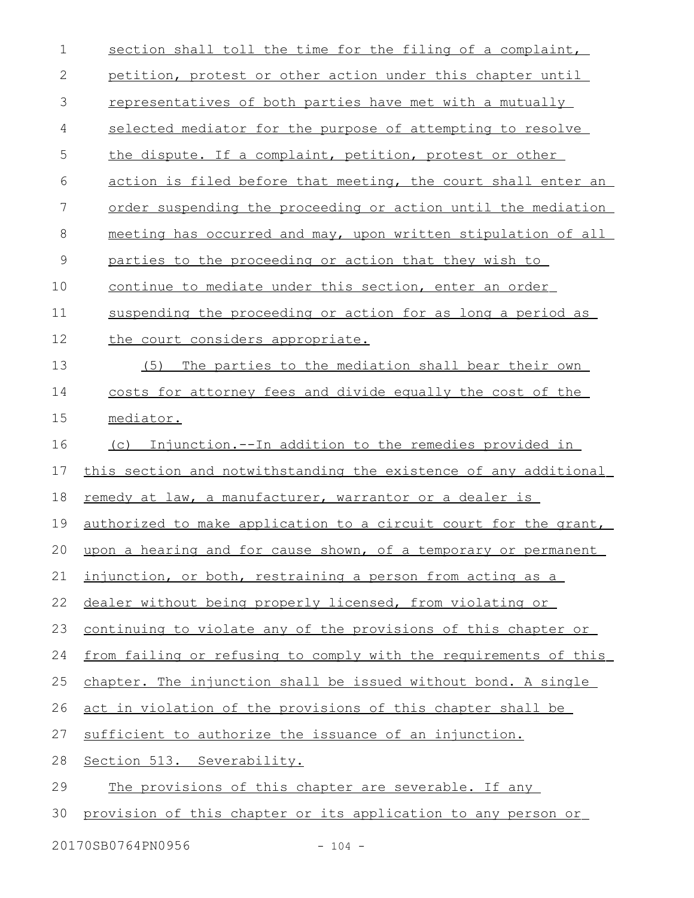section shall toll the time for the filing of a complaint, petition, protest or other action under this chapter until representatives of both parties have met with a mutually selected mediator for the purpose of attempting to resolve the dispute. If a complaint, petition, protest or other action is filed before that meeting, the court shall enter an order suspending the proceeding or action until the mediation meeting has occurred and may, upon written stipulation of all parties to the proceeding or action that they wish to continue to mediate under this section, enter an order suspending the proceeding or action for as long a period as the court considers appropriate.

(5) The parties to the mediation shall bear their own costs for attorney fees and divide equally the cost of the mediator.

(c) Injunction.--In addition to the remedies provided in this section and notwithstanding the existence of any additional remedy at law, a manufacturer, warrantor or a dealer is authorized to make application to a circuit court for the grant, upon a hearing and for cause shown, of a temporary or permanent injunction, or both, restraining a person from acting as a dealer without being properly licensed, from violating or continuing to violate any of the provisions of this chapter or from failing or refusing to comply with the requirements of this chapter. The injunction shall be issued without bond. A single act in violation of the provisions of this chapter shall be sufficient to authorize the issuance of an injunction.

Section 513. Severability.

The provisions of this chapter are severable. If any provision of this chapter or its application to any person or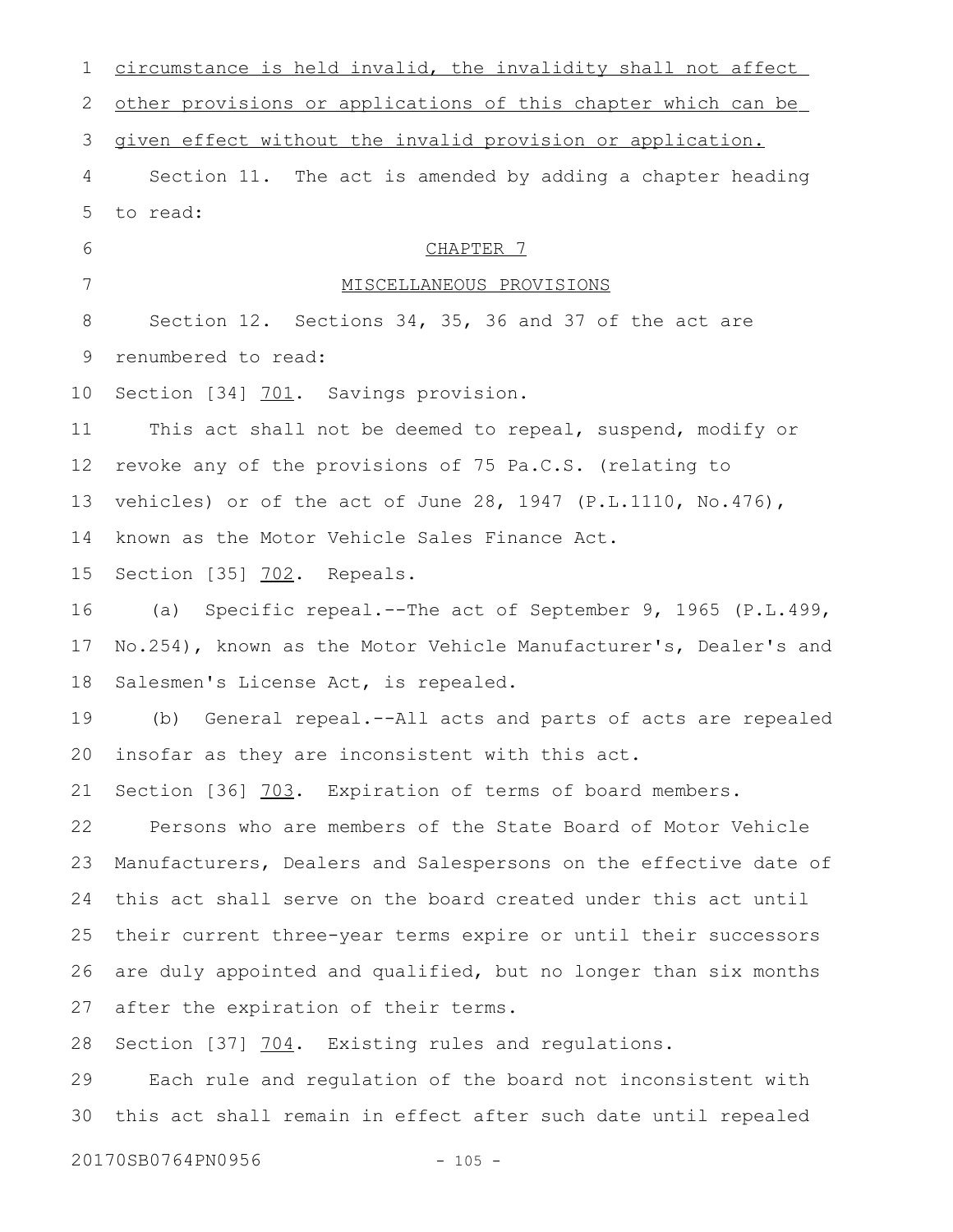circumstance is held invalid, the invalidity shall not affect other provisions or applications of this chapter which can be given effect without the invalid provision or application.

Section 11. The act is amended by adding a chapter heading to read:

CHAPTER 7

MISCELLANEOUS PROVISIONS

Section 12. Sections 34, 35, 36 and 37 of the act are renumbered to read:

Section [34] 701. Savings provision.

This act shall not be deemed to repeal, suspend, modify or revoke any of the provisions of 75 Pa.C.S. (relating to vehicles) or of the act of June 28, 1947 (P.L.1110, No.476), known as the Motor Vehicle Sales Finance Act.

Section [35] 702. Repeals.

(a) Specific repeal.--The act of September 9, 1965 (P.L.499, No.254), known as the Motor Vehicle Manufacturer's, Dealer's and Salesmen's License Act, is repealed.

(b) General repeal.--All acts and parts of acts are repealed insofar as they are inconsistent with this act.

Section [36] 703. Expiration of terms of board members.

Persons who are members of the State Board of Motor Vehicle Manufacturers, Dealers and Salespersons on the effective date of this act shall serve on the board created under this act until their current three-year terms expire or until their successors are duly appointed and qualified, but no longer than six months after the expiration of their terms.

Section [37] 704. Existing rules and regulations.

Each rule and regulation of the board not inconsistent with this act shall remain in effect after such date until repealed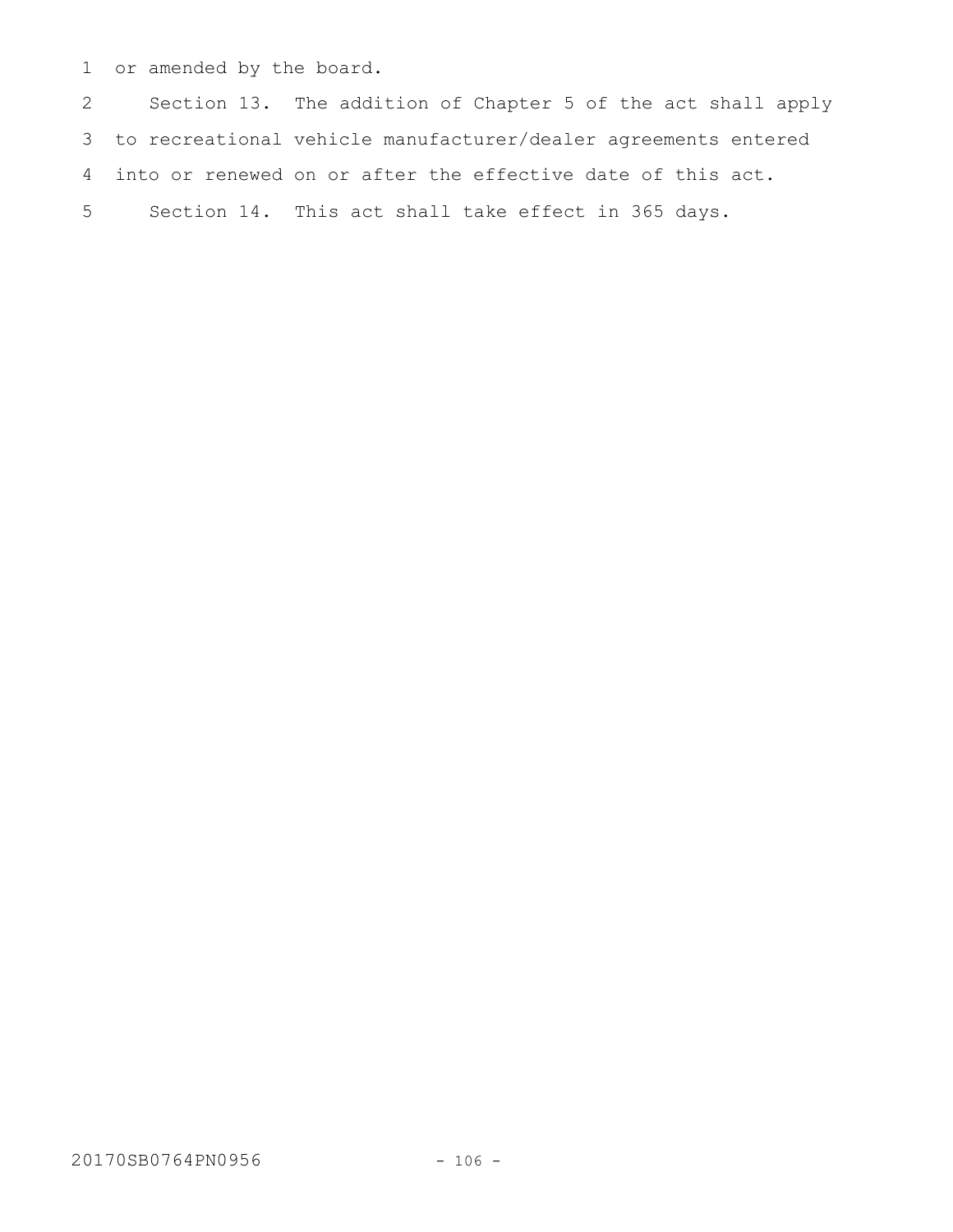or amended by the board.

Section 13. The addition of Chapter 5 of the act shall apply to recreational vehicle manufacturer/dealer agreements entered into or renewed on or after the effective date of this act.

Section 14. This act shall take effect in 365 days.